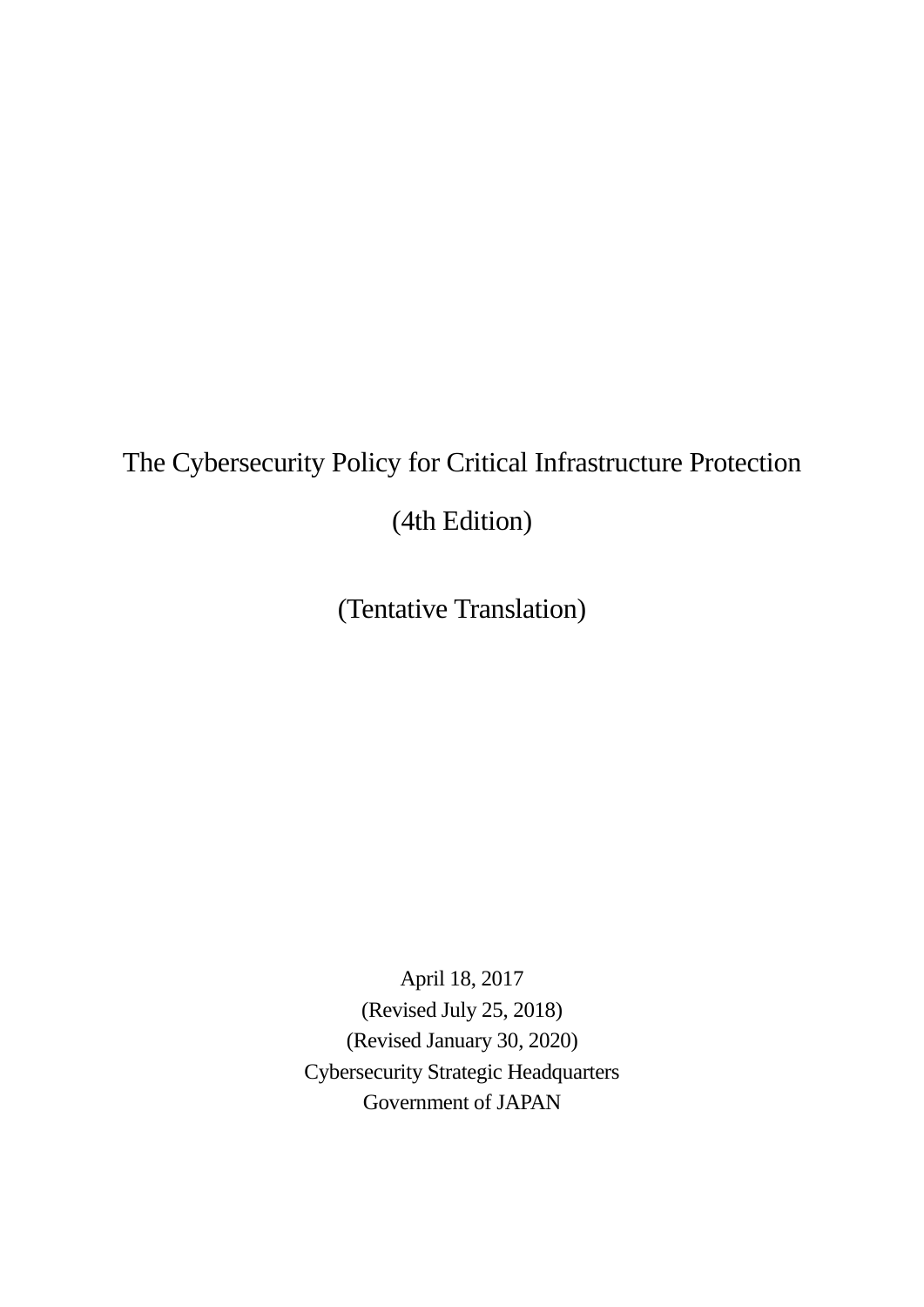# The Cybersecurity Policy for Critical Infrastructure Protection

# (4th Edition)

## (Tentative Translation)

April 18, 2017
(Revised July 25, 2018)
(Revised January 30, 2020)
Cybersecurity Strategic Headquarters
Government of JAPAN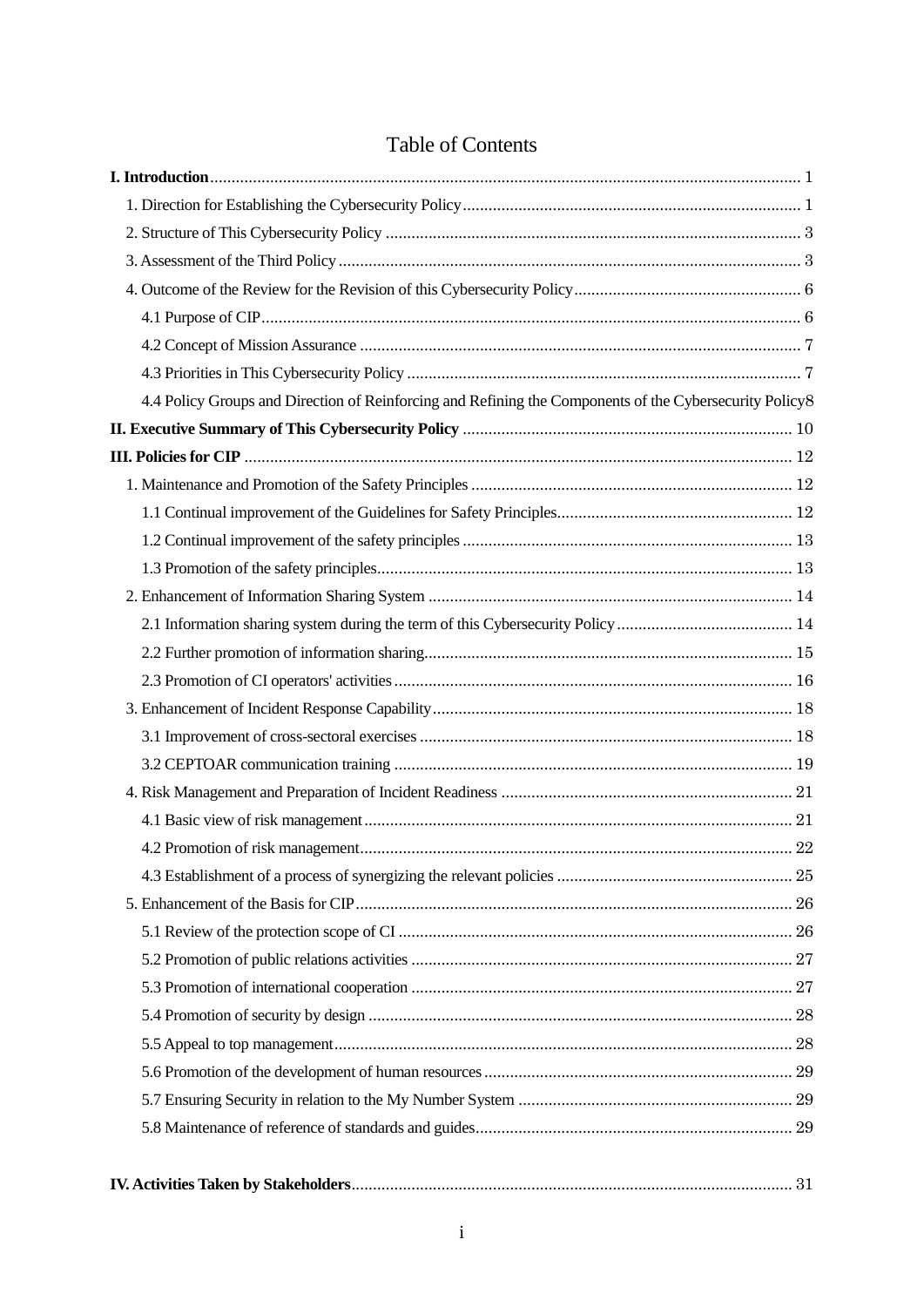# Table of Contents

**I. Introduction** ........ 1

1. Direction for Establishing the Cybersecurity Policy ........ 1
2. Structure of This Cybersecurity Policy ........ 3
3. Assessment of the Third Policy ........ 3
4. Outcome of the Review for the Revision of this Cybersecurity Policy ........ 6
   - 4.1 Purpose of CIP ........ 6
   - 4.2 Concept of Mission Assurance ........ 7
   - 4.3 Priorities in This Cybersecurity Policy ........ 7
   - 4.4 Policy Groups and Direction of Reinforcing and Refining the Components of the Cybersecurity Policy ........ 8

**II. Executive Summary of This Cybersecurity Policy** ........ 10

**III. Policies for CIP** ........ 12

1. Maintenance and Promotion of the Safety Principles ........ 12
   - 1.1 Continual improvement of the Guidelines for Safety Principles ........ 12
   - 1.2 Continual improvement of the safety principles ........ 13
   - 1.3 Promotion of the safety principles ........ 13
2. Enhancement of Information Sharing System ........ 14
   - 2.1 Information sharing system during the term of this Cybersecurity Policy ........ 14
   - 2.2 Further promotion of information sharing ........ 15
   - 2.3 Promotion of CI operators' activities ........ 16
3. Enhancement of Incident Response Capability ........ 18
   - 3.1 Improvement of cross-sectoral exercises ........ 18
   - 3.2 CEPTOAR communication training ........ 19
4. Risk Management and Preparation of Incident Readiness ........ 21
   - 4.1 Basic view of risk management ........ 21
   - 4.2 Promotion of risk management ........ 22
   - 4.3 Establishment of a process of synergizing the relevant policies ........ 25
5. Enhancement of the Basis for CIP ........ 26
   - 5.1 Review of the protection scope of CI ........ 26
   - 5.2 Promotion of public relations activities ........ 27
   - 5.3 Promotion of international cooperation ........ 27
   - 5.4 Promotion of security by design ........ 28
   - 5.5 Appeal to top management ........ 28
   - 5.6 Promotion of the development of human resources ........ 29
   - 5.7 Ensuring Security in relation to the My Number System ........ 29
   - 5.8 Maintenance of reference of standards and guides ........ 29

**IV. Activities Taken by Stakeholders** ........ 31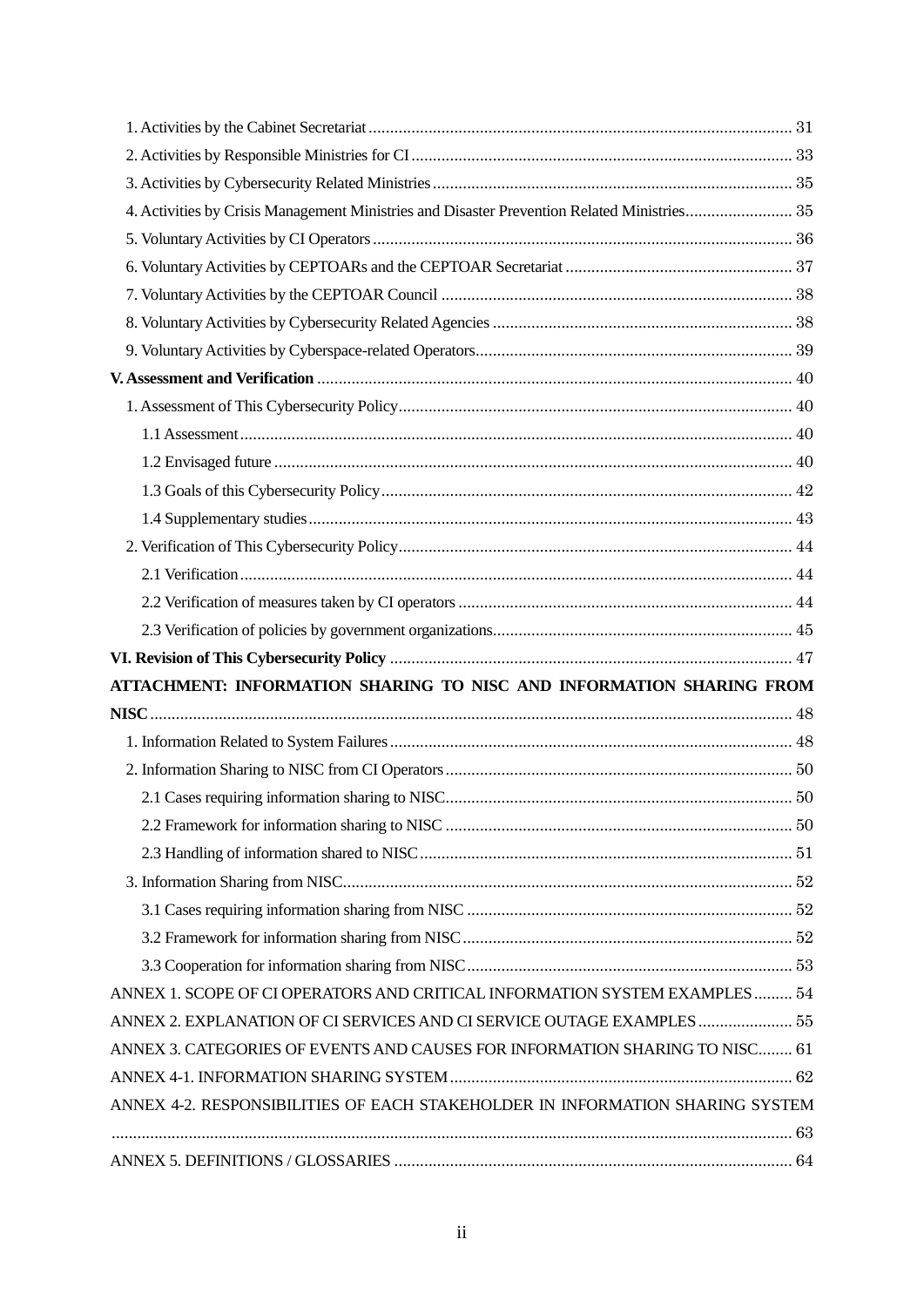1. Activities by the Cabinet Secretariat .................................................................................................. 31

2. Activities by Responsible Ministries for CI ........................................................................................ 33

3. Activities by Cybersecurity Related Ministries ................................................................................... 35

4. Activities by Crisis Management Ministries and Disaster Prevention Related Ministries......................... 35

5. Voluntary Activities by CI Operators ................................................................................................. 36

6. Voluntary Activities by CEPTOARs and the CEPTOAR Secretariat .................................................... 37

7. Voluntary Activities by the CEPTOAR Council ................................................................................. 38

8. Voluntary Activities by Cybersecurity Related Agencies ..................................................................... 38

9. Voluntary Activities by Cyberspace-related Operators......................................................................... 39

**V. Assessment and Verification** ............................................................................................................. 40

1. Assessment of This Cybersecurity Policy........................................................................................... 40

1.1 Assessment ................................................................................................................................ 40

1.2 Envisaged future ........................................................................................................................ 40

1.3 Goals of this Cybersecurity Policy ............................................................................................... 42

1.4 Supplementary studies ................................................................................................................ 43

2. Verification of This Cybersecurity Policy........................................................................................... 44

2.1 Verification ................................................................................................................................ 44

2.2 Verification of measures taken by CI operators ............................................................................. 44

2.3 Verification of policies by government organizations..................................................................... 45

**VI. Revision of This Cybersecurity Policy** ............................................................................................. 47

***ATTACHMENT: INFORMATION SHARING TO NISC AND INFORMATION SHARING FROM NISC*** ..................................................................................................................................... 48

1. Information Related to System Failures ............................................................................................. 48

2. Information Sharing to NISC from CI Operators ................................................................................ 50

2.1 Cases requiring information sharing to NISC................................................................................ 50

2.2 Framework for information sharing to NISC ................................................................................ 50

2.3 Handling of information shared to NISC ...................................................................................... 51

3. Information Sharing from NISC........................................................................................................ 52

3.1 Cases requiring information sharing from NISC ........................................................................... 52

3.2 Framework for information sharing from NISC ............................................................................ 52

3.3 Cooperation for information sharing from NISC........................................................................... 53

ANNEX 1. SCOPE OF CI OPERATORS AND CRITICAL INFORMATION SYSTEM EXAMPLES ......... 54

ANNEX 2. EXPLANATION OF CI SERVICES AND CI SERVICE OUTAGE EXAMPLES ...................... 55

ANNEX 3. CATEGORIES OF EVENTS AND CAUSES FOR INFORMATION SHARING TO NISC........ 61

ANNEX 4-1. INFORMATION SHARING SYSTEM ............................................................................... 62

ANNEX 4-2. RESPONSIBILITIES OF EACH STAKEHOLDER IN INFORMATION SHARING SYSTEM ........................................................................................................................................... 63

ANNEX 5. DEFINITIONS / GLOSSARIES ........................................................................................... 64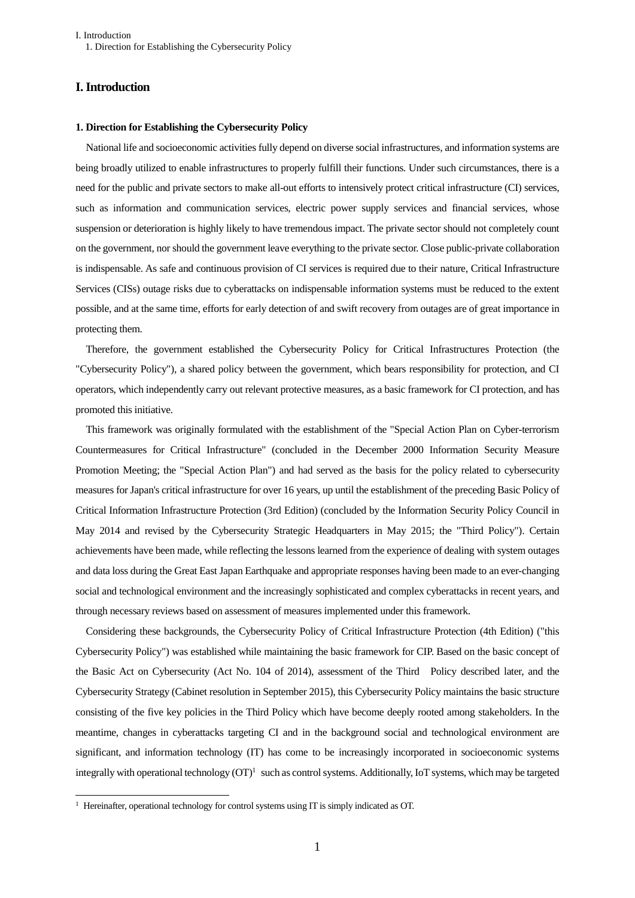# I. Introduction

### 1. Direction for Establishing the Cybersecurity Policy

National life and socioeconomic activities fully depend on diverse social infrastructures, and information systems are being broadly utilized to enable infrastructures to properly fulfill their functions. Under such circumstances, there is a need for the public and private sectors to make all-out efforts to intensively protect critical infrastructure (CI) services, such as information and communication services, electric power supply services and financial services, whose suspension or deterioration is highly likely to have tremendous impact. The private sector should not completely count on the government, nor should the government leave everything to the private sector. Close public-private collaboration is indispensable. As safe and continuous provision of CI services is required due to their nature, Critical Infrastructure Services (CISs) outage risks due to cyberattacks on indispensable information systems must be reduced to the extent possible, and at the same time, efforts for early detection of and swift recovery from outages are of great importance in protecting them.

Therefore, the government established the Cybersecurity Policy for Critical Infrastructures Protection (the "Cybersecurity Policy"), a shared policy between the government, which bears responsibility for protection, and CI operators, which independently carry out relevant protective measures, as a basic framework for CI protection, and has promoted this initiative.

This framework was originally formulated with the establishment of the "Special Action Plan on Cyber-terrorism Countermeasures for Critical Infrastructure" (concluded in the December 2000 Information Security Measure Promotion Meeting; the "Special Action Plan") and had served as the basis for the policy related to cybersecurity measures for Japan's critical infrastructure for over 16 years, up until the establishment of the preceding Basic Policy of Critical Information Infrastructure Protection (3rd Edition) (concluded by the Information Security Policy Council in May 2014 and revised by the Cybersecurity Strategic Headquarters in May 2015; the "Third Policy"). Certain achievements have been made, while reflecting the lessons learned from the experience of dealing with system outages and data loss during the Great East Japan Earthquake and appropriate responses having been made to an ever-changing social and technological environment and the increasingly sophisticated and complex cyberattacks in recent years, and through necessary reviews based on assessment of measures implemented under this framework.

Considering these backgrounds, the Cybersecurity Policy of Critical Infrastructure Protection (4th Edition) ("this Cybersecurity Policy") was established while maintaining the basic framework for CIP. Based on the basic concept of the Basic Act on Cybersecurity (Act No. 104 of 2014), assessment of the Third Policy described later, and the Cybersecurity Strategy (Cabinet resolution in September 2015), this Cybersecurity Policy maintains the basic structure consisting of the five key policies in the Third Policy which have become deeply rooted among stakeholders. In the meantime, changes in cyberattacks targeting CI and in the background social and technological environment are significant, and information technology (IT) has come to be increasingly incorporated in socioeconomic systems integrally with operational technology (OT)[1] such as control systems. Additionally, IoT systems, which may be targeted

---

[1] Hereinafter, operational technology for control systems using IT is simply indicated as OT.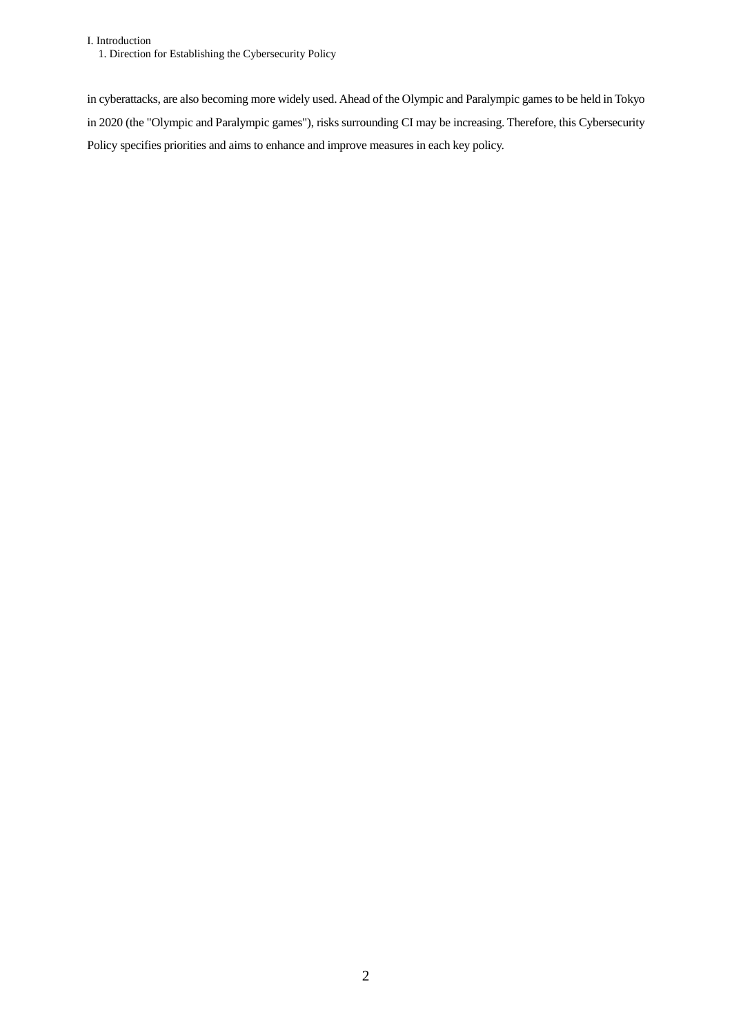in cyberattacks, are also becoming more widely used. Ahead of the Olympic and Paralympic games to be held in Tokyo in 2020 (the "Olympic and Paralympic games"), risks surrounding CI may be increasing. Therefore, this Cybersecurity Policy specifies priorities and aims to enhance and improve measures in each key policy.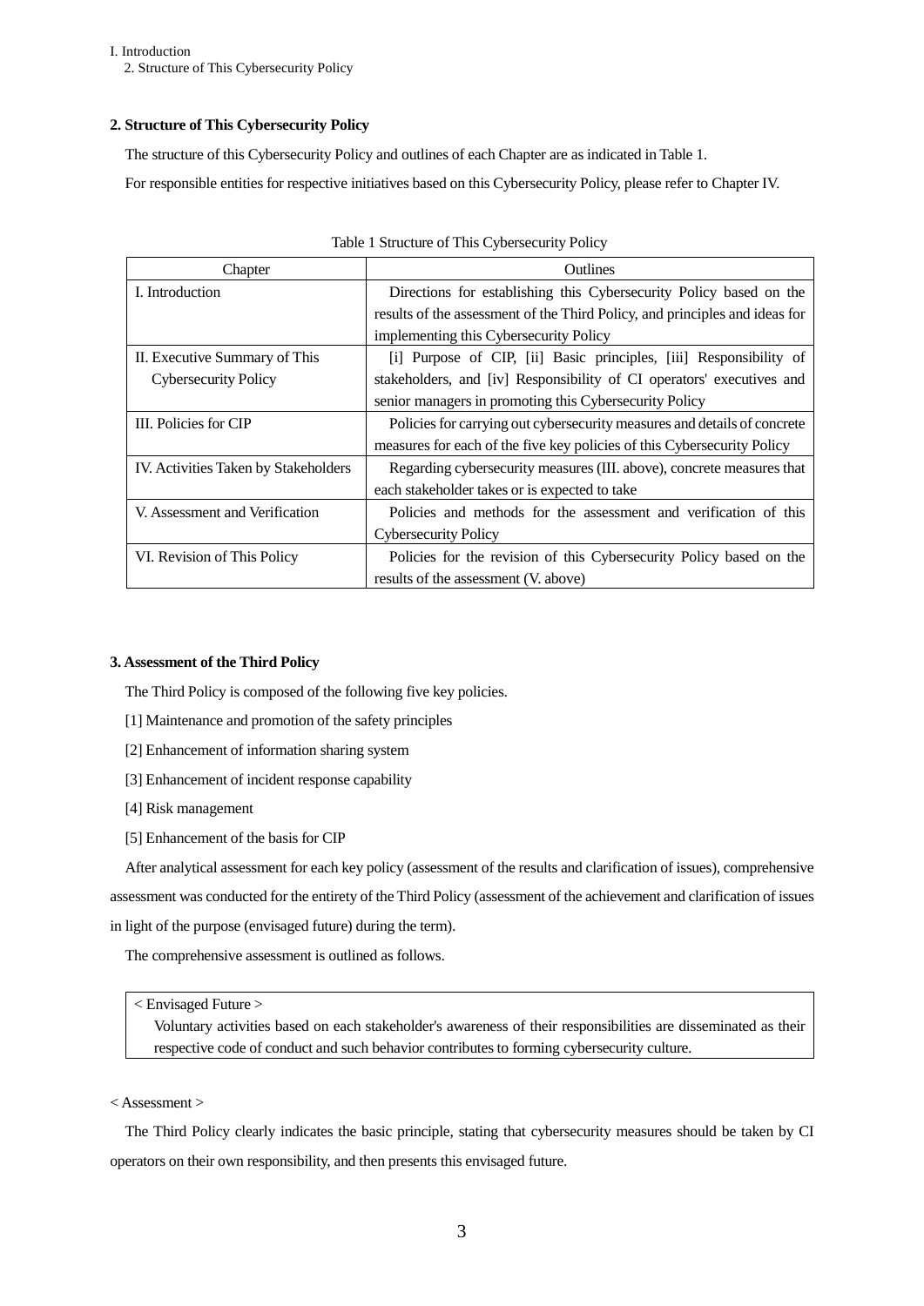## 2. Structure of This Cybersecurity Policy

The structure of this Cybersecurity Policy and outlines of each Chapter are as indicated in Table 1.

For responsible entities for respective initiatives based on this Cybersecurity Policy, please refer to Chapter IV.

Table 1 Structure of This Cybersecurity Policy

| Chapter | Outlines |
|---|---|
| I. Introduction | Directions for establishing this Cybersecurity Policy based on the results of the assessment of the Third Policy, and principles and ideas for implementing this Cybersecurity Policy |
| II. Executive Summary of This Cybersecurity Policy | [i] Purpose of CIP, [ii] Basic principles, [iii] Responsibility of stakeholders, and [iv] Responsibility of CI operators' executives and senior managers in promoting this Cybersecurity Policy |
| III. Policies for CIP | Policies for carrying out cybersecurity measures and details of concrete measures for each of the five key policies of this Cybersecurity Policy |
| IV. Activities Taken by Stakeholders | Regarding cybersecurity measures (III. above), concrete measures that each stakeholder takes or is expected to take |
| V. Assessment and Verification | Policies and methods for the assessment and verification of this Cybersecurity Policy |
| VI. Revision of This Policy | Policies for the revision of this Cybersecurity Policy based on the results of the assessment (V. above) |

## 3. Assessment of the Third Policy

The Third Policy is composed of the following five key policies.

[1] Maintenance and promotion of the safety principles

[2] Enhancement of information sharing system

[3] Enhancement of incident response capability

[4] Risk management

[5] Enhancement of the basis for CIP

After analytical assessment for each key policy (assessment of the results and clarification of issues), comprehensive assessment was conducted for the entirety of the Third Policy (assessment of the achievement and clarification of issues in light of the purpose (envisaged future) during the term).

The comprehensive assessment is outlined as follows.

> < Envisaged Future >
> Voluntary activities based on each stakeholder's awareness of their responsibilities are disseminated as their respective code of conduct and such behavior contributes to forming cybersecurity culture.

< Assessment >

The Third Policy clearly indicates the basic principle, stating that cybersecurity measures should be taken by CI operators on their own responsibility, and then presents this envisaged future.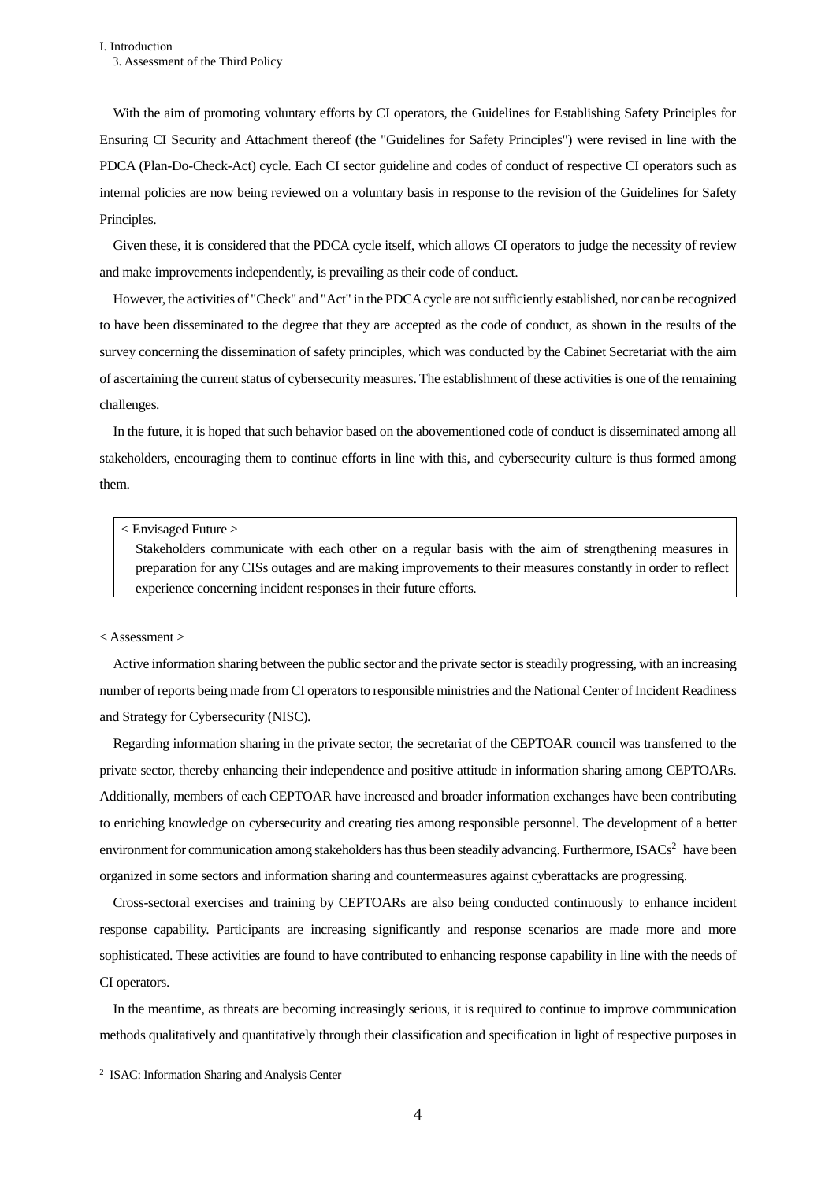With the aim of promoting voluntary efforts by CI operators, the Guidelines for Establishing Safety Principles for Ensuring CI Security and Attachment thereof (the "Guidelines for Safety Principles") were revised in line with the PDCA (Plan-Do-Check-Act) cycle. Each CI sector guideline and codes of conduct of respective CI operators such as internal policies are now being reviewed on a voluntary basis in response to the revision of the Guidelines for Safety Principles.

Given these, it is considered that the PDCA cycle itself, which allows CI operators to judge the necessity of review and make improvements independently, is prevailing as their code of conduct.

However, the activities of "Check" and "Act" in the PDCA cycle are not sufficiently established, nor can be recognized to have been disseminated to the degree that they are accepted as the code of conduct, as shown in the results of the survey concerning the dissemination of safety principles, which was conducted by the Cabinet Secretariat with the aim of ascertaining the current status of cybersecurity measures. The establishment of these activities is one of the remaining challenges.

In the future, it is hoped that such behavior based on the abovementioned code of conduct is disseminated among all stakeholders, encouraging them to continue efforts in line with this, and cybersecurity culture is thus formed among them.

< Envisaged Future >

Stakeholders communicate with each other on a regular basis with the aim of strengthening measures in preparation for any CISs outages and are making improvements to their measures constantly in order to reflect experience concerning incident responses in their future efforts.

< Assessment >

Active information sharing between the public sector and the private sector is steadily progressing, with an increasing number of reports being made from CI operators to responsible ministries and the National Center of Incident Readiness and Strategy for Cybersecurity (NISC).

Regarding information sharing in the private sector, the secretariat of the CEPTOAR council was transferred to the private sector, thereby enhancing their independence and positive attitude in information sharing among CEPTOARs. Additionally, members of each CEPTOAR have increased and broader information exchanges have been contributing to enriching knowledge on cybersecurity and creating ties among responsible personnel. The development of a better environment for communication among stakeholders has thus been steadily advancing. Furthermore, ISACs[2] have been organized in some sectors and information sharing and countermeasures against cyberattacks are progressing.

Cross-sectoral exercises and training by CEPTOARs are also being conducted continuously to enhance incident response capability. Participants are increasing significantly and response scenarios are made more and more sophisticated. These activities are found to have contributed to enhancing response capability in line with the needs of CI operators.

In the meantime, as threats are becoming increasingly serious, it is required to continue to improve communication methods qualitatively and quantitatively through their classification and specification in light of respective purposes in

[2] ISAC: Information Sharing and Analysis Center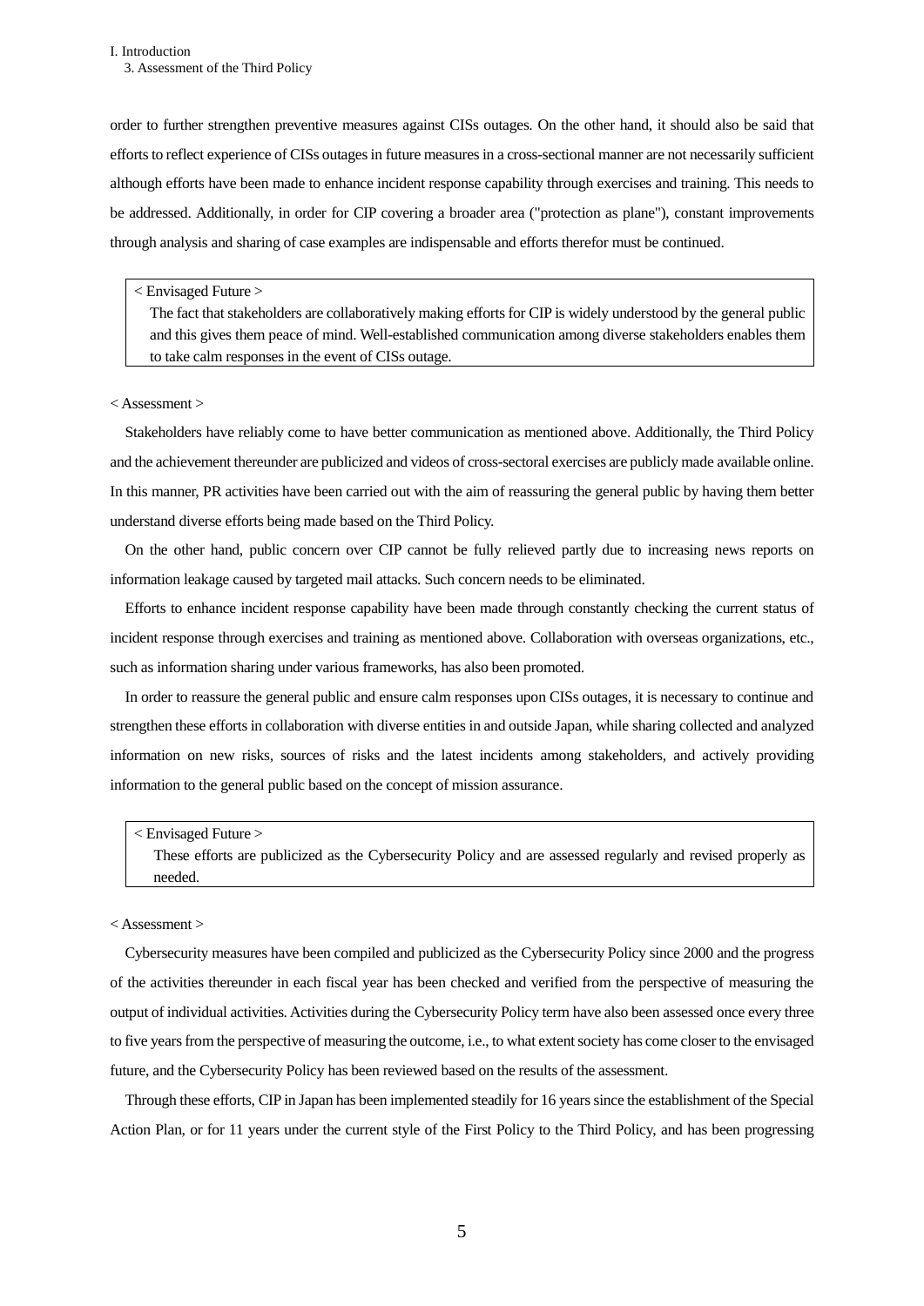order to further strengthen preventive measures against CISs outages. On the other hand, it should also be said that efforts to reflect experience of CISs outages in future measures in a cross-sectional manner are not necessarily sufficient although efforts have been made to enhance incident response capability through exercises and training. This needs to be addressed. Additionally, in order for CIP covering a broader area ("protection as plane"), constant improvements through analysis and sharing of case examples are indispensable and efforts therefor must be continued.

> < Envisaged Future >
>
> The fact that stakeholders are collaboratively making efforts for CIP is widely understood by the general public and this gives them peace of mind. Well-established communication among diverse stakeholders enables them to take calm responses in the event of CISs outage.

< Assessment >

Stakeholders have reliably come to have better communication as mentioned above. Additionally, the Third Policy and the achievement thereunder are publicized and videos of cross-sectoral exercises are publicly made available online. In this manner, PR activities have been carried out with the aim of reassuring the general public by having them better understand diverse efforts being made based on the Third Policy.

On the other hand, public concern over CIP cannot be fully relieved partly due to increasing news reports on information leakage caused by targeted mail attacks. Such concern needs to be eliminated.

Efforts to enhance incident response capability have been made through constantly checking the current status of incident response through exercises and training as mentioned above. Collaboration with overseas organizations, etc., such as information sharing under various frameworks, has also been promoted.

In order to reassure the general public and ensure calm responses upon CISs outages, it is necessary to continue and strengthen these efforts in collaboration with diverse entities in and outside Japan, while sharing collected and analyzed information on new risks, sources of risks and the latest incidents among stakeholders, and actively providing information to the general public based on the concept of mission assurance.

> < Envisaged Future >
>
> These efforts are publicized as the Cybersecurity Policy and are assessed regularly and revised properly as needed.

< Assessment >

Cybersecurity measures have been compiled and publicized as the Cybersecurity Policy since 2000 and the progress of the activities thereunder in each fiscal year has been checked and verified from the perspective of measuring the output of individual activities. Activities during the Cybersecurity Policy term have also been assessed once every three to five years from the perspective of measuring the outcome, i.e., to what extent society has come closer to the envisaged future, and the Cybersecurity Policy has been reviewed based on the results of the assessment.

Through these efforts, CIP in Japan has been implemented steadily for 16 years since the establishment of the Special Action Plan, or for 11 years under the current style of the First Policy to the Third Policy, and has been progressing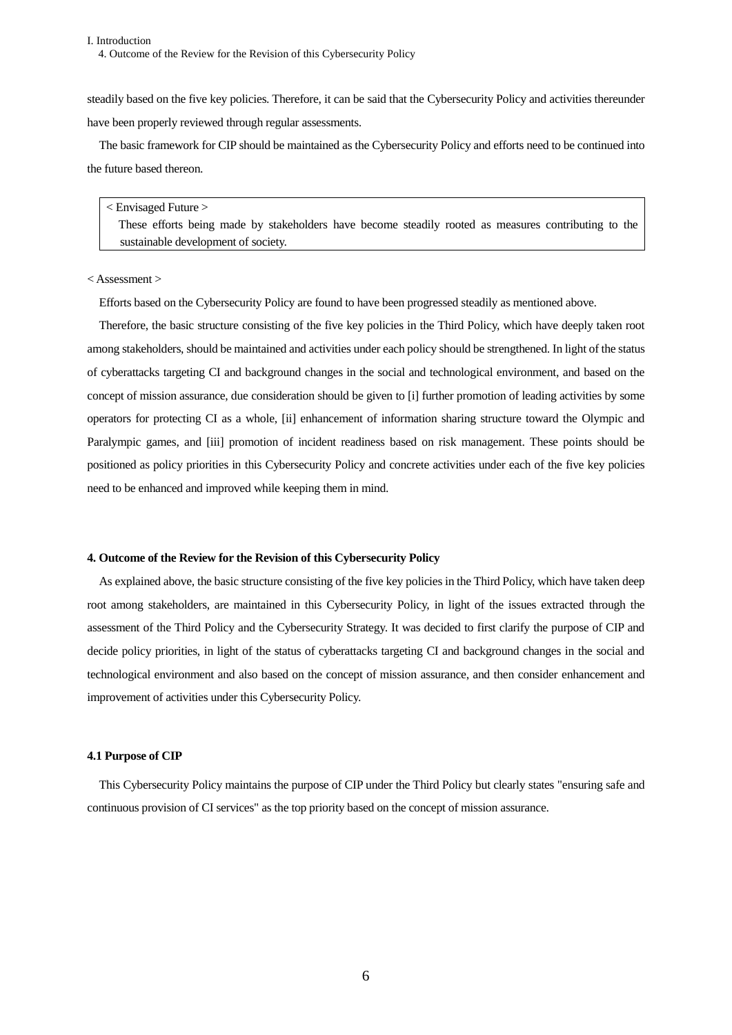steadily based on the five key policies. Therefore, it can be said that the Cybersecurity Policy and activities thereunder have been properly reviewed through regular assessments.

The basic framework for CIP should be maintained as the Cybersecurity Policy and efforts need to be continued into the future based thereon.

> < Envisaged Future >
> These efforts being made by stakeholders have become steadily rooted as measures contributing to the sustainable development of society.

< Assessment >

Efforts based on the Cybersecurity Policy are found to have been progressed steadily as mentioned above.

Therefore, the basic structure consisting of the five key policies in the Third Policy, which have deeply taken root among stakeholders, should be maintained and activities under each policy should be strengthened. In light of the status of cyberattacks targeting CI and background changes in the social and technological environment, and based on the concept of mission assurance, due consideration should be given to [i] further promotion of leading activities by some operators for protecting CI as a whole, [ii] enhancement of information sharing structure toward the Olympic and Paralympic games, and [iii] promotion of incident readiness based on risk management. These points should be positioned as policy priorities in this Cybersecurity Policy and concrete activities under each of the five key policies need to be enhanced and improved while keeping them in mind.

## 4. Outcome of the Review for the Revision of this Cybersecurity Policy

As explained above, the basic structure consisting of the five key policies in the Third Policy, which have taken deep root among stakeholders, are maintained in this Cybersecurity Policy, in light of the issues extracted through the assessment of the Third Policy and the Cybersecurity Strategy. It was decided to first clarify the purpose of CIP and decide policy priorities, in light of the status of cyberattacks targeting CI and background changes in the social and technological environment and also based on the concept of mission assurance, and then consider enhancement and improvement of activities under this Cybersecurity Policy.

### 4.1 Purpose of CIP

This Cybersecurity Policy maintains the purpose of CIP under the Third Policy but clearly states "ensuring safe and continuous provision of CI services" as the top priority based on the concept of mission assurance.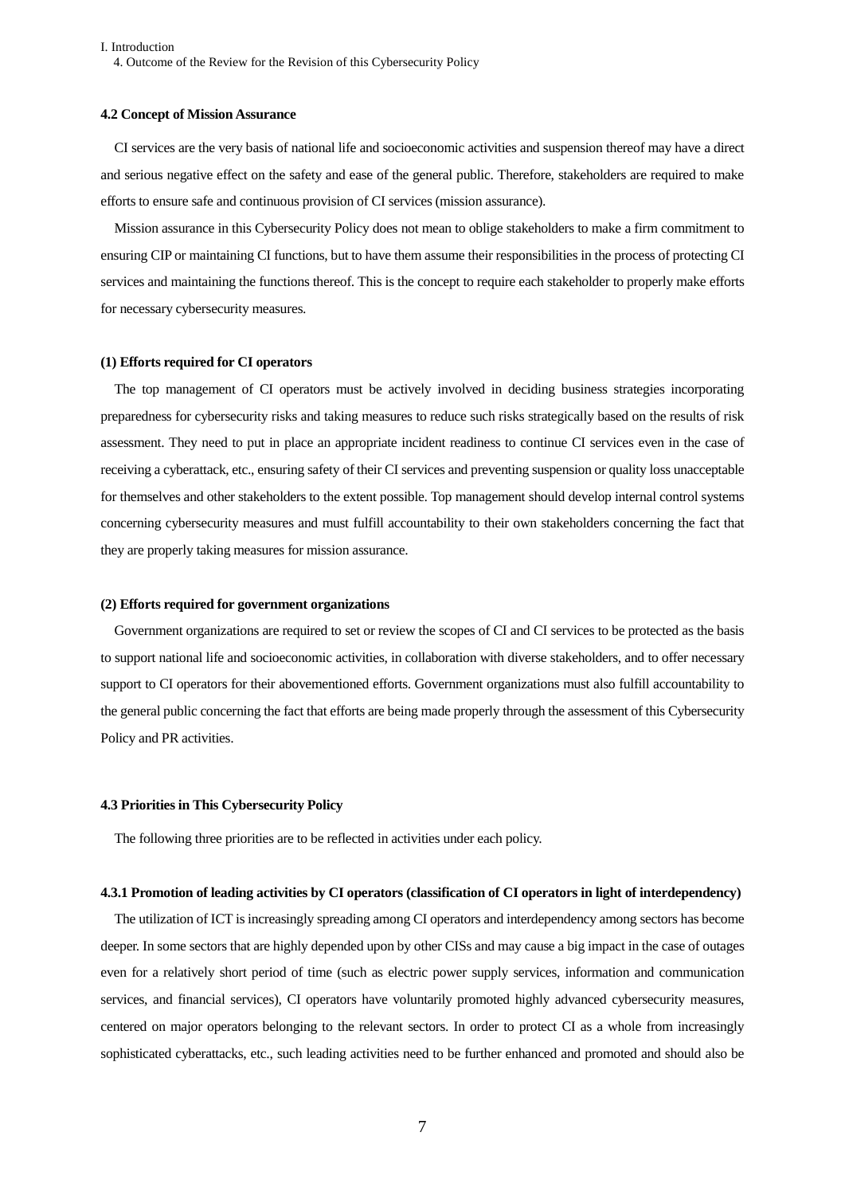### 4.2 Concept of Mission Assurance

CI services are the very basis of national life and socioeconomic activities and suspension thereof may have a direct and serious negative effect on the safety and ease of the general public. Therefore, stakeholders are required to make efforts to ensure safe and continuous provision of CI services (mission assurance).

Mission assurance in this Cybersecurity Policy does not mean to oblige stakeholders to make a firm commitment to ensuring CIP or maintaining CI functions, but to have them assume their responsibilities in the process of protecting CI services and maintaining the functions thereof. This is the concept to require each stakeholder to properly make efforts for necessary cybersecurity measures.

#### (1) Efforts required for CI operators

The top management of CI operators must be actively involved in deciding business strategies incorporating preparedness for cybersecurity risks and taking measures to reduce such risks strategically based on the results of risk assessment. They need to put in place an appropriate incident readiness to continue CI services even in the case of receiving a cyberattack, etc., ensuring safety of their CI services and preventing suspension or quality loss unacceptable for themselves and other stakeholders to the extent possible. Top management should develop internal control systems concerning cybersecurity measures and must fulfill accountability to their own stakeholders concerning the fact that they are properly taking measures for mission assurance.

#### (2) Efforts required for government organizations

Government organizations are required to set or review the scopes of CI and CI services to be protected as the basis to support national life and socioeconomic activities, in collaboration with diverse stakeholders, and to offer necessary support to CI operators for their abovementioned efforts. Government organizations must also fulfill accountability to the general public concerning the fact that efforts are being made properly through the assessment of this Cybersecurity Policy and PR activities.

### 4.3 Priorities in This Cybersecurity Policy

The following three priorities are to be reflected in activities under each policy.

#### 4.3.1 Promotion of leading activities by CI operators (classification of CI operators in light of interdependency)

The utilization of ICT is increasingly spreading among CI operators and interdependency among sectors has become deeper. In some sectors that are highly depended upon by other CISs and may cause a big impact in the case of outages even for a relatively short period of time (such as electric power supply services, information and communication services, and financial services), CI operators have voluntarily promoted highly advanced cybersecurity measures, centered on major operators belonging to the relevant sectors. In order to protect CI as a whole from increasingly sophisticated cyberattacks, etc., such leading activities need to be further enhanced and promoted and should also be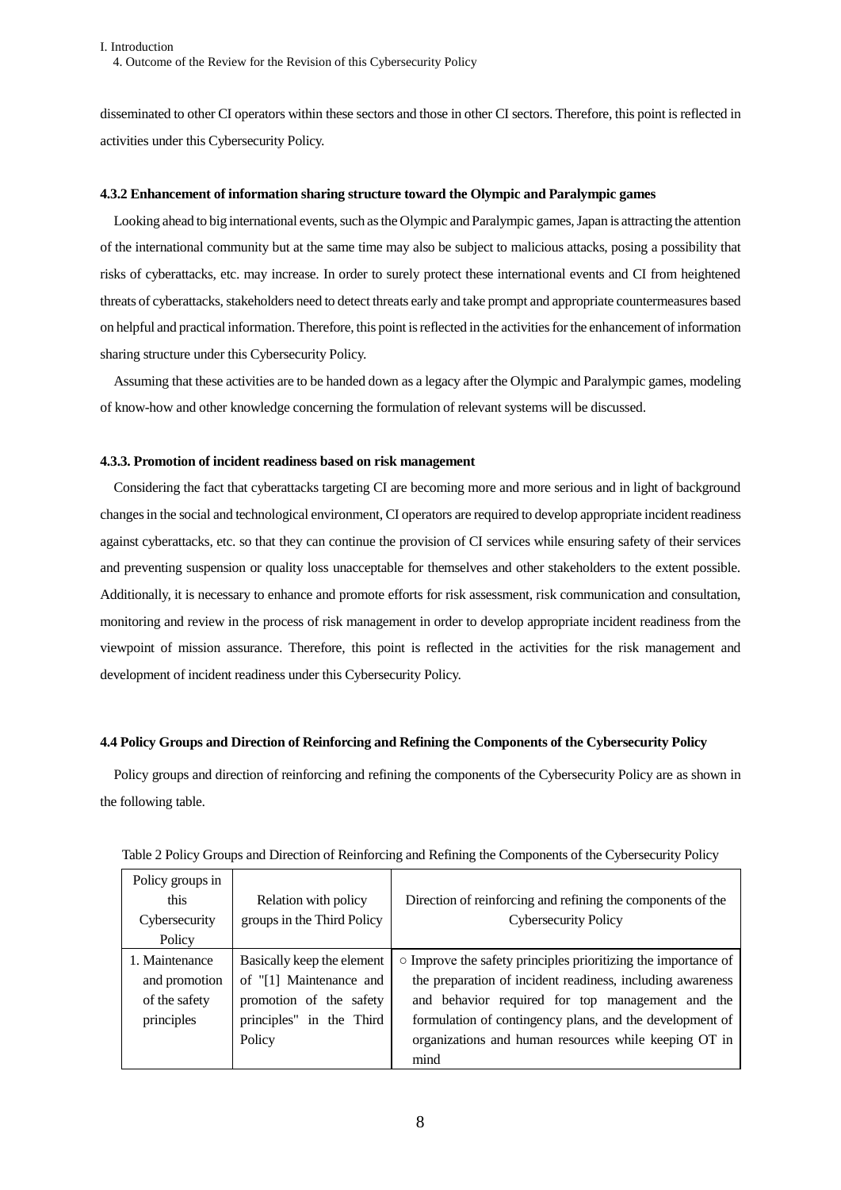disseminated to other CI operators within these sectors and those in other CI sectors. Therefore, this point is reflected in activities under this Cybersecurity Policy.

#### 4.3.2 Enhancement of information sharing structure toward the Olympic and Paralympic games

Looking ahead to big international events, such as the Olympic and Paralympic games, Japan is attracting the attention of the international community but at the same time may also be subject to malicious attacks, posing a possibility that risks of cyberattacks, etc. may increase. In order to surely protect these international events and CI from heightened threats of cyberattacks, stakeholders need to detect threats early and take prompt and appropriate countermeasures based on helpful and practical information. Therefore, this point is reflected in the activities for the enhancement of information sharing structure under this Cybersecurity Policy.

Assuming that these activities are to be handed down as a legacy after the Olympic and Paralympic games, modeling of know-how and other knowledge concerning the formulation of relevant systems will be discussed.

#### 4.3.3. Promotion of incident readiness based on risk management

Considering the fact that cyberattacks targeting CI are becoming more and more serious and in light of background changes in the social and technological environment, CI operators are required to develop appropriate incident readiness against cyberattacks, etc. so that they can continue the provision of CI services while ensuring safety of their services and preventing suspension or quality loss unacceptable for themselves and other stakeholders to the extent possible. Additionally, it is necessary to enhance and promote efforts for risk assessment, risk communication and consultation, monitoring and review in the process of risk management in order to develop appropriate incident readiness from the viewpoint of mission assurance. Therefore, this point is reflected in the activities for the risk management and development of incident readiness under this Cybersecurity Policy.

### 4.4 Policy Groups and Direction of Reinforcing and Refining the Components of the Cybersecurity Policy

Policy groups and direction of reinforcing and refining the components of the Cybersecurity Policy are as shown in the following table.

Table 2 Policy Groups and Direction of Reinforcing and Refining the Components of the Cybersecurity Policy

| Policy groups in this Cybersecurity Policy | Relation with policy groups in the Third Policy | Direction of reinforcing and refining the components of the Cybersecurity Policy |
|---|---|---|
| 1. Maintenance and promotion of the safety principles | Basically keep the element of "[1] Maintenance and promotion of the safety principles" in the Third Policy | ○ Improve the safety principles prioritizing the importance of the preparation of incident readiness, including awareness and behavior required for top management and the formulation of contingency plans, and the development of organizations and human resources while keeping OT in mind |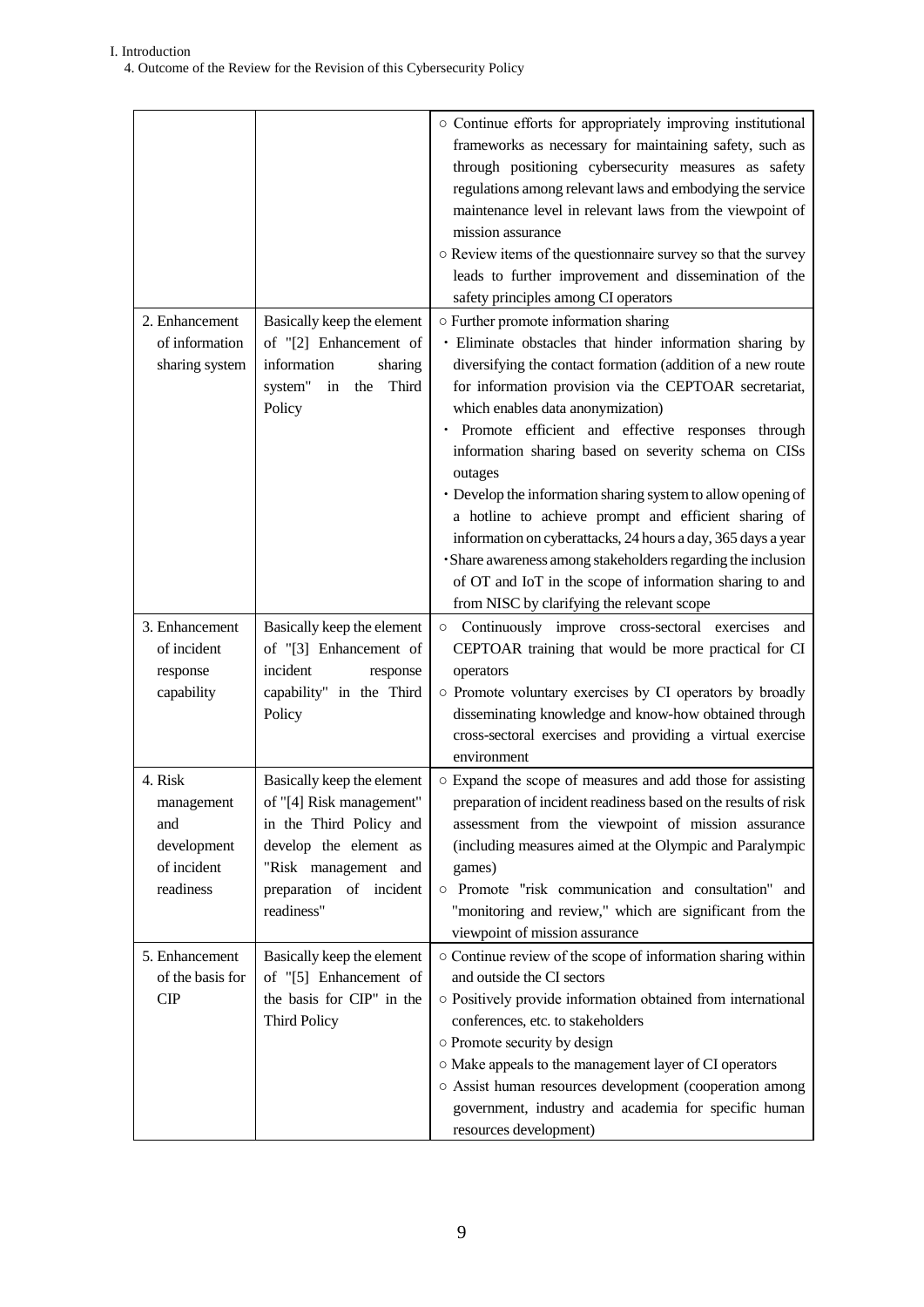| | | |
|---|---|---|
| | | ○ Continue efforts for appropriately improving institutional frameworks as necessary for maintaining safety, such as through positioning cybersecurity measures as safety regulations among relevant laws and embodying the service maintenance level in relevant laws from the viewpoint of mission assurance<br>○ Review items of the questionnaire survey so that the survey leads to further improvement and dissemination of the safety principles among CI operators |
| 2. Enhancement of information sharing system | Basically keep the element of "[2] Enhancement of information sharing system" in the Third Policy | ○ Further promote information sharing<br>・Eliminate obstacles that hinder information sharing by diversifying the contact formation (addition of a new route for information provision via the CEPTOAR secretariat, which enables data anonymization)<br>・Promote efficient and effective responses through information sharing based on severity schema on CISs outages<br>・Develop the information sharing system to allow opening of a hotline to achieve prompt and efficient sharing of information on cyberattacks, 24 hours a day, 365 days a year<br>・Share awareness among stakeholders regarding the inclusion of OT and IoT in the scope of information sharing to and from NISC by clarifying the relevant scope |
| 3. Enhancement of incident response capability | Basically keep the element of "[3] Enhancement of incident response capability" in the Third Policy | ○ Continuously improve cross-sectoral exercises and CEPTOAR training that would be more practical for CI operators<br>○ Promote voluntary exercises by CI operators by broadly disseminating knowledge and know-how obtained through cross-sectoral exercises and providing a virtual exercise environment |
| 4. Risk management and development of incident readiness | Basically keep the element of "[4] Risk management" in the Third Policy and develop the element as "Risk management and preparation of incident readiness" | ○ Expand the scope of measures and add those for assisting preparation of incident readiness based on the results of risk assessment from the viewpoint of mission assurance (including measures aimed at the Olympic and Paralympic games)<br>○ Promote "risk communication and consultation" and "monitoring and review," which are significant from the viewpoint of mission assurance |
| 5. Enhancement of the basis for CIP | Basically keep the element of "[5] Enhancement of the basis for CIP" in the Third Policy | ○ Continue review of the scope of information sharing within and outside the CI sectors<br>○ Positively provide information obtained from international conferences, etc. to stakeholders<br>○ Promote security by design<br>○ Make appeals to the management layer of CI operators<br>○ Assist human resources development (cooperation among government, industry and academia for specific human resources development) |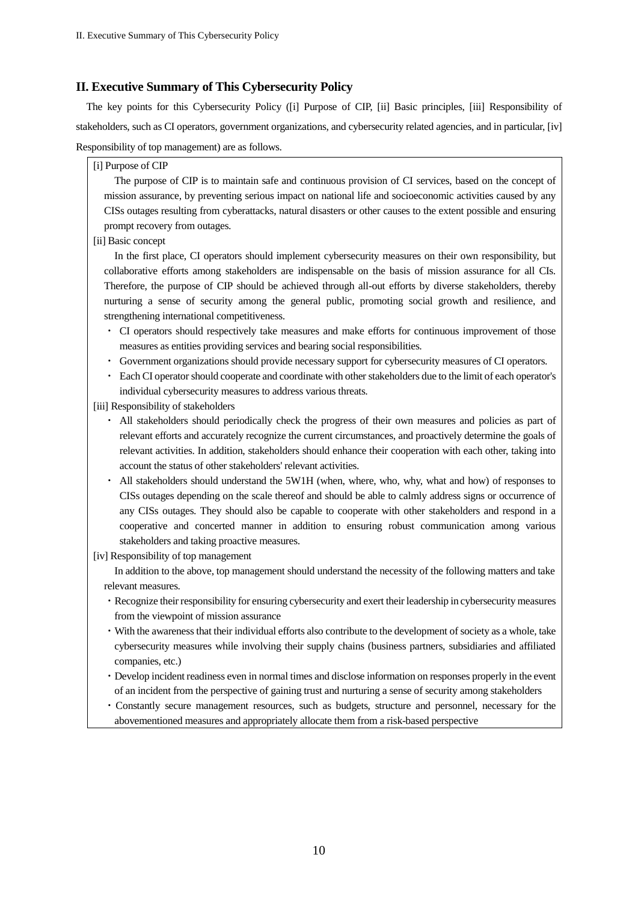## II. Executive Summary of This Cybersecurity Policy

The key points for this Cybersecurity Policy ([i] Purpose of CIP, [ii] Basic principles, [iii] Responsibility of stakeholders, such as CI operators, government organizations, and cybersecurity related agencies, and in particular, [iv] Responsibility of top management) are as follows.

[i] Purpose of CIP

The purpose of CIP is to maintain safe and continuous provision of CI services, based on the concept of mission assurance, by preventing serious impact on national life and socioeconomic activities caused by any CISs outages resulting from cyberattacks, natural disasters or other causes to the extent possible and ensuring prompt recovery from outages.

[ii] Basic concept

In the first place, CI operators should implement cybersecurity measures on their own responsibility, but collaborative efforts among stakeholders are indispensable on the basis of mission assurance for all CIs. Therefore, the purpose of CIP should be achieved through all-out efforts by diverse stakeholders, thereby nurturing a sense of security among the general public, promoting social growth and resilience, and strengthening international competitiveness.

- CI operators should respectively take measures and make efforts for continuous improvement of those measures as entities providing services and bearing social responsibilities.
- Government organizations should provide necessary support for cybersecurity measures of CI operators.
- Each CI operator should cooperate and coordinate with other stakeholders due to the limit of each operator's individual cybersecurity measures to address various threats.

[iii] Responsibility of stakeholders

- All stakeholders should periodically check the progress of their own measures and policies as part of relevant efforts and accurately recognize the current circumstances, and proactively determine the goals of relevant activities. In addition, stakeholders should enhance their cooperation with each other, taking into account the status of other stakeholders' relevant activities.
- All stakeholders should understand the 5W1H (when, where, who, why, what and how) of responses to CISs outages depending on the scale thereof and should be able to calmly address signs or occurrence of any CISs outages. They should also be capable to cooperate with other stakeholders and respond in a cooperative and concerted manner in addition to ensuring robust communication among various stakeholders and taking proactive measures.

[iv] Responsibility of top management

In addition to the above, top management should understand the necessity of the following matters and take relevant measures.

- Recognize their responsibility for ensuring cybersecurity and exert their leadership in cybersecurity measures from the viewpoint of mission assurance
- With the awareness that their individual efforts also contribute to the development of society as a whole, take cybersecurity measures while involving their supply chains (business partners, subsidiaries and affiliated companies, etc.)
- Develop incident readiness even in normal times and disclose information on responses properly in the event of an incident from the perspective of gaining trust and nurturing a sense of security among stakeholders
- Constantly secure management resources, such as budgets, structure and personnel, necessary for the abovementioned measures and appropriately allocate them from a risk-based perspective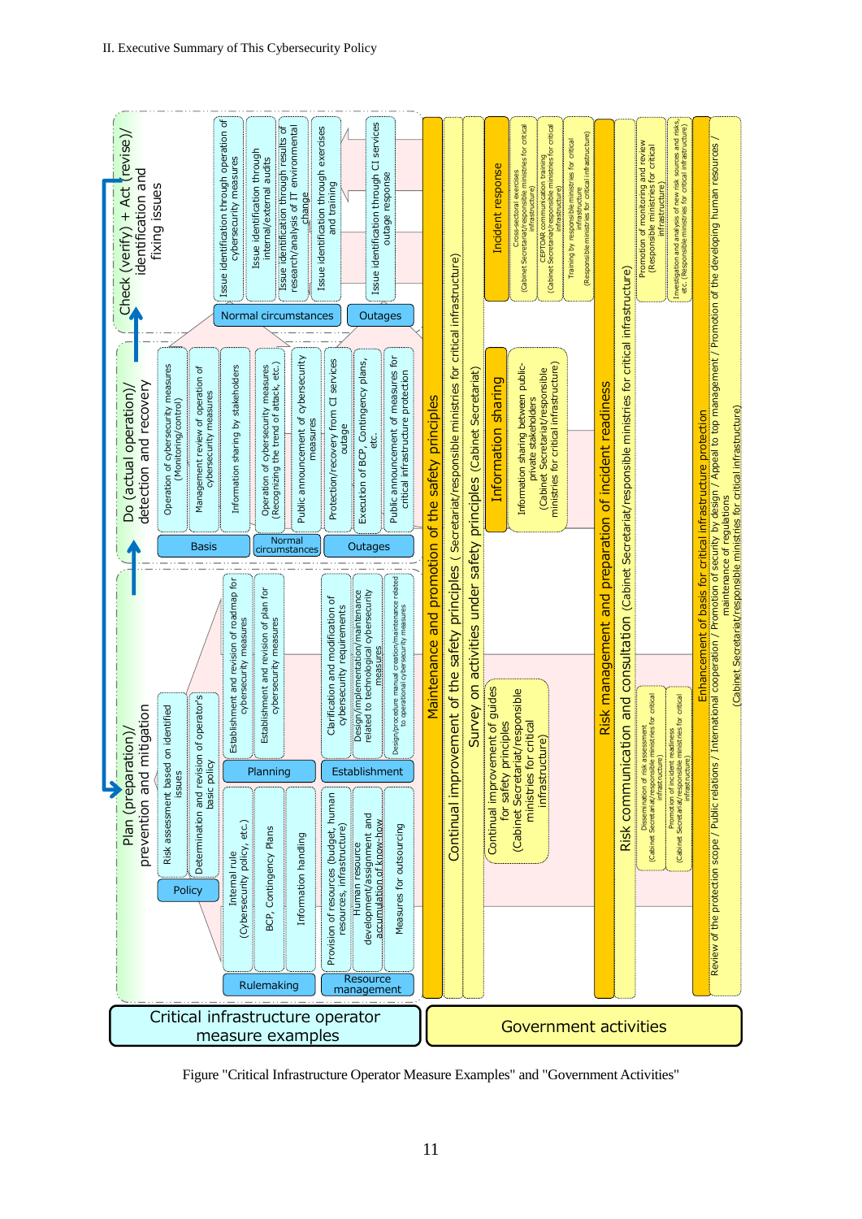II. Executive Summary of This Cybersecurity Policy

**Critical infrastructure operator measure examples**

**Plan (preparation)/ prevention and mitigation**

- Policy
  - Risk assessment based on identified issues
  - Determination and revision of operator's basic policy
- Rulemaking
  - Internal rule (Cybersecurity policy, etc.)
  - BCP, Contingency Plans
  - Information handling
- Planning
  - Establishment and revision of roadmap for cybersecurity measures
  - Establishment and revision of plan for cybersecurity measures
- Resource management
  - Provision of resources (budget, human resources, infrastructure)
  - Human resource development/assignment and accumulation of know-how
  - Measures for outsourcing
- Establishment
  - Clarification and modification of cybersecurity requirements
  - Design/implementation/maintenance related to technological cybersecurity measures
  - Design/procedure manual creation/maintenance related to operational cybersecurity measures

**Do (actual operation)/ detection and recovery**

- Basis
  - Operation of cybersecurity measures (Monitoring/control)
  - Management review of operation of cybersecurity measures
  - Information sharing by stakeholders
- Normal circumstances
  - Operation of cybersecurity measures (Recognizing the trend of attack, etc.)
  - Public announcement of cybersecurity measures
- Outages
  - Protection/recovery from CI services outage
  - Execution of BCP, Contingency plans, etc.
  - Public announcement of measures for critical infrastructure protection

**Check (verify) + Act (revise)/ identification and fixing issues**

- Normal circumstances
  - Issue identification through operation of cybersecurity measures
  - Issue identification through internal/external audits
  - Issue identification through results of research/analysis of IT environmental change
  - Issue identification through exercises and training
- Outages
  - Issue identification through CI services outage response

**Government activities**

- **Maintenance and promotion of the safety principles**
  - Continual improvement of the safety principles ( Secretariat/responsible ministries for critical infrastructure)
  - Survey on activities under safety principles (Cabinet Secretariat)
  - Continual improvement of guides for safety principles (Cabinet Secretariat/responsible ministries for critical infrastructure)
- **Information sharing**
  - Information sharing between public-private stakeholders (Cabinet Secretariat/responsible ministries for critical infrastructure)
- **Incident response**
  - Cross-sectoral exercises (Cabinet Secretariat/responsible ministries for critical infrastructure)
  - CEPTOAR communication training (Cabinet Secretariat/responsible ministries for critical infrastructure)
  - Training by responsible ministries for critical infrastructure (Responsible ministries for critical infrastructure)
- **Risk management and preparation of incident readiness**
  - Risk communication and consultation (Cabinet Secretariat/responsible ministries for critical infrastructure)
  - Dissemination of risk assessment (Cabinet Secretariat/responsible ministries for critical infrastructure)
  - Promotion of incident readiness (Cabinet Secretariat/responsible ministries for critical infrastructure)
  - Promotion of monitoring and review (Responsible ministries for critical infrastructure)
  - Investigation and analysis of new risk sources and risks, etc. (Responsible ministries for critical infrastructure)
- **Enhancement of basis for critical infrastructure protection**
  - Review of the protection scope / Public relations / International cooperation / Promotion of security by design / Appeal to top management / Promotion of the developing human resources / maintenance of regulations (Cabinet Secretariat/responsible ministries for critical infrastructure)

Figure "Critical Infrastructure Operator Measure Examples" and "Government Activities"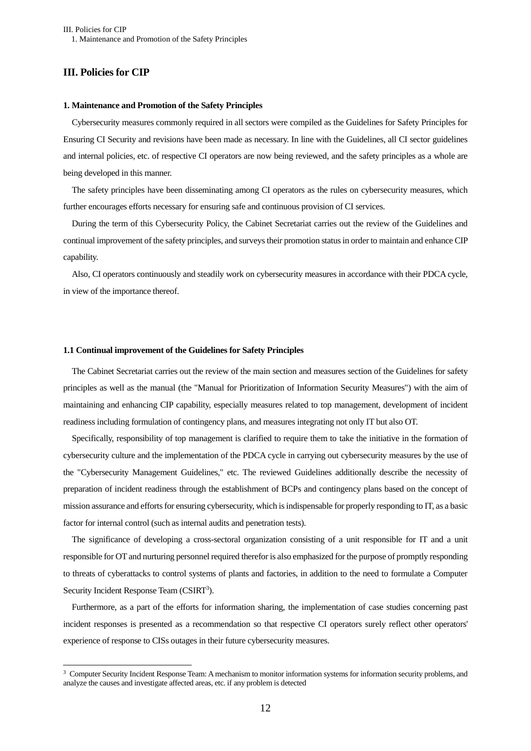# III. Policies for CIP

### 1. Maintenance and Promotion of the Safety Principles

Cybersecurity measures commonly required in all sectors were compiled as the Guidelines for Safety Principles for Ensuring CI Security and revisions have been made as necessary. In line with the Guidelines, all CI sector guidelines and internal policies, etc. of respective CI operators are now being reviewed, and the safety principles as a whole are being developed in this manner.

The safety principles have been disseminating among CI operators as the rules on cybersecurity measures, which further encourages efforts necessary for ensuring safe and continuous provision of CI services.

During the term of this Cybersecurity Policy, the Cabinet Secretariat carries out the review of the Guidelines and continual improvement of the safety principles, and surveys their promotion status in order to maintain and enhance CIP capability.

Also, CI operators continuously and steadily work on cybersecurity measures in accordance with their PDCA cycle, in view of the importance thereof.

#### 1.1 Continual improvement of the Guidelines for Safety Principles

The Cabinet Secretariat carries out the review of the main section and measures section of the Guidelines for safety principles as well as the manual (the "Manual for Prioritization of Information Security Measures") with the aim of maintaining and enhancing CIP capability, especially measures related to top management, development of incident readiness including formulation of contingency plans, and measures integrating not only IT but also OT.

Specifically, responsibility of top management is clarified to require them to take the initiative in the formation of cybersecurity culture and the implementation of the PDCA cycle in carrying out cybersecurity measures by the use of the "Cybersecurity Management Guidelines," etc. The reviewed Guidelines additionally describe the necessity of preparation of incident readiness through the establishment of BCPs and contingency plans based on the concept of mission assurance and efforts for ensuring cybersecurity, which is indispensable for properly responding to IT, as a basic factor for internal control (such as internal audits and penetration tests).

The significance of developing a cross-sectoral organization consisting of a unit responsible for IT and a unit responsible for OT and nurturing personnel required therefor is also emphasized for the purpose of promptly responding to threats of cyberattacks to control systems of plants and factories, in addition to the need to formulate a Computer Security Incident Response Team (CSIRT[3]).

Furthermore, as a part of the efforts for information sharing, the implementation of case studies concerning past incident responses is presented as a recommendation so that respective CI operators surely reflect other operators' experience of response to CISs outages in their future cybersecurity measures.

---

[3] Computer Security Incident Response Team: A mechanism to monitor information systems for information security problems, and analyze the causes and investigate affected areas, etc. if any problem is detected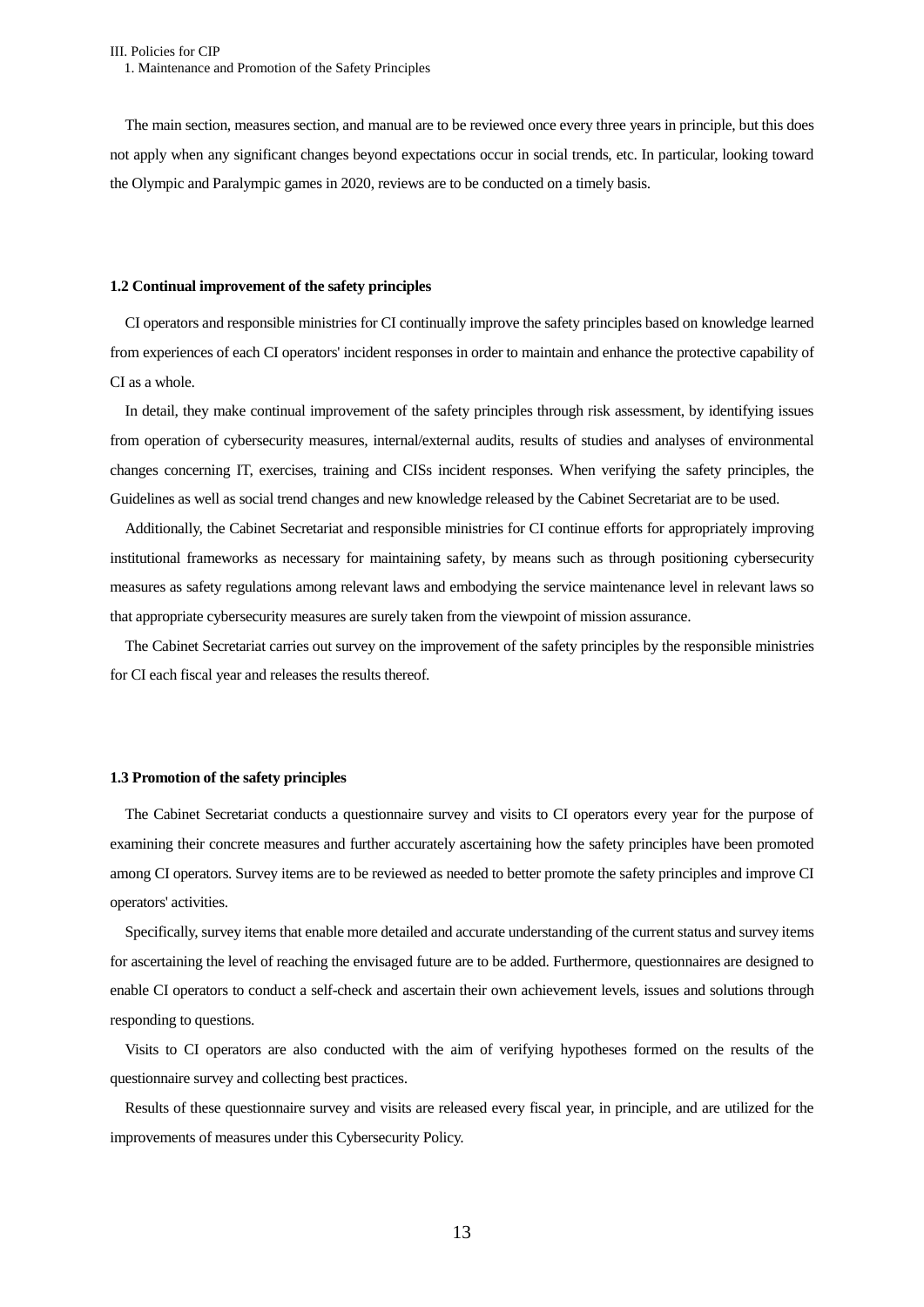The main section, measures section, and manual are to be reviewed once every three years in principle, but this does not apply when any significant changes beyond expectations occur in social trends, etc. In particular, looking toward the Olympic and Paralympic games in 2020, reviews are to be conducted on a timely basis.

### 1.2 Continual improvement of the safety principles

CI operators and responsible ministries for CI continually improve the safety principles based on knowledge learned from experiences of each CI operators' incident responses in order to maintain and enhance the protective capability of CI as a whole.

In detail, they make continual improvement of the safety principles through risk assessment, by identifying issues from operation of cybersecurity measures, internal/external audits, results of studies and analyses of environmental changes concerning IT, exercises, training and CISs incident responses. When verifying the safety principles, the Guidelines as well as social trend changes and new knowledge released by the Cabinet Secretariat are to be used.

Additionally, the Cabinet Secretariat and responsible ministries for CI continue efforts for appropriately improving institutional frameworks as necessary for maintaining safety, by means such as through positioning cybersecurity measures as safety regulations among relevant laws and embodying the service maintenance level in relevant laws so that appropriate cybersecurity measures are surely taken from the viewpoint of mission assurance.

The Cabinet Secretariat carries out survey on the improvement of the safety principles by the responsible ministries for CI each fiscal year and releases the results thereof.

### 1.3 Promotion of the safety principles

The Cabinet Secretariat conducts a questionnaire survey and visits to CI operators every year for the purpose of examining their concrete measures and further accurately ascertaining how the safety principles have been promoted among CI operators. Survey items are to be reviewed as needed to better promote the safety principles and improve CI operators' activities.

Specifically, survey items that enable more detailed and accurate understanding of the current status and survey items for ascertaining the level of reaching the envisaged future are to be added. Furthermore, questionnaires are designed to enable CI operators to conduct a self-check and ascertain their own achievement levels, issues and solutions through responding to questions.

Visits to CI operators are also conducted with the aim of verifying hypotheses formed on the results of the questionnaire survey and collecting best practices.

Results of these questionnaire survey and visits are released every fiscal year, in principle, and are utilized for the improvements of measures under this Cybersecurity Policy.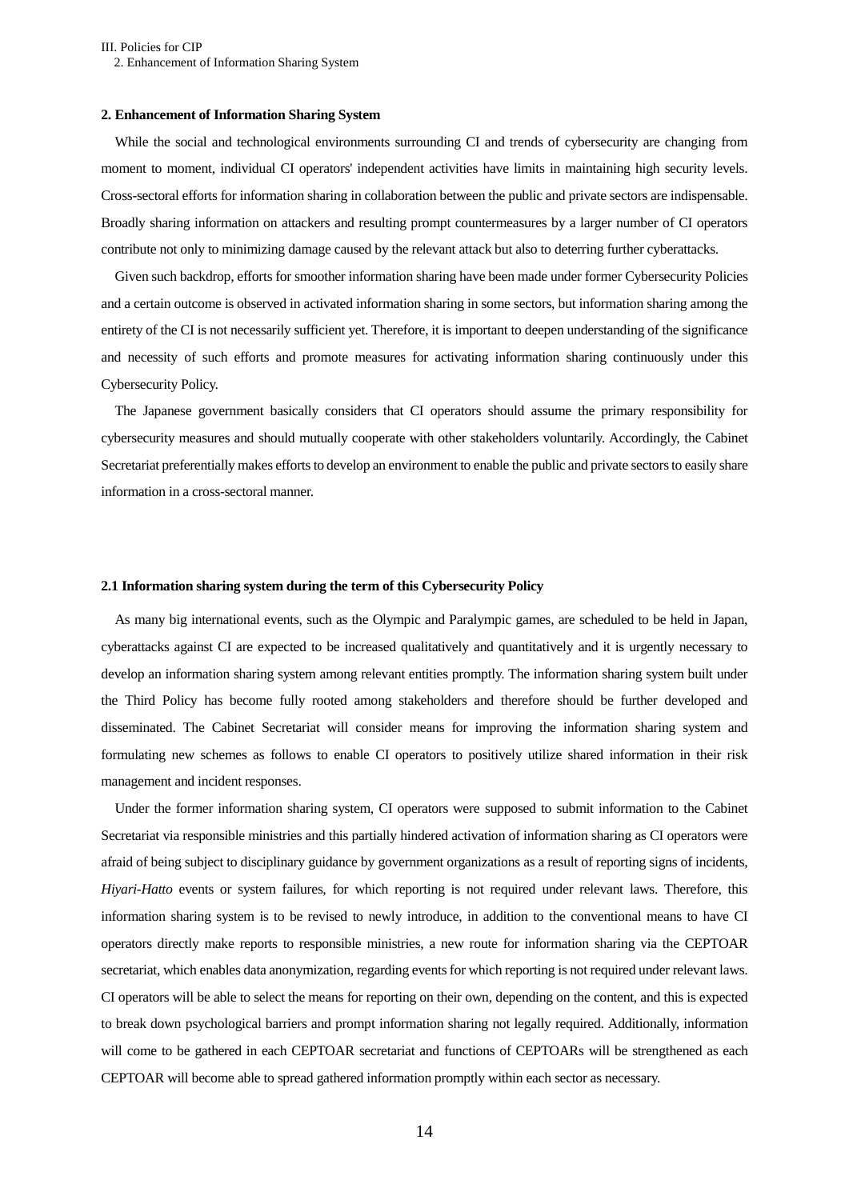## 2. Enhancement of Information Sharing System

While the social and technological environments surrounding CI and trends of cybersecurity are changing from moment to moment, individual CI operators' independent activities have limits in maintaining high security levels. Cross-sectoral efforts for information sharing in collaboration between the public and private sectors are indispensable. Broadly sharing information on attackers and resulting prompt countermeasures by a larger number of CI operators contribute not only to minimizing damage caused by the relevant attack but also to deterring further cyberattacks.

Given such backdrop, efforts for smoother information sharing have been made under former Cybersecurity Policies and a certain outcome is observed in activated information sharing in some sectors, but information sharing among the entirety of the CI is not necessarily sufficient yet. Therefore, it is important to deepen understanding of the significance and necessity of such efforts and promote measures for activating information sharing continuously under this Cybersecurity Policy.

The Japanese government basically considers that CI operators should assume the primary responsibility for cybersecurity measures and should mutually cooperate with other stakeholders voluntarily. Accordingly, the Cabinet Secretariat preferentially makes efforts to develop an environment to enable the public and private sectors to easily share information in a cross-sectoral manner.

### 2.1 Information sharing system during the term of this Cybersecurity Policy

As many big international events, such as the Olympic and Paralympic games, are scheduled to be held in Japan, cyberattacks against CI are expected to be increased qualitatively and quantitatively and it is urgently necessary to develop an information sharing system among relevant entities promptly. The information sharing system built under the Third Policy has become fully rooted among stakeholders and therefore should be further developed and disseminated. The Cabinet Secretariat will consider means for improving the information sharing system and formulating new schemes as follows to enable CI operators to positively utilize shared information in their risk management and incident responses.

Under the former information sharing system, CI operators were supposed to submit information to the Cabinet Secretariat via responsible ministries and this partially hindered activation of information sharing as CI operators were afraid of being subject to disciplinary guidance by government organizations as a result of reporting signs of incidents, *Hiyari-Hatto* events or system failures, for which reporting is not required under relevant laws. Therefore, this information sharing system is to be revised to newly introduce, in addition to the conventional means to have CI operators directly make reports to responsible ministries, a new route for information sharing via the CEPTOAR secretariat, which enables data anonymization, regarding events for which reporting is not required under relevant laws. CI operators will be able to select the means for reporting on their own, depending on the content, and this is expected to break down psychological barriers and prompt information sharing not legally required. Additionally, information will come to be gathered in each CEPTOAR secretariat and functions of CEPTOARs will be strengthened as each CEPTOAR will become able to spread gathered information promptly within each sector as necessary.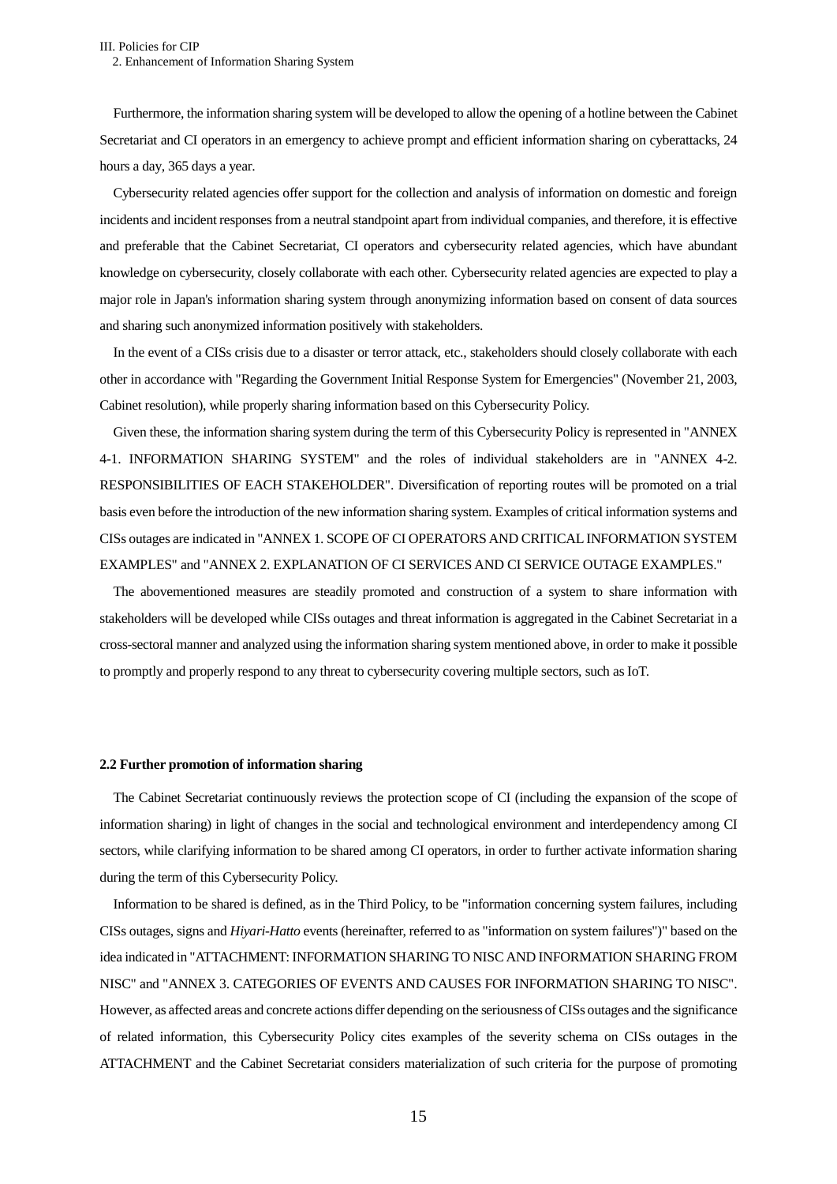Furthermore, the information sharing system will be developed to allow the opening of a hotline between the Cabinet Secretariat and CI operators in an emergency to achieve prompt and efficient information sharing on cyberattacks, 24 hours a day, 365 days a year.

Cybersecurity related agencies offer support for the collection and analysis of information on domestic and foreign incidents and incident responses from a neutral standpoint apart from individual companies, and therefore, it is effective and preferable that the Cabinet Secretariat, CI operators and cybersecurity related agencies, which have abundant knowledge on cybersecurity, closely collaborate with each other. Cybersecurity related agencies are expected to play a major role in Japan's information sharing system through anonymizing information based on consent of data sources and sharing such anonymized information positively with stakeholders.

In the event of a CISs crisis due to a disaster or terror attack, etc., stakeholders should closely collaborate with each other in accordance with "Regarding the Government Initial Response System for Emergencies" (November 21, 2003, Cabinet resolution), while properly sharing information based on this Cybersecurity Policy.

Given these, the information sharing system during the term of this Cybersecurity Policy is represented in "ANNEX 4-1. INFORMATION SHARING SYSTEM" and the roles of individual stakeholders are in "ANNEX 4-2. RESPONSIBILITIES OF EACH STAKEHOLDER". Diversification of reporting routes will be promoted on a trial basis even before the introduction of the new information sharing system. Examples of critical information systems and CISs outages are indicated in "ANNEX 1. SCOPE OF CI OPERATORS AND CRITICAL INFORMATION SYSTEM EXAMPLES" and "ANNEX 2. EXPLANATION OF CI SERVICES AND CI SERVICE OUTAGE EXAMPLES."

The abovementioned measures are steadily promoted and construction of a system to share information with stakeholders will be developed while CISs outages and threat information is aggregated in the Cabinet Secretariat in a cross-sectoral manner and analyzed using the information sharing system mentioned above, in order to make it possible to promptly and properly respond to any threat to cybersecurity covering multiple sectors, such as IoT.

**2.2 Further promotion of information sharing**

The Cabinet Secretariat continuously reviews the protection scope of CI (including the expansion of the scope of information sharing) in light of changes in the social and technological environment and interdependency among CI sectors, while clarifying information to be shared among CI operators, in order to further activate information sharing during the term of this Cybersecurity Policy.

Information to be shared is defined, as in the Third Policy, to be "information concerning system failures, including CISs outages, signs and *Hiyari-Hatto* events (hereinafter, referred to as "information on system failures")" based on the idea indicated in "ATTACHMENT: INFORMATION SHARING TO NISC AND INFORMATION SHARING FROM NISC" and "ANNEX 3. CATEGORIES OF EVENTS AND CAUSES FOR INFORMATION SHARING TO NISC". However, as affected areas and concrete actions differ depending on the seriousness of CISs outages and the significance of related information, this Cybersecurity Policy cites examples of the severity schema on CISs outages in the ATTACHMENT and the Cabinet Secretariat considers materialization of such criteria for the purpose of promoting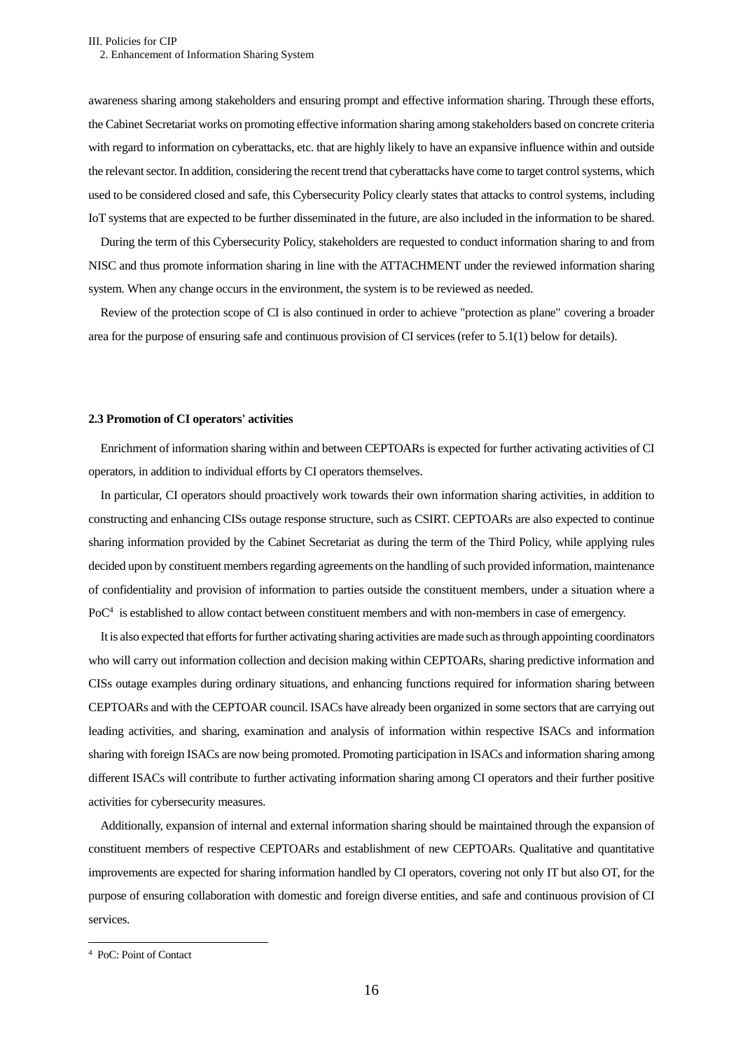awareness sharing among stakeholders and ensuring prompt and effective information sharing. Through these efforts, the Cabinet Secretariat works on promoting effective information sharing among stakeholders based on concrete criteria with regard to information on cyberattacks, etc. that are highly likely to have an expansive influence within and outside the relevant sector. In addition, considering the recent trend that cyberattacks have come to target control systems, which used to be considered closed and safe, this Cybersecurity Policy clearly states that attacks to control systems, including IoT systems that are expected to be further disseminated in the future, are also included in the information to be shared.

During the term of this Cybersecurity Policy, stakeholders are requested to conduct information sharing to and from NISC and thus promote information sharing in line with the ATTACHMENT under the reviewed information sharing system. When any change occurs in the environment, the system is to be reviewed as needed.

Review of the protection scope of CI is also continued in order to achieve "protection as plane" covering a broader area for the purpose of ensuring safe and continuous provision of CI services (refer to 5.1(1) below for details).

**2.3 Promotion of CI operators' activities**

Enrichment of information sharing within and between CEPTOARs is expected for further activating activities of CI operators, in addition to individual efforts by CI operators themselves.

In particular, CI operators should proactively work towards their own information sharing activities, in addition to constructing and enhancing CISs outage response structure, such as CSIRT. CEPTOARs are also expected to continue sharing information provided by the Cabinet Secretariat as during the term of the Third Policy, while applying rules decided upon by constituent members regarding agreements on the handling of such provided information, maintenance of confidentiality and provision of information to parties outside the constituent members, under a situation where a PoC[4] is established to allow contact between constituent members and with non-members in case of emergency.

It is also expected that efforts for further activating sharing activities are made such as through appointing coordinators who will carry out information collection and decision making within CEPTOARs, sharing predictive information and CISs outage examples during ordinary situations, and enhancing functions required for information sharing between CEPTOARs and with the CEPTOAR council. ISACs have already been organized in some sectors that are carrying out leading activities, and sharing, examination and analysis of information within respective ISACs and information sharing with foreign ISACs are now being promoted. Promoting participation in ISACs and information sharing among different ISACs will contribute to further activating information sharing among CI operators and their further positive activities for cybersecurity measures.

Additionally, expansion of internal and external information sharing should be maintained through the expansion of constituent members of respective CEPTOARs and establishment of new CEPTOARs. Qualitative and quantitative improvements are expected for sharing information handled by CI operators, covering not only IT but also OT, for the purpose of ensuring collaboration with domestic and foreign diverse entities, and safe and continuous provision of CI services.

[4] PoC: Point of Contact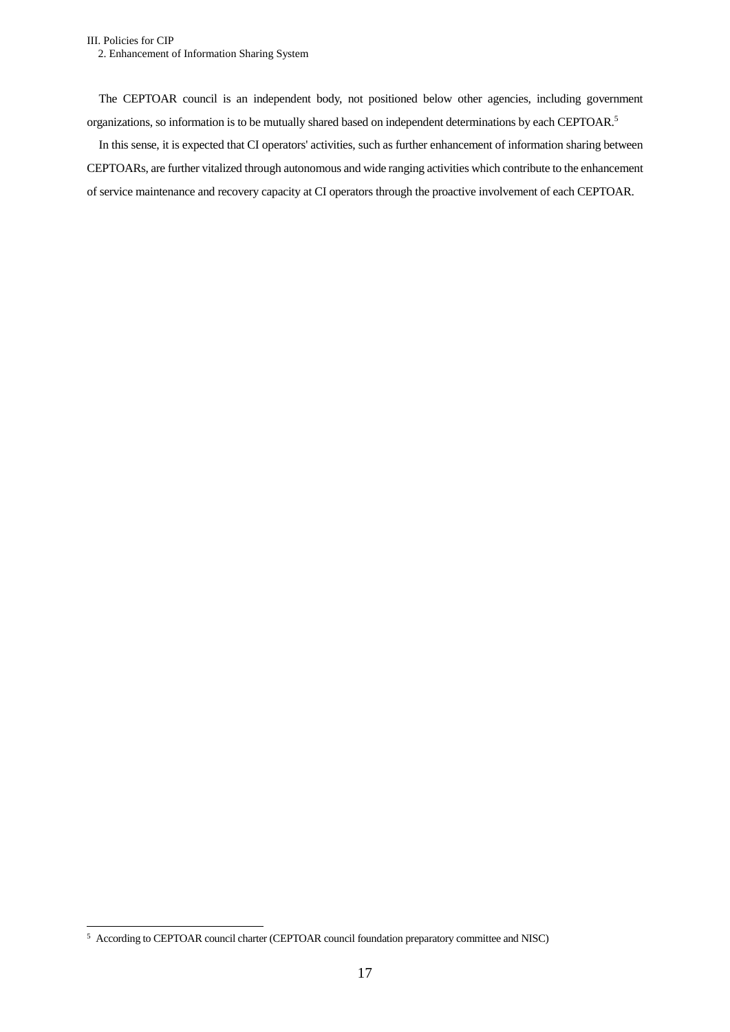The CEPTOAR council is an independent body, not positioned below other agencies, including government organizations, so information is to be mutually shared based on independent determinations by each CEPTOAR.[5]

In this sense, it is expected that CI operators' activities, such as further enhancement of information sharing between CEPTOARs, are further vitalized through autonomous and wide ranging activities which contribute to the enhancement of service maintenance and recovery capacity at CI operators through the proactive involvement of each CEPTOAR.

---

[5] According to CEPTOAR council charter (CEPTOAR council foundation preparatory committee and NISC)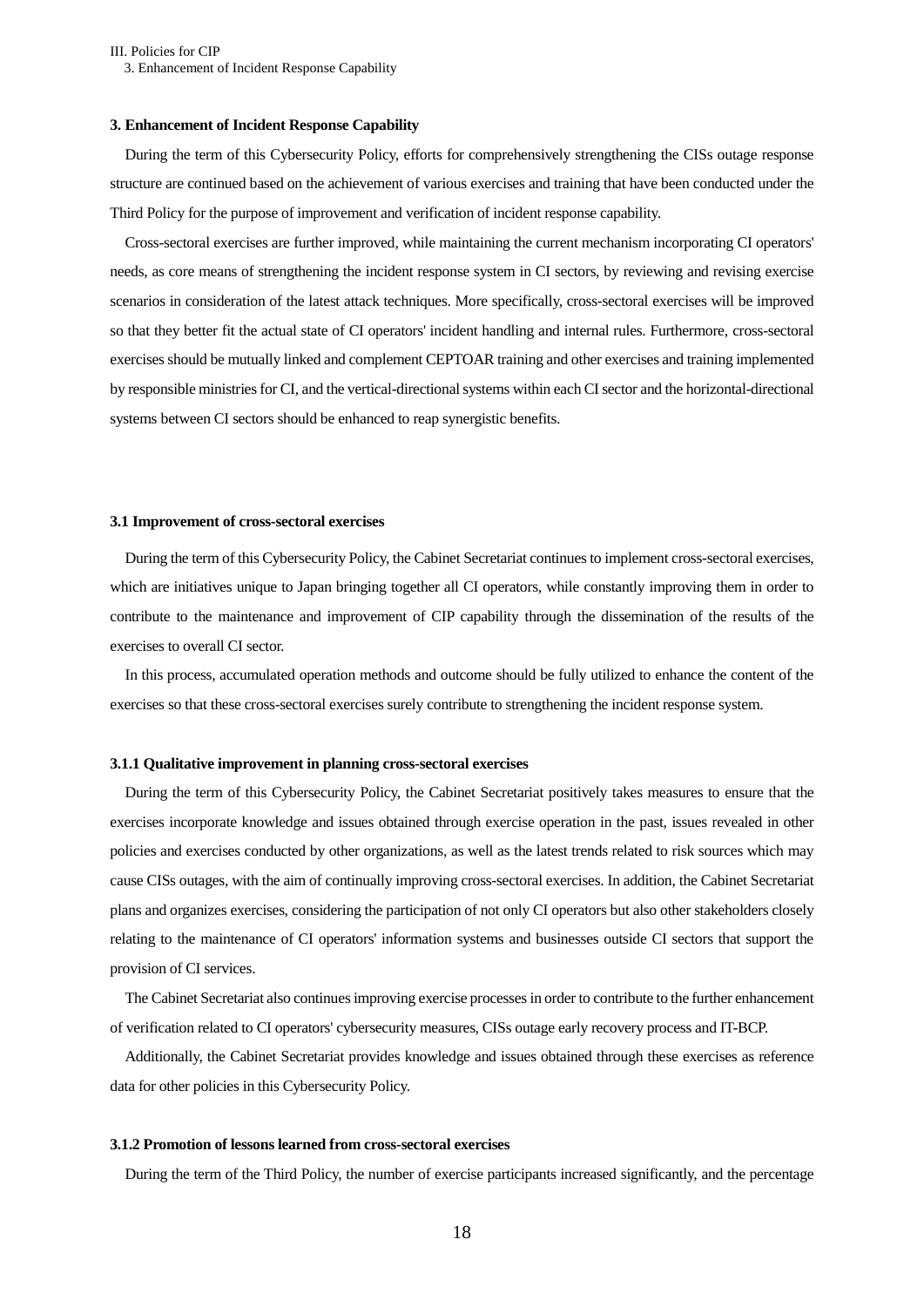### 3. Enhancement of Incident Response Capability

During the term of this Cybersecurity Policy, efforts for comprehensively strengthening the CISs outage response structure are continued based on the achievement of various exercises and training that have been conducted under the Third Policy for the purpose of improvement and verification of incident response capability.

Cross-sectoral exercises are further improved, while maintaining the current mechanism incorporating CI operators' needs, as core means of strengthening the incident response system in CI sectors, by reviewing and revising exercise scenarios in consideration of the latest attack techniques. More specifically, cross-sectoral exercises will be improved so that they better fit the actual state of CI operators' incident handling and internal rules. Furthermore, cross-sectoral exercises should be mutually linked and complement CEPTOAR training and other exercises and training implemented by responsible ministries for CI, and the vertical-directional systems within each CI sector and the horizontal-directional systems between CI sectors should be enhanced to reap synergistic benefits.

#### 3.1 Improvement of cross-sectoral exercises

During the term of this Cybersecurity Policy, the Cabinet Secretariat continues to implement cross-sectoral exercises, which are initiatives unique to Japan bringing together all CI operators, while constantly improving them in order to contribute to the maintenance and improvement of CIP capability through the dissemination of the results of the exercises to overall CI sector.

In this process, accumulated operation methods and outcome should be fully utilized to enhance the content of the exercises so that these cross-sectoral exercises surely contribute to strengthening the incident response system.

##### 3.1.1 Qualitative improvement in planning cross-sectoral exercises

During the term of this Cybersecurity Policy, the Cabinet Secretariat positively takes measures to ensure that the exercises incorporate knowledge and issues obtained through exercise operation in the past, issues revealed in other policies and exercises conducted by other organizations, as well as the latest trends related to risk sources which may cause CISs outages, with the aim of continually improving cross-sectoral exercises. In addition, the Cabinet Secretariat plans and organizes exercises, considering the participation of not only CI operators but also other stakeholders closely relating to the maintenance of CI operators' information systems and businesses outside CI sectors that support the provision of CI services.

The Cabinet Secretariat also continues improving exercise processes in order to contribute to the further enhancement of verification related to CI operators' cybersecurity measures, CISs outage early recovery process and IT-BCP.

Additionally, the Cabinet Secretariat provides knowledge and issues obtained through these exercises as reference data for other policies in this Cybersecurity Policy.

##### 3.1.2 Promotion of lessons learned from cross-sectoral exercises

During the term of the Third Policy, the number of exercise participants increased significantly, and the percentage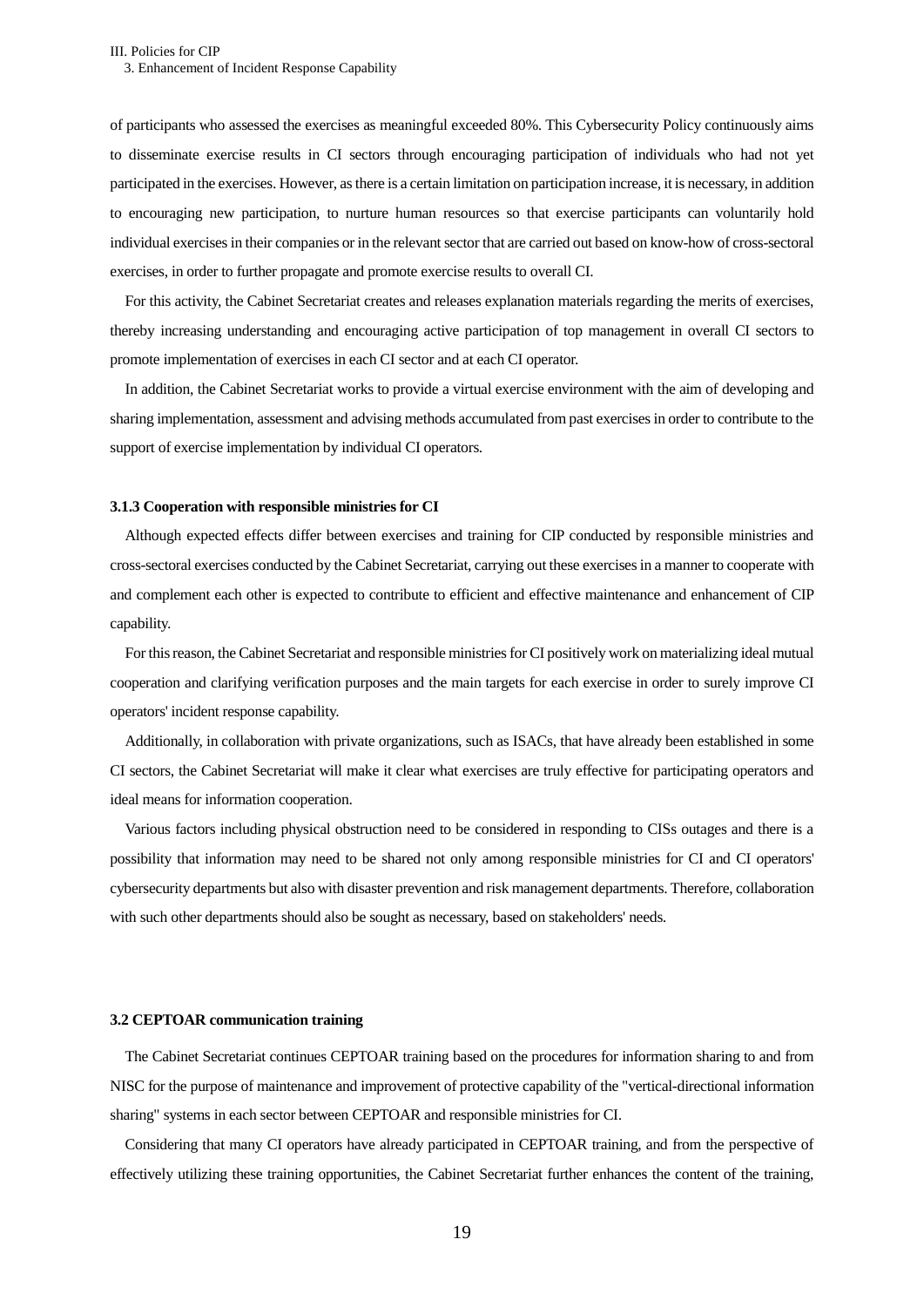of participants who assessed the exercises as meaningful exceeded 80%. This Cybersecurity Policy continuously aims to disseminate exercise results in CI sectors through encouraging participation of individuals who had not yet participated in the exercises. However, as there is a certain limitation on participation increase, it is necessary, in addition to encouraging new participation, to nurture human resources so that exercise participants can voluntarily hold individual exercises in their companies or in the relevant sector that are carried out based on know-how of cross-sectoral exercises, in order to further propagate and promote exercise results to overall CI.

For this activity, the Cabinet Secretariat creates and releases explanation materials regarding the merits of exercises, thereby increasing understanding and encouraging active participation of top management in overall CI sectors to promote implementation of exercises in each CI sector and at each CI operator.

In addition, the Cabinet Secretariat works to provide a virtual exercise environment with the aim of developing and sharing implementation, assessment and advising methods accumulated from past exercises in order to contribute to the support of exercise implementation by individual CI operators.

#### 3.1.3 Cooperation with responsible ministries for CI

Although expected effects differ between exercises and training for CIP conducted by responsible ministries and cross-sectoral exercises conducted by the Cabinet Secretariat, carrying out these exercises in a manner to cooperate with and complement each other is expected to contribute to efficient and effective maintenance and enhancement of CIP capability.

For this reason, the Cabinet Secretariat and responsible ministries for CI positively work on materializing ideal mutual cooperation and clarifying verification purposes and the main targets for each exercise in order to surely improve CI operators' incident response capability.

Additionally, in collaboration with private organizations, such as ISACs, that have already been established in some CI sectors, the Cabinet Secretariat will make it clear what exercises are truly effective for participating operators and ideal means for information cooperation.

Various factors including physical obstruction need to be considered in responding to CISs outages and there is a possibility that information may need to be shared not only among responsible ministries for CI and CI operators' cybersecurity departments but also with disaster prevention and risk management departments. Therefore, collaboration with such other departments should also be sought as necessary, based on stakeholders' needs.

### 3.2 CEPTOAR communication training

The Cabinet Secretariat continues CEPTOAR training based on the procedures for information sharing to and from NISC for the purpose of maintenance and improvement of protective capability of the "vertical-directional information sharing" systems in each sector between CEPTOAR and responsible ministries for CI.

Considering that many CI operators have already participated in CEPTOAR training, and from the perspective of effectively utilizing these training opportunities, the Cabinet Secretariat further enhances the content of the training,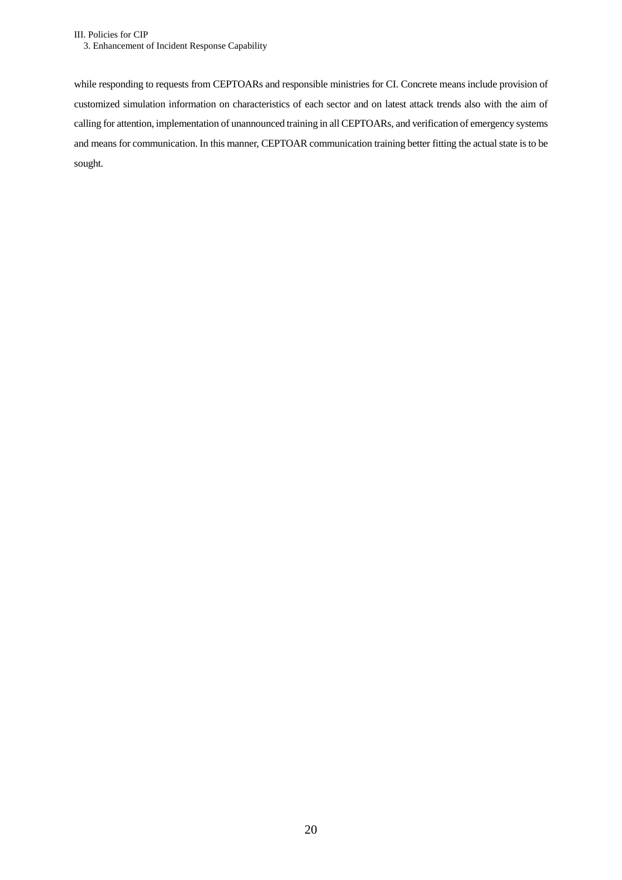while responding to requests from CEPTOARs and responsible ministries for CI. Concrete means include provision of customized simulation information on characteristics of each sector and on latest attack trends also with the aim of calling for attention, implementation of unannounced training in all CEPTOARs, and verification of emergency systems and means for communication. In this manner, CEPTOAR communication training better fitting the actual state is to be sought.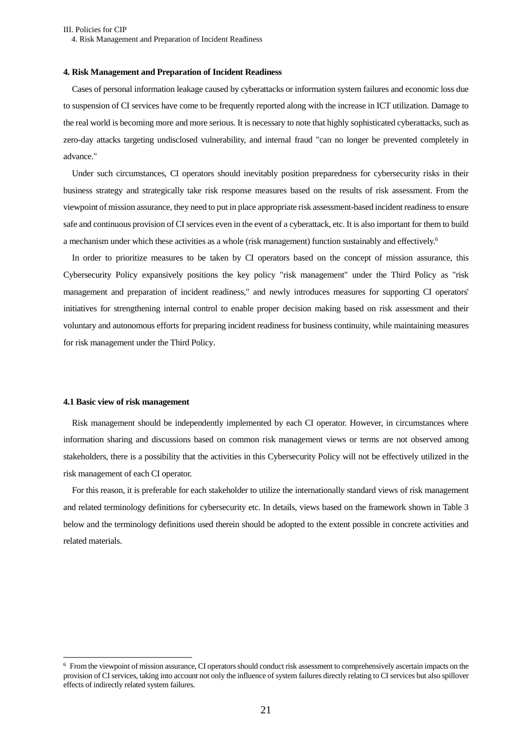## 4. Risk Management and Preparation of Incident Readiness

Cases of personal information leakage caused by cyberattacks or information system failures and economic loss due to suspension of CI services have come to be frequently reported along with the increase in ICT utilization. Damage to the real world is becoming more and more serious. It is necessary to note that highly sophisticated cyberattacks, such as zero-day attacks targeting undisclosed vulnerability, and internal fraud "can no longer be prevented completely in advance."

Under such circumstances, CI operators should inevitably position preparedness for cybersecurity risks in their business strategy and strategically take risk response measures based on the results of risk assessment. From the viewpoint of mission assurance, they need to put in place appropriate risk assessment-based incident readiness to ensure safe and continuous provision of CI services even in the event of a cyberattack, etc. It is also important for them to build a mechanism under which these activities as a whole (risk management) function sustainably and effectively.[6]

In order to prioritize measures to be taken by CI operators based on the concept of mission assurance, this Cybersecurity Policy expansively positions the key policy "risk management" under the Third Policy as "risk management and preparation of incident readiness," and newly introduces measures for supporting CI operators' initiatives for strengthening internal control to enable proper decision making based on risk assessment and their voluntary and autonomous efforts for preparing incident readiness for business continuity, while maintaining measures for risk management under the Third Policy.

### 4.1 Basic view of risk management

Risk management should be independently implemented by each CI operator. However, in circumstances where information sharing and discussions based on common risk management views or terms are not observed among stakeholders, there is a possibility that the activities in this Cybersecurity Policy will not be effectively utilized in the risk management of each CI operator.

For this reason, it is preferable for each stakeholder to utilize the internationally standard views of risk management and related terminology definitions for cybersecurity etc. In details, views based on the framework shown in Table 3 below and the terminology definitions used therein should be adopted to the extent possible in concrete activities and related materials.

---

[6] From the viewpoint of mission assurance, CI operators should conduct risk assessment to comprehensively ascertain impacts on the provision of CI services, taking into account not only the influence of system failures directly relating to CI services but also spillover effects of indirectly related system failures.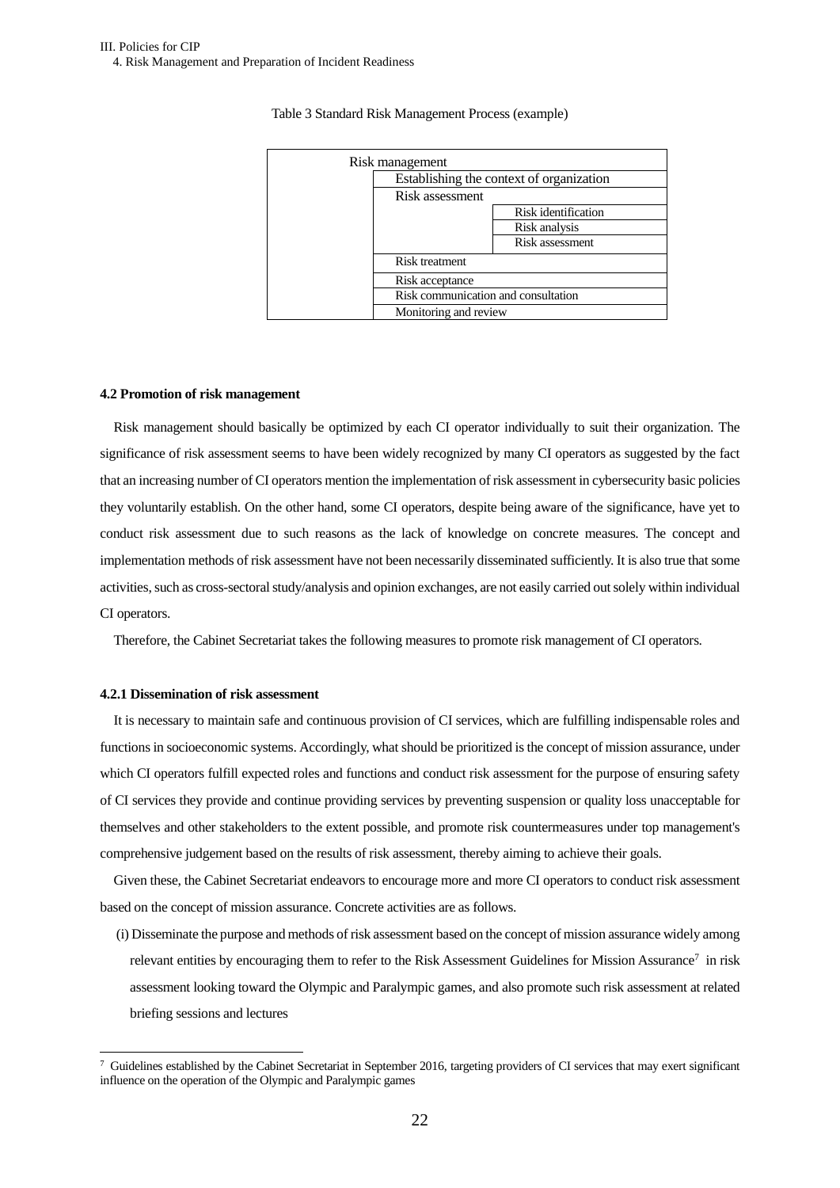Table 3 Standard Risk Management Process (example)

| Risk management | | |
|---|---|---|
| | Establishing the context of organization | |
| | Risk assessment | |
| | | Risk identification |
| | | Risk analysis |
| | | Risk assessment |
| | Risk treatment | |
| | Risk acceptance | |
| | Risk communication and consultation | |
| | Monitoring and review | |

#### 4.2 Promotion of risk management

Risk management should basically be optimized by each CI operator individually to suit their organization. The significance of risk assessment seems to have been widely recognized by many CI operators as suggested by the fact that an increasing number of CI operators mention the implementation of risk assessment in cybersecurity basic policies they voluntarily establish. On the other hand, some CI operators, despite being aware of the significance, have yet to conduct risk assessment due to such reasons as the lack of knowledge on concrete measures. The concept and implementation methods of risk assessment have not been necessarily disseminated sufficiently. It is also true that some activities, such as cross-sectoral study/analysis and opinion exchanges, are not easily carried out solely within individual CI operators.

Therefore, the Cabinet Secretariat takes the following measures to promote risk management of CI operators.

#### 4.2.1 Dissemination of risk assessment

It is necessary to maintain safe and continuous provision of CI services, which are fulfilling indispensable roles and functions in socioeconomic systems. Accordingly, what should be prioritized is the concept of mission assurance, under which CI operators fulfill expected roles and functions and conduct risk assessment for the purpose of ensuring safety of CI services they provide and continue providing services by preventing suspension or quality loss unacceptable for themselves and other stakeholders to the extent possible, and promote risk countermeasures under top management's comprehensive judgement based on the results of risk assessment, thereby aiming to achieve their goals.

Given these, the Cabinet Secretariat endeavors to encourage more and more CI operators to conduct risk assessment based on the concept of mission assurance. Concrete activities are as follows.

(i) Disseminate the purpose and methods of risk assessment based on the concept of mission assurance widely among relevant entities by encouraging them to refer to the Risk Assessment Guidelines for Mission Assurance[7] in risk assessment looking toward the Olympic and Paralympic games, and also promote such risk assessment at related briefing sessions and lectures

[7] Guidelines established by the Cabinet Secretariat in September 2016, targeting providers of CI services that may exert significant influence on the operation of the Olympic and Paralympic games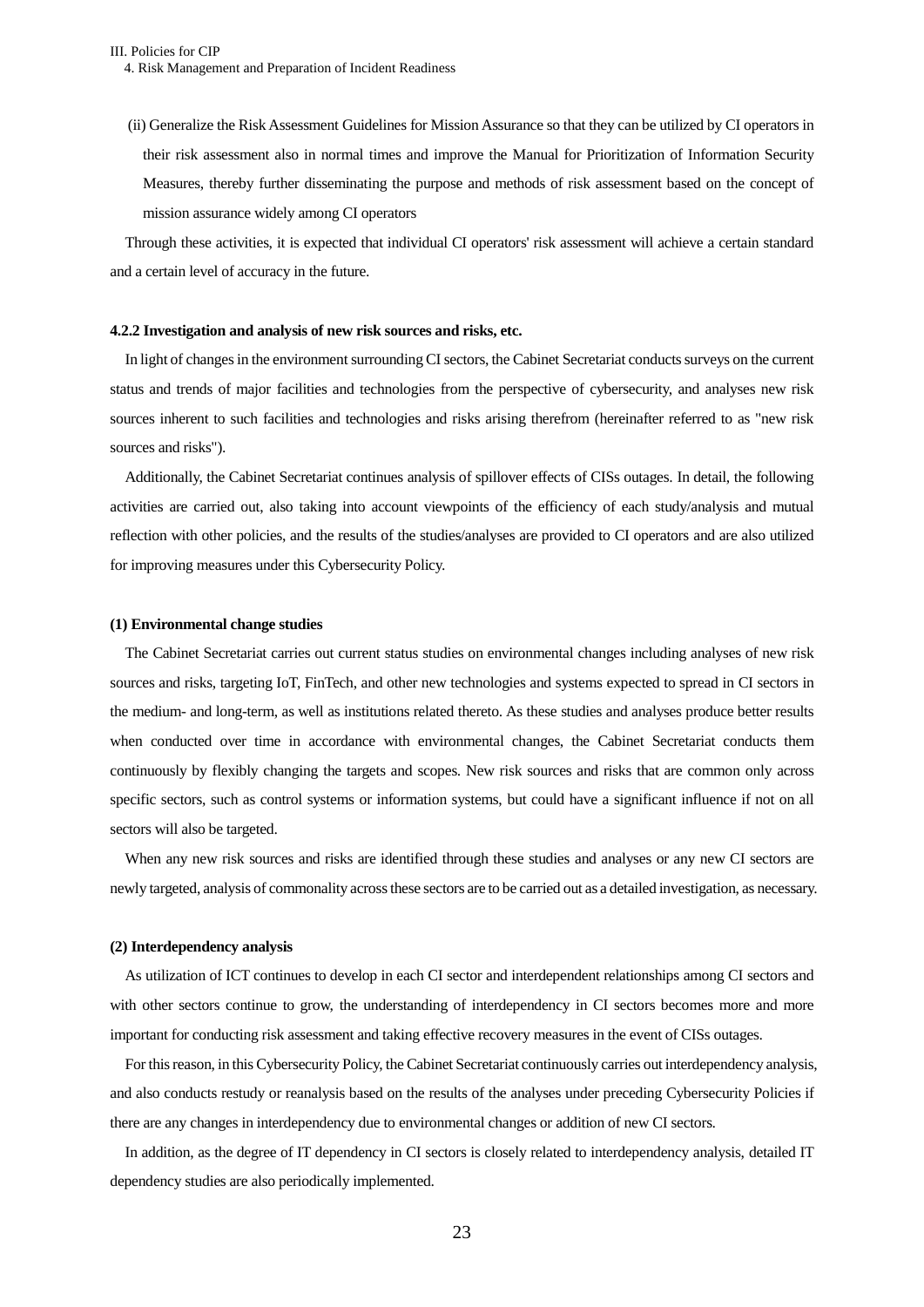(ii) Generalize the Risk Assessment Guidelines for Mission Assurance so that they can be utilized by CI operators in their risk assessment also in normal times and improve the Manual for Prioritization of Information Security Measures, thereby further disseminating the purpose and methods of risk assessment based on the concept of mission assurance widely among CI operators

Through these activities, it is expected that individual CI operators' risk assessment will achieve a certain standard and a certain level of accuracy in the future.

#### 4.2.2 Investigation and analysis of new risk sources and risks, etc.

In light of changes in the environment surrounding CI sectors, the Cabinet Secretariat conducts surveys on the current status and trends of major facilities and technologies from the perspective of cybersecurity, and analyses new risk sources inherent to such facilities and technologies and risks arising therefrom (hereinafter referred to as "new risk sources and risks").

Additionally, the Cabinet Secretariat continues analysis of spillover effects of CISs outages. In detail, the following activities are carried out, also taking into account viewpoints of the efficiency of each study/analysis and mutual reflection with other policies, and the results of the studies/analyses are provided to CI operators and are also utilized for improving measures under this Cybersecurity Policy.

##### (1) Environmental change studies

The Cabinet Secretariat carries out current status studies on environmental changes including analyses of new risk sources and risks, targeting IoT, FinTech, and other new technologies and systems expected to spread in CI sectors in the medium- and long-term, as well as institutions related thereto. As these studies and analyses produce better results when conducted over time in accordance with environmental changes, the Cabinet Secretariat conducts them continuously by flexibly changing the targets and scopes. New risk sources and risks that are common only across specific sectors, such as control systems or information systems, but could have a significant influence if not on all sectors will also be targeted.

When any new risk sources and risks are identified through these studies and analyses or any new CI sectors are newly targeted, analysis of commonality across these sectors are to be carried out as a detailed investigation, as necessary.

##### (2) Interdependency analysis

As utilization of ICT continues to develop in each CI sector and interdependent relationships among CI sectors and with other sectors continue to grow, the understanding of interdependency in CI sectors becomes more and more important for conducting risk assessment and taking effective recovery measures in the event of CISs outages.

For this reason, in this Cybersecurity Policy, the Cabinet Secretariat continuously carries out interdependency analysis, and also conducts restudy or reanalysis based on the results of the analyses under preceding Cybersecurity Policies if there are any changes in interdependency due to environmental changes or addition of new CI sectors.

In addition, as the degree of IT dependency in CI sectors is closely related to interdependency analysis, detailed IT dependency studies are also periodically implemented.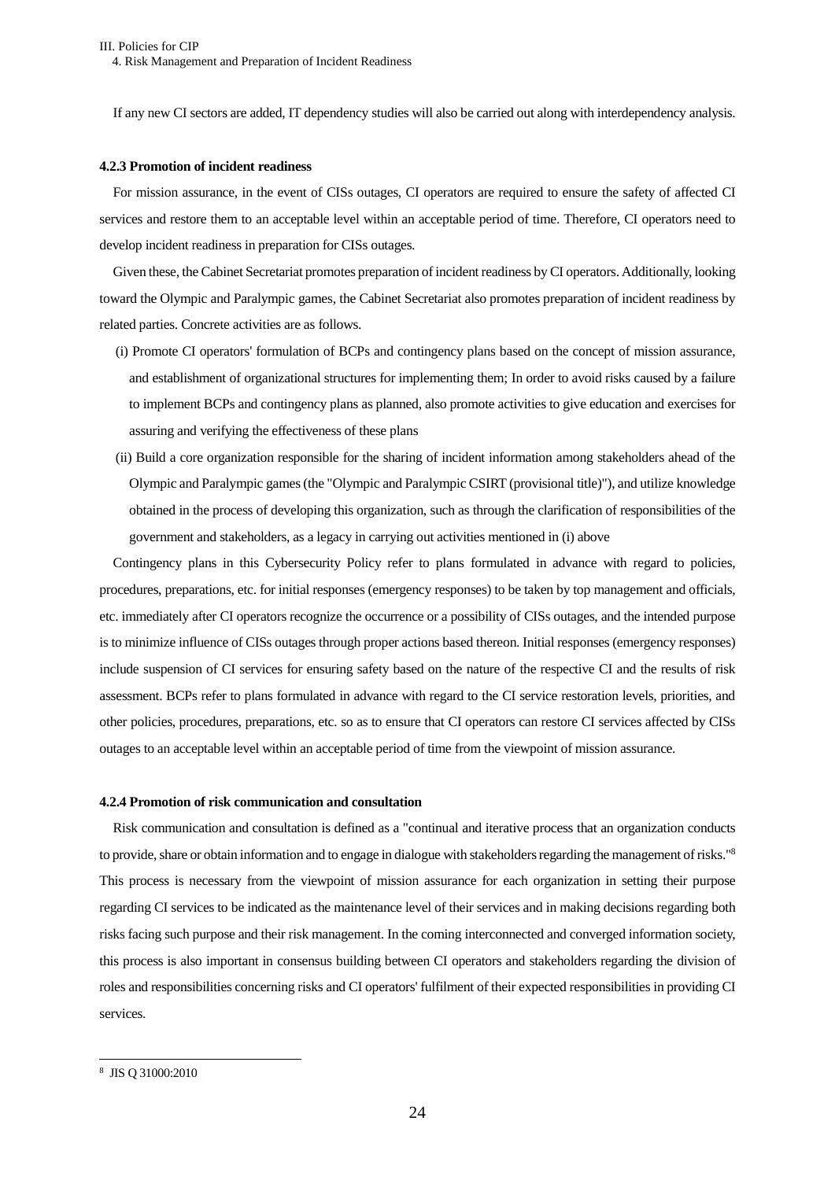If any new CI sectors are added, IT dependency studies will also be carried out along with interdependency analysis.

#### 4.2.3 Promotion of incident readiness

For mission assurance, in the event of CISs outages, CI operators are required to ensure the safety of affected CI services and restore them to an acceptable level within an acceptable period of time. Therefore, CI operators need to develop incident readiness in preparation for CISs outages.

Given these, the Cabinet Secretariat promotes preparation of incident readiness by CI operators. Additionally, looking toward the Olympic and Paralympic games, the Cabinet Secretariat also promotes preparation of incident readiness by related parties. Concrete activities are as follows.

(i) Promote CI operators' formulation of BCPs and contingency plans based on the concept of mission assurance, and establishment of organizational structures for implementing them; In order to avoid risks caused by a failure to implement BCPs and contingency plans as planned, also promote activities to give education and exercises for assuring and verifying the effectiveness of these plans

(ii) Build a core organization responsible for the sharing of incident information among stakeholders ahead of the Olympic and Paralympic games (the "Olympic and Paralympic CSIRT (provisional title)"), and utilize knowledge obtained in the process of developing this organization, such as through the clarification of responsibilities of the government and stakeholders, as a legacy in carrying out activities mentioned in (i) above

Contingency plans in this Cybersecurity Policy refer to plans formulated in advance with regard to policies, procedures, preparations, etc. for initial responses (emergency responses) to be taken by top management and officials, etc. immediately after CI operators recognize the occurrence or a possibility of CISs outages, and the intended purpose is to minimize influence of CISs outages through proper actions based thereon. Initial responses (emergency responses) include suspension of CI services for ensuring safety based on the nature of the respective CI and the results of risk assessment. BCPs refer to plans formulated in advance with regard to the CI service restoration levels, priorities, and other policies, procedures, preparations, etc. so as to ensure that CI operators can restore CI services affected by CISs outages to an acceptable level within an acceptable period of time from the viewpoint of mission assurance.

#### 4.2.4 Promotion of risk communication and consultation

Risk communication and consultation is defined as a "continual and iterative process that an organization conducts to provide, share or obtain information and to engage in dialogue with stakeholders regarding the management of risks."[8] This process is necessary from the viewpoint of mission assurance for each organization in setting their purpose regarding CI services to be indicated as the maintenance level of their services and in making decisions regarding both risks facing such purpose and their risk management. In the coming interconnected and converged information society, this process is also important in consensus building between CI operators and stakeholders regarding the division of roles and responsibilities concerning risks and CI operators' fulfilment of their expected responsibilities in providing CI services.

[8] JIS Q 31000:2010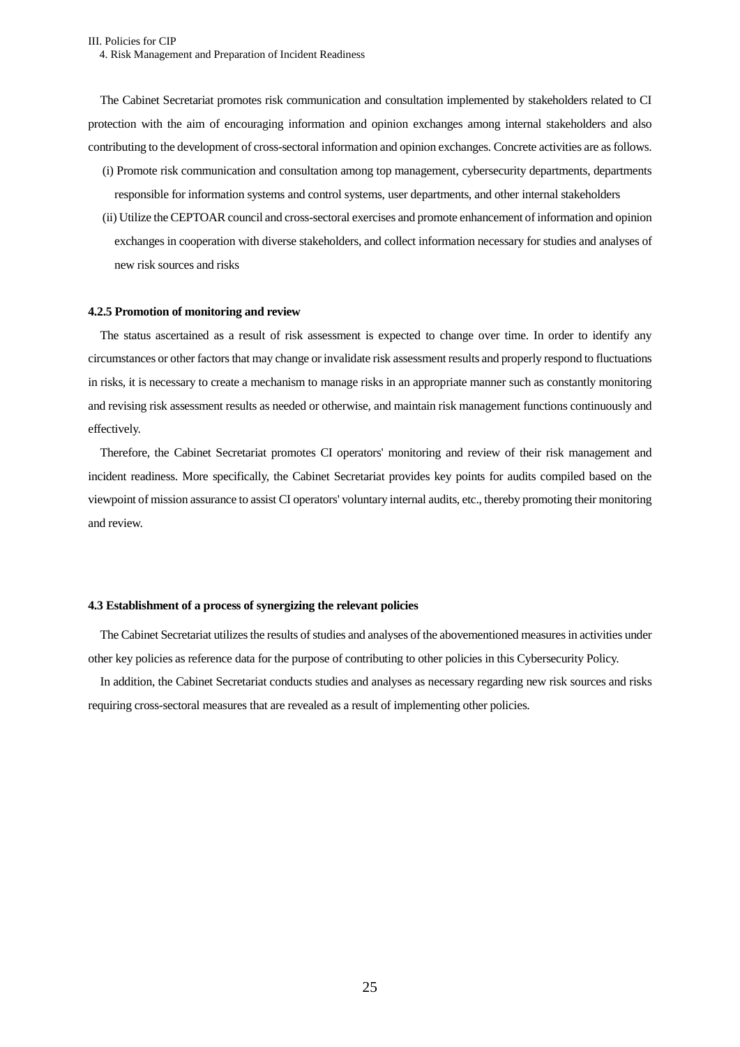The Cabinet Secretariat promotes risk communication and consultation implemented by stakeholders related to CI protection with the aim of encouraging information and opinion exchanges among internal stakeholders and also contributing to the development of cross-sectoral information and opinion exchanges. Concrete activities are as follows.

(i) Promote risk communication and consultation among top management, cybersecurity departments, departments responsible for information systems and control systems, user departments, and other internal stakeholders

(ii) Utilize the CEPTOAR council and cross-sectoral exercises and promote enhancement of information and opinion exchanges in cooperation with diverse stakeholders, and collect information necessary for studies and analyses of new risk sources and risks

#### 4.2.5 Promotion of monitoring and review

The status ascertained as a result of risk assessment is expected to change over time. In order to identify any circumstances or other factors that may change or invalidate risk assessment results and properly respond to fluctuations in risks, it is necessary to create a mechanism to manage risks in an appropriate manner such as constantly monitoring and revising risk assessment results as needed or otherwise, and maintain risk management functions continuously and effectively.

Therefore, the Cabinet Secretariat promotes CI operators' monitoring and review of their risk management and incident readiness. More specifically, the Cabinet Secretariat provides key points for audits compiled based on the viewpoint of mission assurance to assist CI operators' voluntary internal audits, etc., thereby promoting their monitoring and review.

### 4.3 Establishment of a process of synergizing the relevant policies

The Cabinet Secretariat utilizes the results of studies and analyses of the abovementioned measures in activities under other key policies as reference data for the purpose of contributing to other policies in this Cybersecurity Policy.

In addition, the Cabinet Secretariat conducts studies and analyses as necessary regarding new risk sources and risks requiring cross-sectoral measures that are revealed as a result of implementing other policies.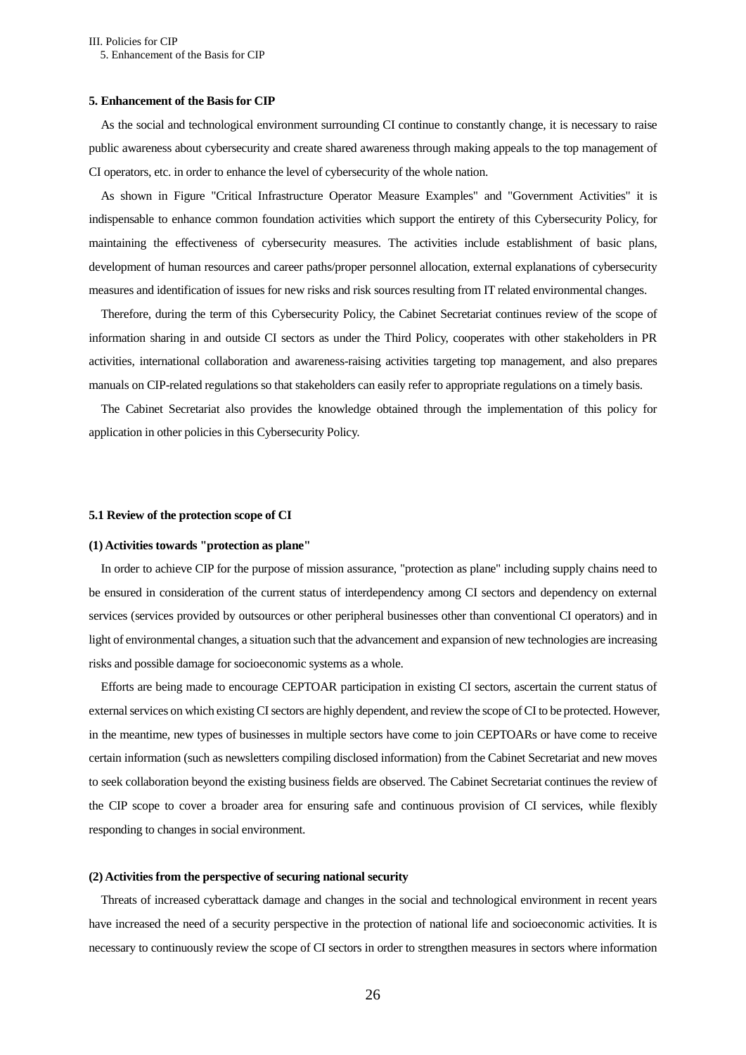## 5. Enhancement of the Basis for CIP

As the social and technological environment surrounding CI continue to constantly change, it is necessary to raise public awareness about cybersecurity and create shared awareness through making appeals to the top management of CI operators, etc. in order to enhance the level of cybersecurity of the whole nation.

As shown in Figure "Critical Infrastructure Operator Measure Examples" and "Government Activities" it is indispensable to enhance common foundation activities which support the entirety of this Cybersecurity Policy, for maintaining the effectiveness of cybersecurity measures. The activities include establishment of basic plans, development of human resources and career paths/proper personnel allocation, external explanations of cybersecurity measures and identification of issues for new risks and risk sources resulting from IT related environmental changes.

Therefore, during the term of this Cybersecurity Policy, the Cabinet Secretariat continues review of the scope of information sharing in and outside CI sectors as under the Third Policy, cooperates with other stakeholders in PR activities, international collaboration and awareness-raising activities targeting top management, and also prepares manuals on CIP-related regulations so that stakeholders can easily refer to appropriate regulations on a timely basis.

The Cabinet Secretariat also provides the knowledge obtained through the implementation of this policy for application in other policies in this Cybersecurity Policy.

### 5.1 Review of the protection scope of CI

#### (1) Activities towards "protection as plane"

In order to achieve CIP for the purpose of mission assurance, "protection as plane" including supply chains need to be ensured in consideration of the current status of interdependency among CI sectors and dependency on external services (services provided by outsources or other peripheral businesses other than conventional CI operators) and in light of environmental changes, a situation such that the advancement and expansion of new technologies are increasing risks and possible damage for socioeconomic systems as a whole.

Efforts are being made to encourage CEPTOAR participation in existing CI sectors, ascertain the current status of external services on which existing CI sectors are highly dependent, and review the scope of CI to be protected. However, in the meantime, new types of businesses in multiple sectors have come to join CEPTOARs or have come to receive certain information (such as newsletters compiling disclosed information) from the Cabinet Secretariat and new moves to seek collaboration beyond the existing business fields are observed. The Cabinet Secretariat continues the review of the CIP scope to cover a broader area for ensuring safe and continuous provision of CI services, while flexibly responding to changes in social environment.

#### (2) Activities from the perspective of securing national security

Threats of increased cyberattack damage and changes in the social and technological environment in recent years have increased the need of a security perspective in the protection of national life and socioeconomic activities. It is necessary to continuously review the scope of CI sectors in order to strengthen measures in sectors where information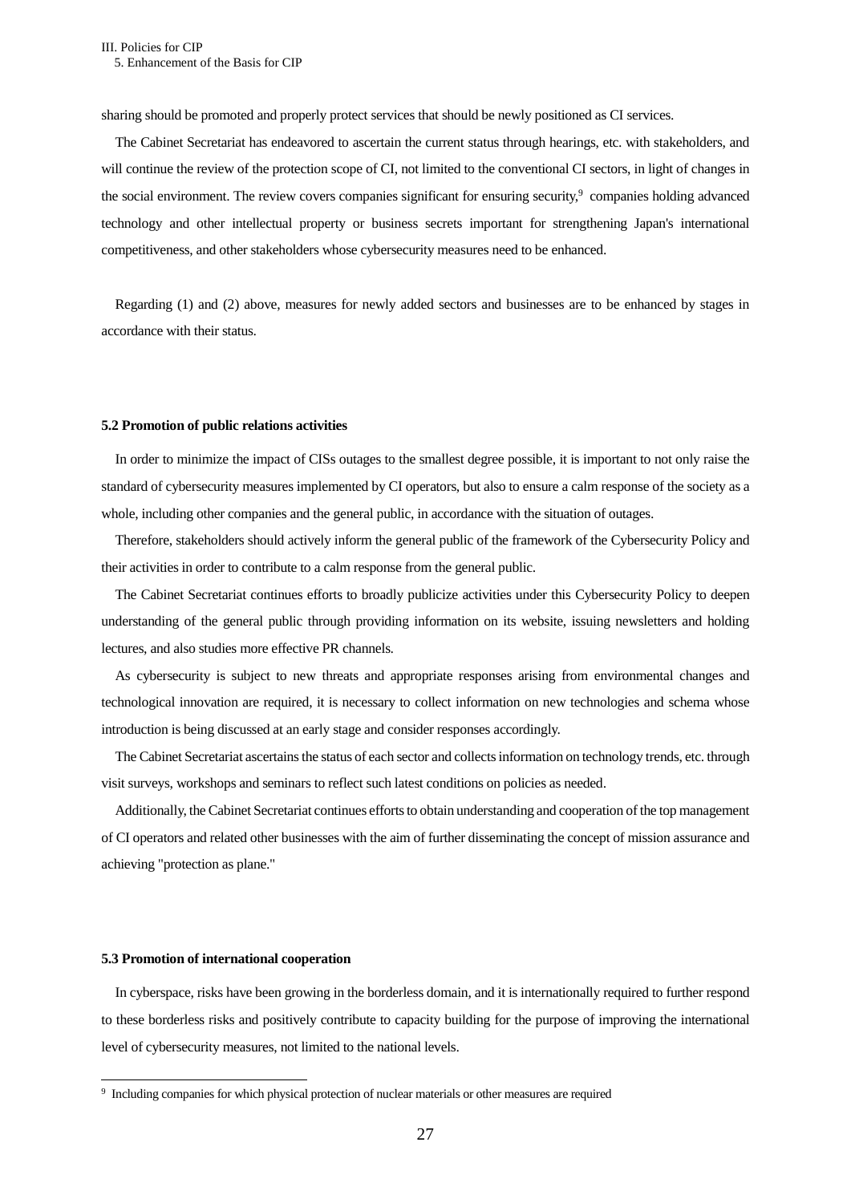sharing should be promoted and properly protect services that should be newly positioned as CI services.

The Cabinet Secretariat has endeavored to ascertain the current status through hearings, etc. with stakeholders, and will continue the review of the protection scope of CI, not limited to the conventional CI sectors, in light of changes in the social environment. The review covers companies significant for ensuring security,[9] companies holding advanced technology and other intellectual property or business secrets important for strengthening Japan's international competitiveness, and other stakeholders whose cybersecurity measures need to be enhanced.

Regarding (1) and (2) above, measures for newly added sectors and businesses are to be enhanced by stages in accordance with their status.

**5.2 Promotion of public relations activities**

In order to minimize the impact of CISs outages to the smallest degree possible, it is important to not only raise the standard of cybersecurity measures implemented by CI operators, but also to ensure a calm response of the society as a whole, including other companies and the general public, in accordance with the situation of outages.

Therefore, stakeholders should actively inform the general public of the framework of the Cybersecurity Policy and their activities in order to contribute to a calm response from the general public.

The Cabinet Secretariat continues efforts to broadly publicize activities under this Cybersecurity Policy to deepen understanding of the general public through providing information on its website, issuing newsletters and holding lectures, and also studies more effective PR channels.

As cybersecurity is subject to new threats and appropriate responses arising from environmental changes and technological innovation are required, it is necessary to collect information on new technologies and schema whose introduction is being discussed at an early stage and consider responses accordingly.

The Cabinet Secretariat ascertains the status of each sector and collects information on technology trends, etc. through visit surveys, workshops and seminars to reflect such latest conditions on policies as needed.

Additionally, the Cabinet Secretariat continues efforts to obtain understanding and cooperation of the top management of CI operators and related other businesses with the aim of further disseminating the concept of mission assurance and achieving "protection as plane."

**5.3 Promotion of international cooperation**

In cyberspace, risks have been growing in the borderless domain, and it is internationally required to further respond to these borderless risks and positively contribute to capacity building for the purpose of improving the international level of cybersecurity measures, not limited to the national levels.

[9] Including companies for which physical protection of nuclear materials or other measures are required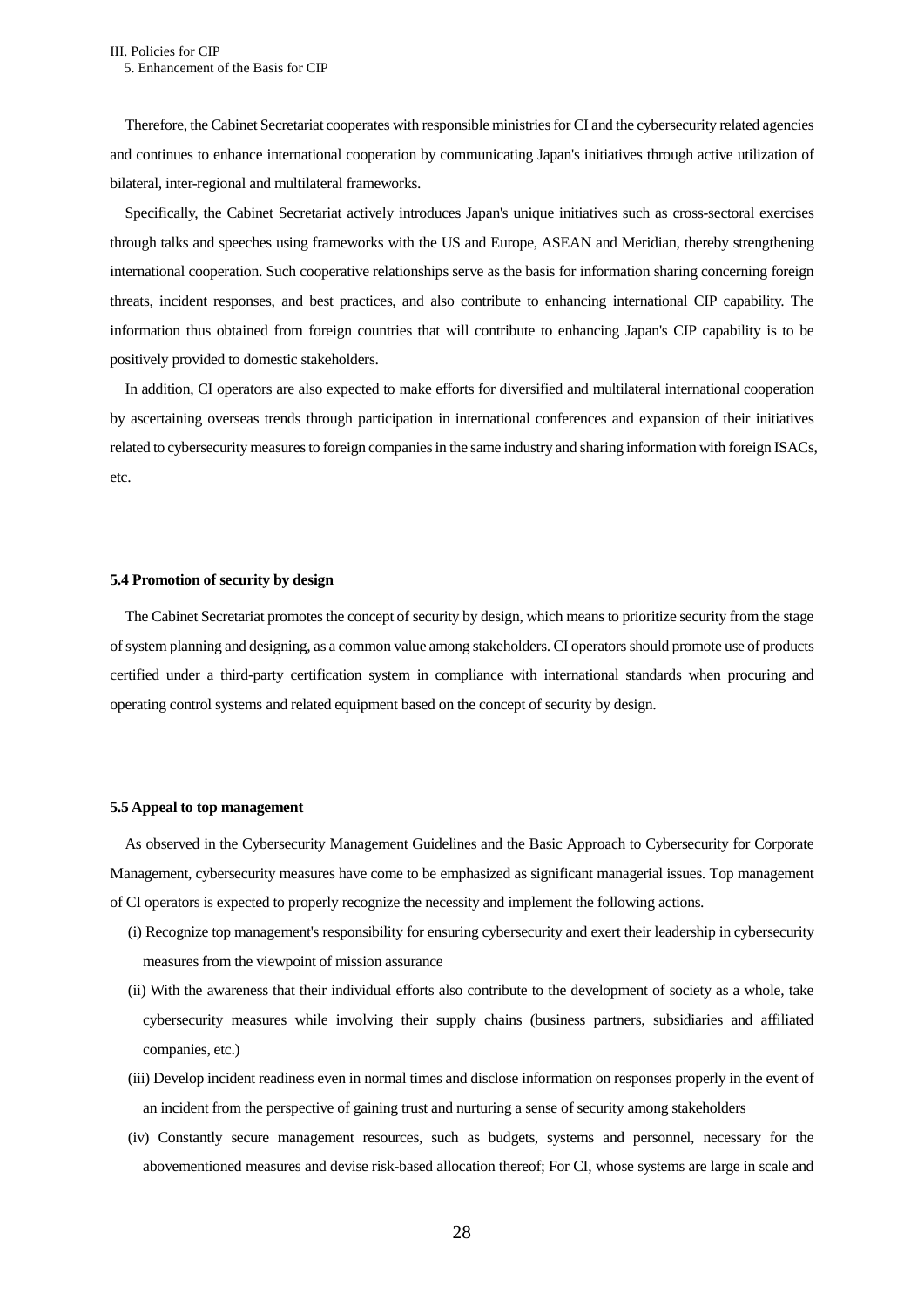Therefore, the Cabinet Secretariat cooperates with responsible ministries for CI and the cybersecurity related agencies and continues to enhance international cooperation by communicating Japan's initiatives through active utilization of bilateral, inter-regional and multilateral frameworks.

Specifically, the Cabinet Secretariat actively introduces Japan's unique initiatives such as cross-sectoral exercises through talks and speeches using frameworks with the US and Europe, ASEAN and Meridian, thereby strengthening international cooperation. Such cooperative relationships serve as the basis for information sharing concerning foreign threats, incident responses, and best practices, and also contribute to enhancing international CIP capability. The information thus obtained from foreign countries that will contribute to enhancing Japan's CIP capability is to be positively provided to domestic stakeholders.

In addition, CI operators are also expected to make efforts for diversified and multilateral international cooperation by ascertaining overseas trends through participation in international conferences and expansion of their initiatives related to cybersecurity measures to foreign companies in the same industry and sharing information with foreign ISACs, etc.

### 5.4 Promotion of security by design

The Cabinet Secretariat promotes the concept of security by design, which means to prioritize security from the stage of system planning and designing, as a common value among stakeholders. CI operators should promote use of products certified under a third-party certification system in compliance with international standards when procuring and operating control systems and related equipment based on the concept of security by design.

### 5.5 Appeal to top management

As observed in the Cybersecurity Management Guidelines and the Basic Approach to Cybersecurity for Corporate Management, cybersecurity measures have come to be emphasized as significant managerial issues. Top management of CI operators is expected to properly recognize the necessity and implement the following actions.

(i) Recognize top management's responsibility for ensuring cybersecurity and exert their leadership in cybersecurity measures from the viewpoint of mission assurance

(ii) With the awareness that their individual efforts also contribute to the development of society as a whole, take cybersecurity measures while involving their supply chains (business partners, subsidiaries and affiliated companies, etc.)

(iii) Develop incident readiness even in normal times and disclose information on responses properly in the event of an incident from the perspective of gaining trust and nurturing a sense of security among stakeholders

(iv) Constantly secure management resources, such as budgets, systems and personnel, necessary for the abovementioned measures and devise risk-based allocation thereof; For CI, whose systems are large in scale and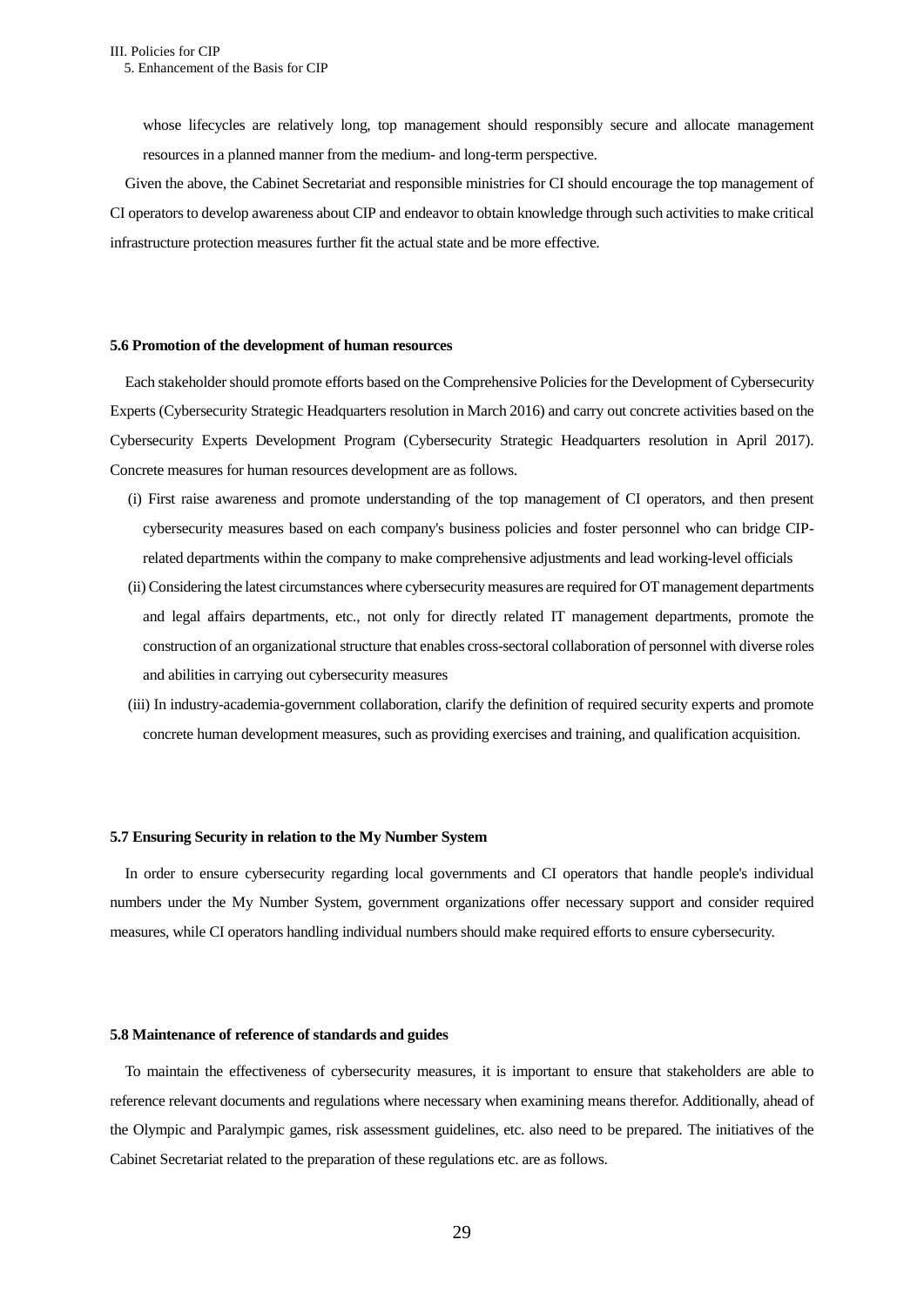whose lifecycles are relatively long, top management should responsibly secure and allocate management resources in a planned manner from the medium- and long-term perspective.

Given the above, the Cabinet Secretariat and responsible ministries for CI should encourage the top management of CI operators to develop awareness about CIP and endeavor to obtain knowledge through such activities to make critical infrastructure protection measures further fit the actual state and be more effective.

#### 5.6 Promotion of the development of human resources

Each stakeholder should promote efforts based on the Comprehensive Policies for the Development of Cybersecurity Experts (Cybersecurity Strategic Headquarters resolution in March 2016) and carry out concrete activities based on the Cybersecurity Experts Development Program (Cybersecurity Strategic Headquarters resolution in April 2017). Concrete measures for human resources development are as follows.

(i) First raise awareness and promote understanding of the top management of CI operators, and then present cybersecurity measures based on each company's business policies and foster personnel who can bridge CIP-related departments within the company to make comprehensive adjustments and lead working-level officials

(ii) Considering the latest circumstances where cybersecurity measures are required for OT management departments and legal affairs departments, etc., not only for directly related IT management departments, promote the construction of an organizational structure that enables cross-sectoral collaboration of personnel with diverse roles and abilities in carrying out cybersecurity measures

(iii) In industry-academia-government collaboration, clarify the definition of required security experts and promote concrete human development measures, such as providing exercises and training, and qualification acquisition.

#### 5.7 Ensuring Security in relation to the My Number System

In order to ensure cybersecurity regarding local governments and CI operators that handle people's individual numbers under the My Number System, government organizations offer necessary support and consider required measures, while CI operators handling individual numbers should make required efforts to ensure cybersecurity.

#### 5.8 Maintenance of reference of standards and guides

To maintain the effectiveness of cybersecurity measures, it is important to ensure that stakeholders are able to reference relevant documents and regulations where necessary when examining means therefor. Additionally, ahead of the Olympic and Paralympic games, risk assessment guidelines, etc. also need to be prepared. The initiatives of the Cabinet Secretariat related to the preparation of these regulations etc. are as follows.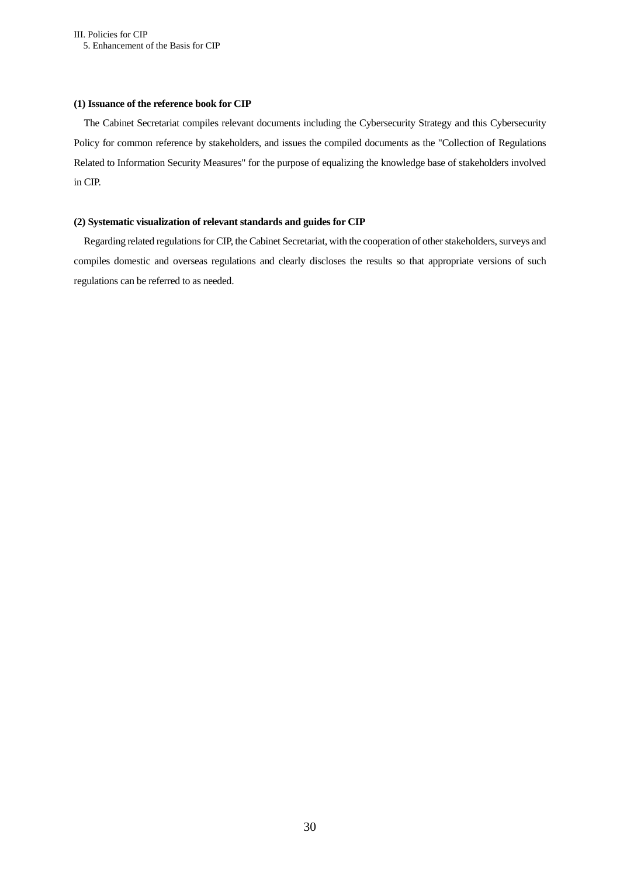**(1) Issuance of the reference book for CIP**

The Cabinet Secretariat compiles relevant documents including the Cybersecurity Strategy and this Cybersecurity Policy for common reference by stakeholders, and issues the compiled documents as the "Collection of Regulations Related to Information Security Measures" for the purpose of equalizing the knowledge base of stakeholders involved in CIP.

**(2) Systematic visualization of relevant standards and guides for CIP**

Regarding related regulations for CIP, the Cabinet Secretariat, with the cooperation of other stakeholders, surveys and compiles domestic and overseas regulations and clearly discloses the results so that appropriate versions of such regulations can be referred to as needed.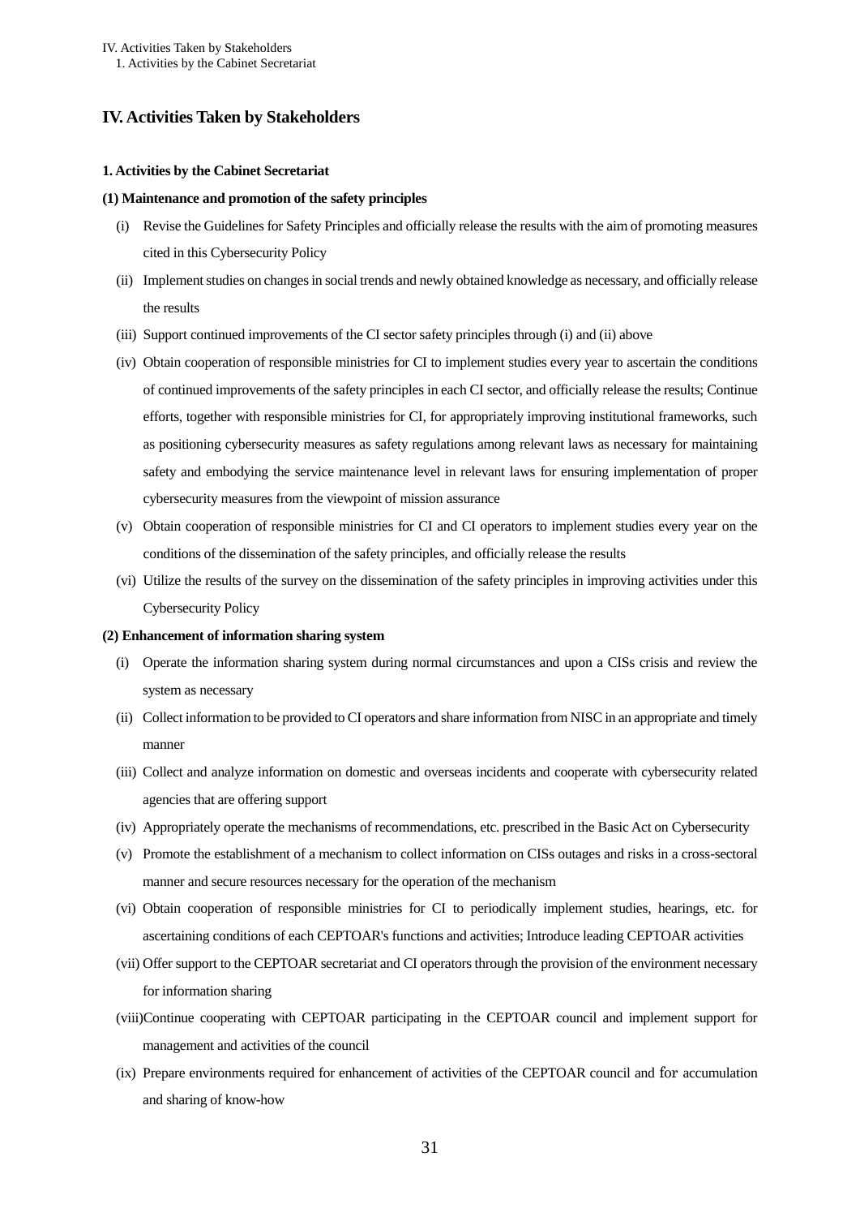# IV. Activities Taken by Stakeholders

### 1. Activities by the Cabinet Secretariat

#### (1) Maintenance and promotion of the safety principles

- (i) Revise the Guidelines for Safety Principles and officially release the results with the aim of promoting measures cited in this Cybersecurity Policy
- (ii) Implement studies on changes in social trends and newly obtained knowledge as necessary, and officially release the results
- (iii) Support continued improvements of the CI sector safety principles through (i) and (ii) above
- (iv) Obtain cooperation of responsible ministries for CI to implement studies every year to ascertain the conditions of continued improvements of the safety principles in each CI sector, and officially release the results; Continue efforts, together with responsible ministries for CI, for appropriately improving institutional frameworks, such as positioning cybersecurity measures as safety regulations among relevant laws as necessary for maintaining safety and embodying the service maintenance level in relevant laws for ensuring implementation of proper cybersecurity measures from the viewpoint of mission assurance
- (v) Obtain cooperation of responsible ministries for CI and CI operators to implement studies every year on the conditions of the dissemination of the safety principles, and officially release the results
- (vi) Utilize the results of the survey on the dissemination of the safety principles in improving activities under this Cybersecurity Policy

#### (2) Enhancement of information sharing system

- (i) Operate the information sharing system during normal circumstances and upon a CISs crisis and review the system as necessary
- (ii) Collect information to be provided to CI operators and share information from NISC in an appropriate and timely manner
- (iii) Collect and analyze information on domestic and overseas incidents and cooperate with cybersecurity related agencies that are offering support
- (iv) Appropriately operate the mechanisms of recommendations, etc. prescribed in the Basic Act on Cybersecurity
- (v) Promote the establishment of a mechanism to collect information on CISs outages and risks in a cross-sectoral manner and secure resources necessary for the operation of the mechanism
- (vi) Obtain cooperation of responsible ministries for CI to periodically implement studies, hearings, etc. for ascertaining conditions of each CEPTOAR's functions and activities; Introduce leading CEPTOAR activities
- (vii) Offer support to the CEPTOAR secretariat and CI operators through the provision of the environment necessary for information sharing
- (viii) Continue cooperating with CEPTOAR participating in the CEPTOAR council and implement support for management and activities of the council
- (ix) Prepare environments required for enhancement of activities of the CEPTOAR council and for accumulation and sharing of know-how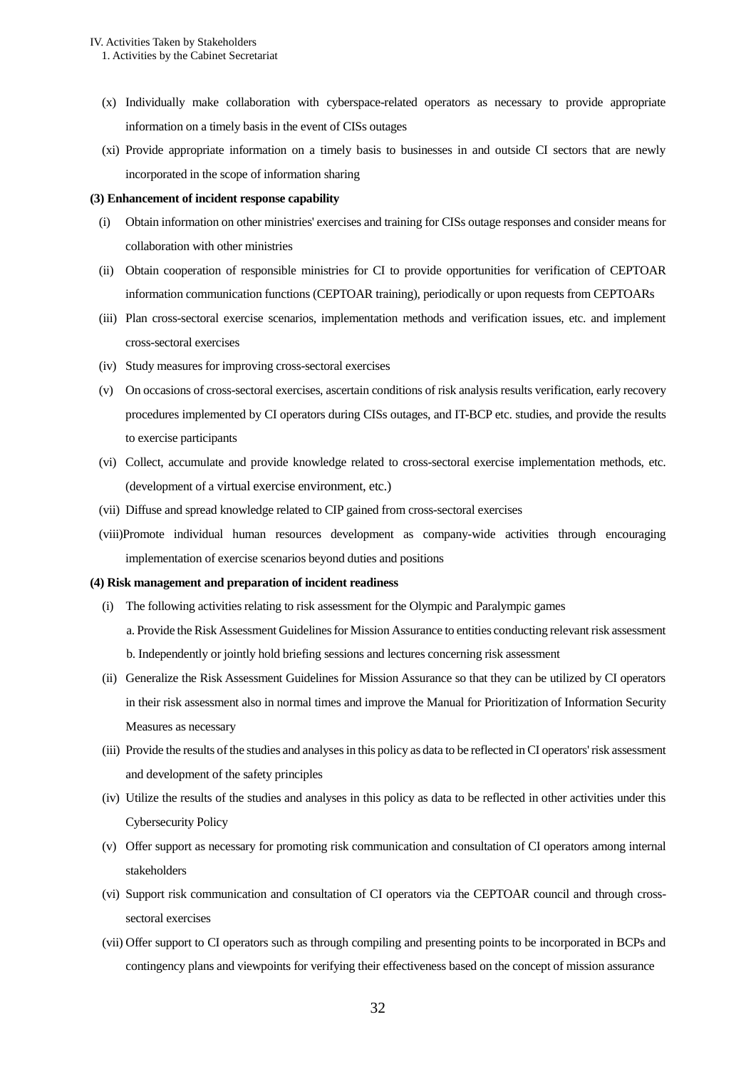(x) Individually make collaboration with cyberspace-related operators as necessary to provide appropriate information on a timely basis in the event of CISs outages

(xi) Provide appropriate information on a timely basis to businesses in and outside CI sectors that are newly incorporated in the scope of information sharing

**(3) Enhancement of incident response capability**

(i) Obtain information on other ministries' exercises and training for CISs outage responses and consider means for collaboration with other ministries

(ii) Obtain cooperation of responsible ministries for CI to provide opportunities for verification of CEPTOAR information communication functions (CEPTOAR training), periodically or upon requests from CEPTOARs

(iii) Plan cross-sectoral exercise scenarios, implementation methods and verification issues, etc. and implement cross-sectoral exercises

(iv) Study measures for improving cross-sectoral exercises

(v) On occasions of cross-sectoral exercises, ascertain conditions of risk analysis results verification, early recovery procedures implemented by CI operators during CISs outages, and IT-BCP etc. studies, and provide the results to exercise participants

(vi) Collect, accumulate and provide knowledge related to cross-sectoral exercise implementation methods, etc. (development of a virtual exercise environment, etc.)

(vii) Diffuse and spread knowledge related to CIP gained from cross-sectoral exercises

(viii)Promote individual human resources development as company-wide activities through encouraging implementation of exercise scenarios beyond duties and positions

**(4) Risk management and preparation of incident readiness**

(i) The following activities relating to risk assessment for the Olympic and Paralympic games

a. Provide the Risk Assessment Guidelines for Mission Assurance to entities conducting relevant risk assessment

b. Independently or jointly hold briefing sessions and lectures concerning risk assessment

(ii) Generalize the Risk Assessment Guidelines for Mission Assurance so that they can be utilized by CI operators in their risk assessment also in normal times and improve the Manual for Prioritization of Information Security Measures as necessary

(iii) Provide the results of the studies and analyses in this policy as data to be reflected in CI operators' risk assessment and development of the safety principles

(iv) Utilize the results of the studies and analyses in this policy as data to be reflected in other activities under this Cybersecurity Policy

(v) Offer support as necessary for promoting risk communication and consultation of CI operators among internal stakeholders

(vi) Support risk communication and consultation of CI operators via the CEPTOAR council and through cross-sectoral exercises

(vii) Offer support to CI operators such as through compiling and presenting points to be incorporated in BCPs and contingency plans and viewpoints for verifying their effectiveness based on the concept of mission assurance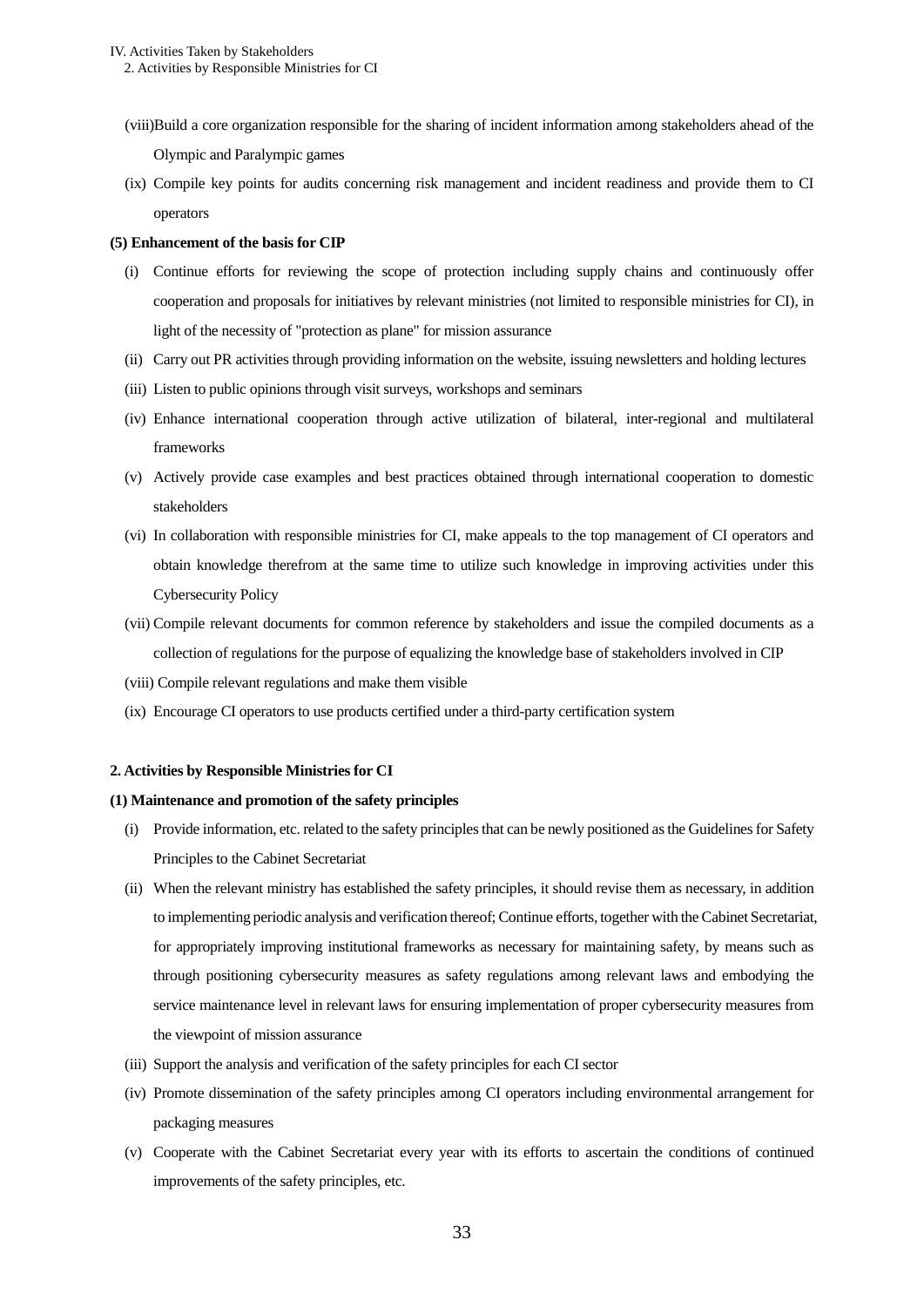(viii) Build a core organization responsible for the sharing of incident information among stakeholders ahead of the Olympic and Paralympic games

(ix) Compile key points for audits concerning risk management and incident readiness and provide them to CI operators

**(5) Enhancement of the basis for CIP**

(i) Continue efforts for reviewing the scope of protection including supply chains and continuously offer cooperation and proposals for initiatives by relevant ministries (not limited to responsible ministries for CI), in light of the necessity of "protection as plane" for mission assurance

(ii) Carry out PR activities through providing information on the website, issuing newsletters and holding lectures

(iii) Listen to public opinions through visit surveys, workshops and seminars

(iv) Enhance international cooperation through active utilization of bilateral, inter-regional and multilateral frameworks

(v) Actively provide case examples and best practices obtained through international cooperation to domestic stakeholders

(vi) In collaboration with responsible ministries for CI, make appeals to the top management of CI operators and obtain knowledge therefrom at the same time to utilize such knowledge in improving activities under this Cybersecurity Policy

(vii) Compile relevant documents for common reference by stakeholders and issue the compiled documents as a collection of regulations for the purpose of equalizing the knowledge base of stakeholders involved in CIP

(viii) Compile relevant regulations and make them visible

(ix) Encourage CI operators to use products certified under a third-party certification system

## 2. Activities by Responsible Ministries for CI

**(1) Maintenance and promotion of the safety principles**

(i) Provide information, etc. related to the safety principles that can be newly positioned as the Guidelines for Safety Principles to the Cabinet Secretariat

(ii) When the relevant ministry has established the safety principles, it should revise them as necessary, in addition to implementing periodic analysis and verification thereof; Continue efforts, together with the Cabinet Secretariat, for appropriately improving institutional frameworks as necessary for maintaining safety, by means such as through positioning cybersecurity measures as safety regulations among relevant laws and embodying the service maintenance level in relevant laws for ensuring implementation of proper cybersecurity measures from the viewpoint of mission assurance

(iii) Support the analysis and verification of the safety principles for each CI sector

(iv) Promote dissemination of the safety principles among CI operators including environmental arrangement for packaging measures

(v) Cooperate with the Cabinet Secretariat every year with its efforts to ascertain the conditions of continued improvements of the safety principles, etc.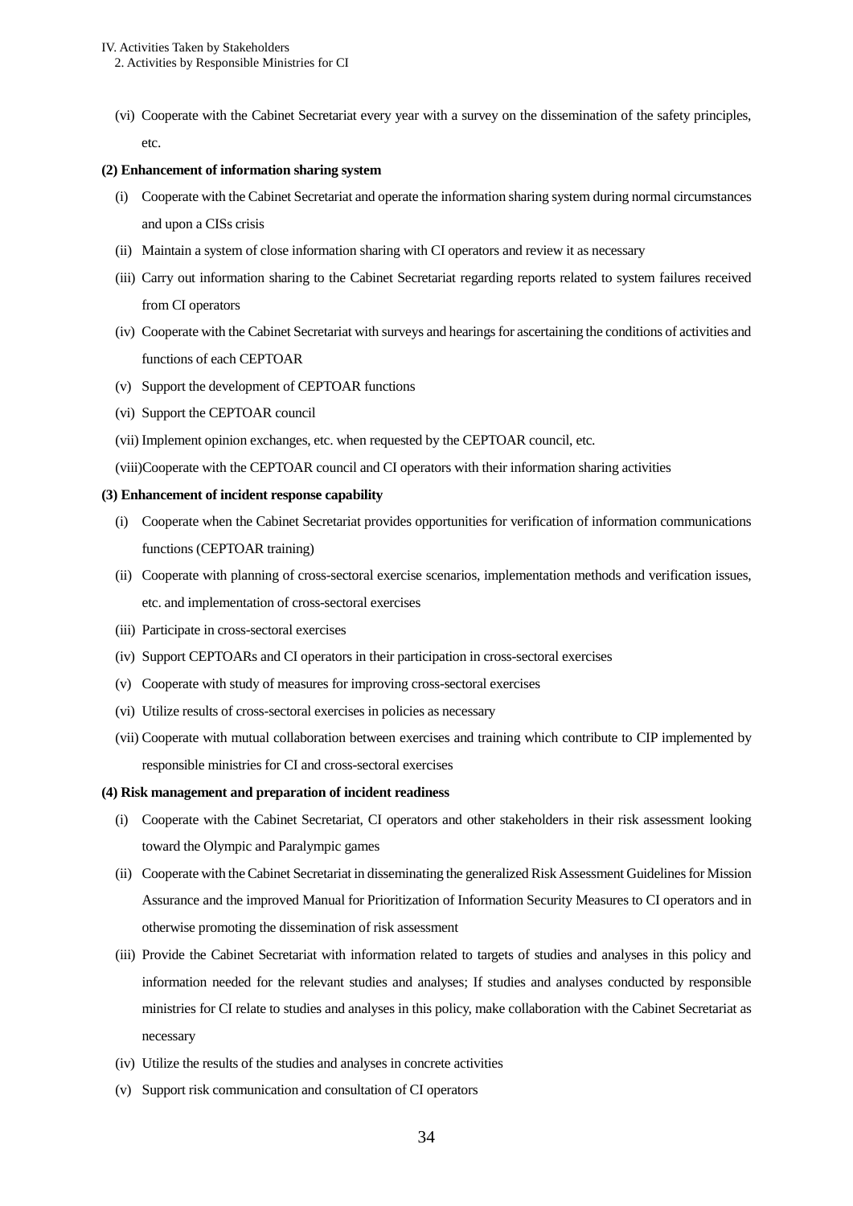(vi) Cooperate with the Cabinet Secretariat every year with a survey on the dissemination of the safety principles, etc.

**(2) Enhancement of information sharing system**

(i) Cooperate with the Cabinet Secretariat and operate the information sharing system during normal circumstances and upon a CISs crisis

(ii) Maintain a system of close information sharing with CI operators and review it as necessary

(iii) Carry out information sharing to the Cabinet Secretariat regarding reports related to system failures received from CI operators

(iv) Cooperate with the Cabinet Secretariat with surveys and hearings for ascertaining the conditions of activities and functions of each CEPTOAR

(v) Support the development of CEPTOAR functions

(vi) Support the CEPTOAR council

(vii) Implement opinion exchanges, etc. when requested by the CEPTOAR council, etc.

(viii)Cooperate with the CEPTOAR council and CI operators with their information sharing activities

**(3) Enhancement of incident response capability**

(i) Cooperate when the Cabinet Secretariat provides opportunities for verification of information communications functions (CEPTOAR training)

(ii) Cooperate with planning of cross-sectoral exercise scenarios, implementation methods and verification issues, etc. and implementation of cross-sectoral exercises

(iii) Participate in cross-sectoral exercises

(iv) Support CEPTOARs and CI operators in their participation in cross-sectoral exercises

(v) Cooperate with study of measures for improving cross-sectoral exercises

(vi) Utilize results of cross-sectoral exercises in policies as necessary

(vii) Cooperate with mutual collaboration between exercises and training which contribute to CIP implemented by responsible ministries for CI and cross-sectoral exercises

**(4) Risk management and preparation of incident readiness**

(i) Cooperate with the Cabinet Secretariat, CI operators and other stakeholders in their risk assessment looking toward the Olympic and Paralympic games

(ii) Cooperate with the Cabinet Secretariat in disseminating the generalized Risk Assessment Guidelines for Mission Assurance and the improved Manual for Prioritization of Information Security Measures to CI operators and in otherwise promoting the dissemination of risk assessment

(iii) Provide the Cabinet Secretariat with information related to targets of studies and analyses in this policy and information needed for the relevant studies and analyses; If studies and analyses conducted by responsible ministries for CI relate to studies and analyses in this policy, make collaboration with the Cabinet Secretariat as necessary

(iv) Utilize the results of the studies and analyses in concrete activities

(v) Support risk communication and consultation of CI operators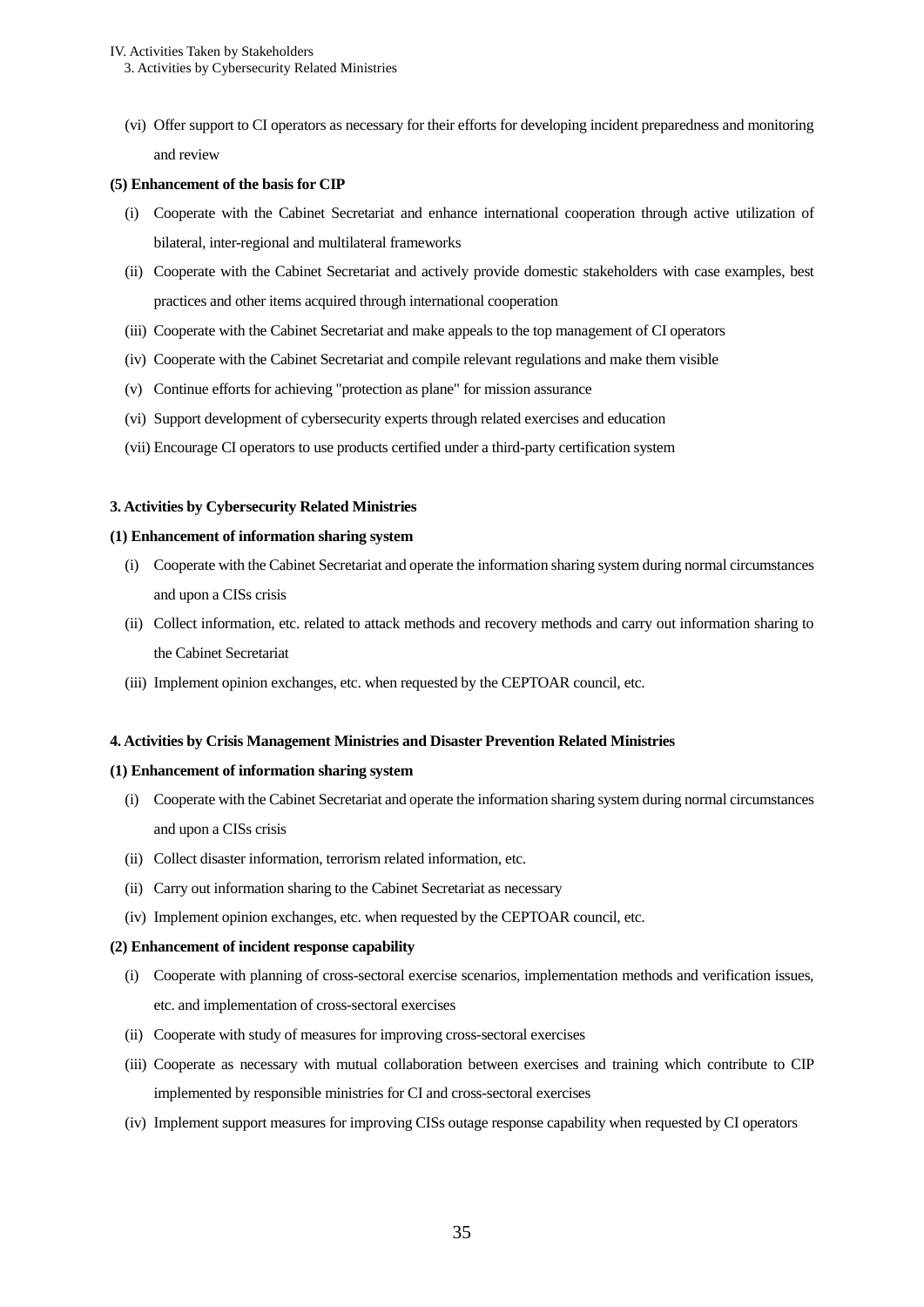(vi) Offer support to CI operators as necessary for their efforts for developing incident preparedness and monitoring and review

**(5) Enhancement of the basis for CIP**

(i) Cooperate with the Cabinet Secretariat and enhance international cooperation through active utilization of bilateral, inter-regional and multilateral frameworks

(ii) Cooperate with the Cabinet Secretariat and actively provide domestic stakeholders with case examples, best practices and other items acquired through international cooperation

(iii) Cooperate with the Cabinet Secretariat and make appeals to the top management of CI operators

(iv) Cooperate with the Cabinet Secretariat and compile relevant regulations and make them visible

(v) Continue efforts for achieving "protection as plane" for mission assurance

(vi) Support development of cybersecurity experts through related exercises and education

(vii) Encourage CI operators to use products certified under a third-party certification system

### 3. Activities by Cybersecurity Related Ministries

**(1) Enhancement of information sharing system**

(i) Cooperate with the Cabinet Secretariat and operate the information sharing system during normal circumstances and upon a CISs crisis

(ii) Collect information, etc. related to attack methods and recovery methods and carry out information sharing to the Cabinet Secretariat

(iii) Implement opinion exchanges, etc. when requested by the CEPTOAR council, etc.

### 4. Activities by Crisis Management Ministries and Disaster Prevention Related Ministries

**(1) Enhancement of information sharing system**

(i) Cooperate with the Cabinet Secretariat and operate the information sharing system during normal circumstances and upon a CISs crisis

(ii) Collect disaster information, terrorism related information, etc.

(ii) Carry out information sharing to the Cabinet Secretariat as necessary

(iv) Implement opinion exchanges, etc. when requested by the CEPTOAR council, etc.

**(2) Enhancement of incident response capability**

(i) Cooperate with planning of cross-sectoral exercise scenarios, implementation methods and verification issues, etc. and implementation of cross-sectoral exercises

(ii) Cooperate with study of measures for improving cross-sectoral exercises

(iii) Cooperate as necessary with mutual collaboration between exercises and training which contribute to CIP implemented by responsible ministries for CI and cross-sectoral exercises

(iv) Implement support measures for improving CISs outage response capability when requested by CI operators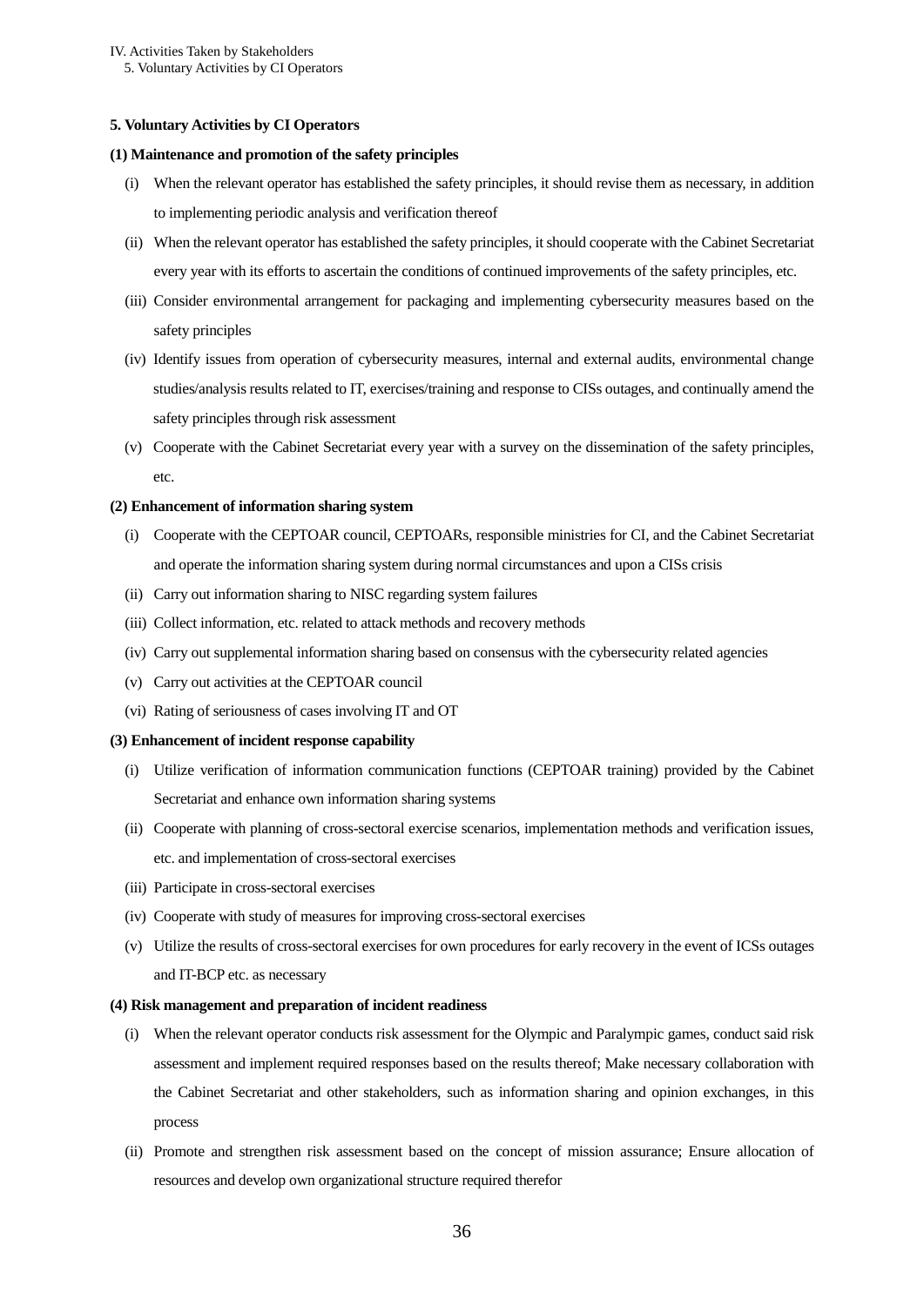## 5. Voluntary Activities by CI Operators

### (1) Maintenance and promotion of the safety principles

- (i) When the relevant operator has established the safety principles, it should revise them as necessary, in addition to implementing periodic analysis and verification thereof
- (ii) When the relevant operator has established the safety principles, it should cooperate with the Cabinet Secretariat every year with its efforts to ascertain the conditions of continued improvements of the safety principles, etc.
- (iii) Consider environmental arrangement for packaging and implementing cybersecurity measures based on the safety principles
- (iv) Identify issues from operation of cybersecurity measures, internal and external audits, environmental change studies/analysis results related to IT, exercises/training and response to CISs outages, and continually amend the safety principles through risk assessment
- (v) Cooperate with the Cabinet Secretariat every year with a survey on the dissemination of the safety principles, etc.

### (2) Enhancement of information sharing system

- (i) Cooperate with the CEPTOAR council, CEPTOARs, responsible ministries for CI, and the Cabinet Secretariat and operate the information sharing system during normal circumstances and upon a CISs crisis
- (ii) Carry out information sharing to NISC regarding system failures
- (iii) Collect information, etc. related to attack methods and recovery methods
- (iv) Carry out supplemental information sharing based on consensus with the cybersecurity related agencies
- (v) Carry out activities at the CEPTOAR council
- (vi) Rating of seriousness of cases involving IT and OT

### (3) Enhancement of incident response capability

- (i) Utilize verification of information communication functions (CEPTOAR training) provided by the Cabinet Secretariat and enhance own information sharing systems
- (ii) Cooperate with planning of cross-sectoral exercise scenarios, implementation methods and verification issues, etc. and implementation of cross-sectoral exercises
- (iii) Participate in cross-sectoral exercises
- (iv) Cooperate with study of measures for improving cross-sectoral exercises
- (v) Utilize the results of cross-sectoral exercises for own procedures for early recovery in the event of ICSs outages and IT-BCP etc. as necessary

### (4) Risk management and preparation of incident readiness

- (i) When the relevant operator conducts risk assessment for the Olympic and Paralympic games, conduct said risk assessment and implement required responses based on the results thereof; Make necessary collaboration with the Cabinet Secretariat and other stakeholders, such as information sharing and opinion exchanges, in this process
- (ii) Promote and strengthen risk assessment based on the concept of mission assurance; Ensure allocation of resources and develop own organizational structure required therefor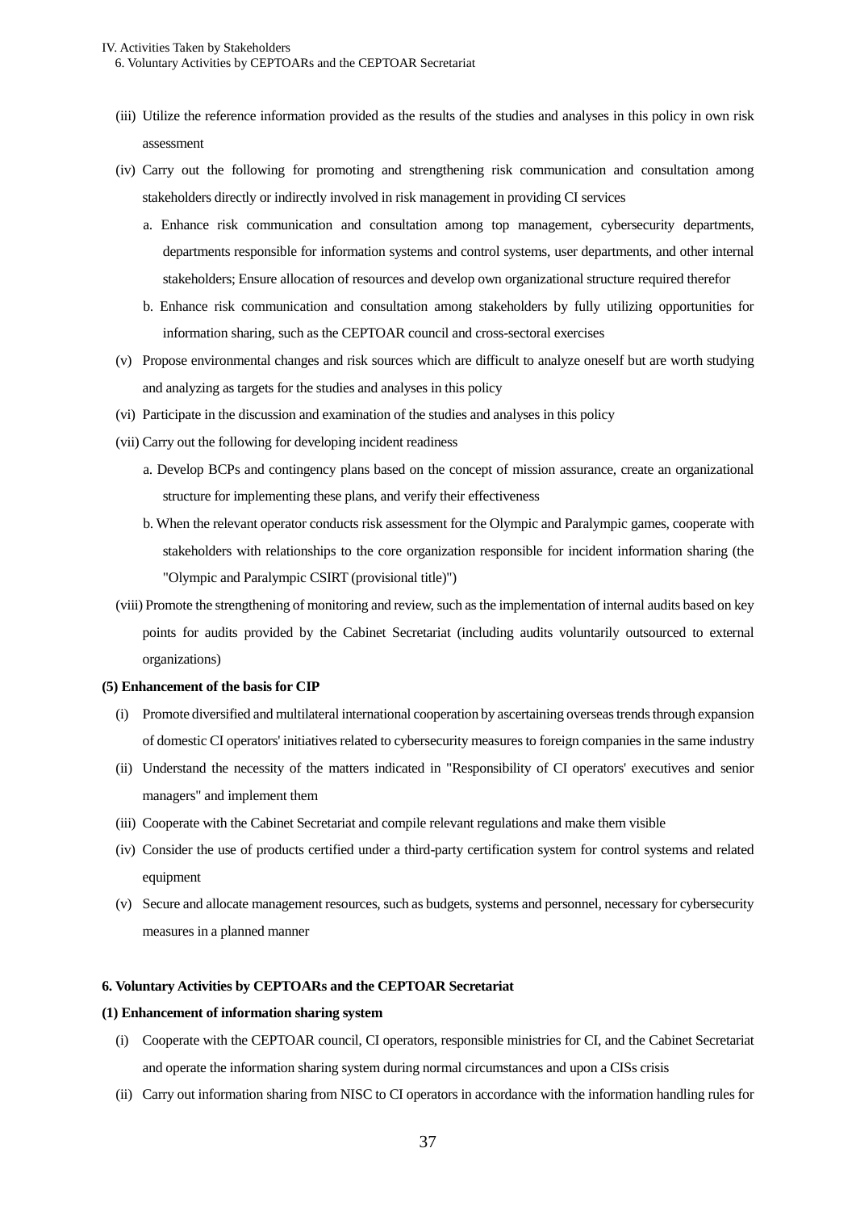(iii) Utilize the reference information provided as the results of the studies and analyses in this policy in own risk assessment

(iv) Carry out the following for promoting and strengthening risk communication and consultation among stakeholders directly or indirectly involved in risk management in providing CI services

a. Enhance risk communication and consultation among top management, cybersecurity departments, departments responsible for information systems and control systems, user departments, and other internal stakeholders; Ensure allocation of resources and develop own organizational structure required therefor

b. Enhance risk communication and consultation among stakeholders by fully utilizing opportunities for information sharing, such as the CEPTOAR council and cross-sectoral exercises

(v) Propose environmental changes and risk sources which are difficult to analyze oneself but are worth studying and analyzing as targets for the studies and analyses in this policy

(vi) Participate in the discussion and examination of the studies and analyses in this policy

(vii) Carry out the following for developing incident readiness

a. Develop BCPs and contingency plans based on the concept of mission assurance, create an organizational structure for implementing these plans, and verify their effectiveness

b. When the relevant operator conducts risk assessment for the Olympic and Paralympic games, cooperate with stakeholders with relationships to the core organization responsible for incident information sharing (the "Olympic and Paralympic CSIRT (provisional title)")

(viii) Promote the strengthening of monitoring and review, such as the implementation of internal audits based on key points for audits provided by the Cabinet Secretariat (including audits voluntarily outsourced to external organizations)

**(5) Enhancement of the basis for CIP**

(i) Promote diversified and multilateral international cooperation by ascertaining overseas trends through expansion of domestic CI operators' initiatives related to cybersecurity measures to foreign companies in the same industry

(ii) Understand the necessity of the matters indicated in "Responsibility of CI operators' executives and senior managers" and implement them

(iii) Cooperate with the Cabinet Secretariat and compile relevant regulations and make them visible

(iv) Consider the use of products certified under a third-party certification system for control systems and related equipment

(v) Secure and allocate management resources, such as budgets, systems and personnel, necessary for cybersecurity measures in a planned manner

**6. Voluntary Activities by CEPTOARs and the CEPTOAR Secretariat**

**(1) Enhancement of information sharing system**

(i) Cooperate with the CEPTOAR council, CI operators, responsible ministries for CI, and the Cabinet Secretariat and operate the information sharing system during normal circumstances and upon a CISs crisis

(ii) Carry out information sharing from NISC to CI operators in accordance with the information handling rules for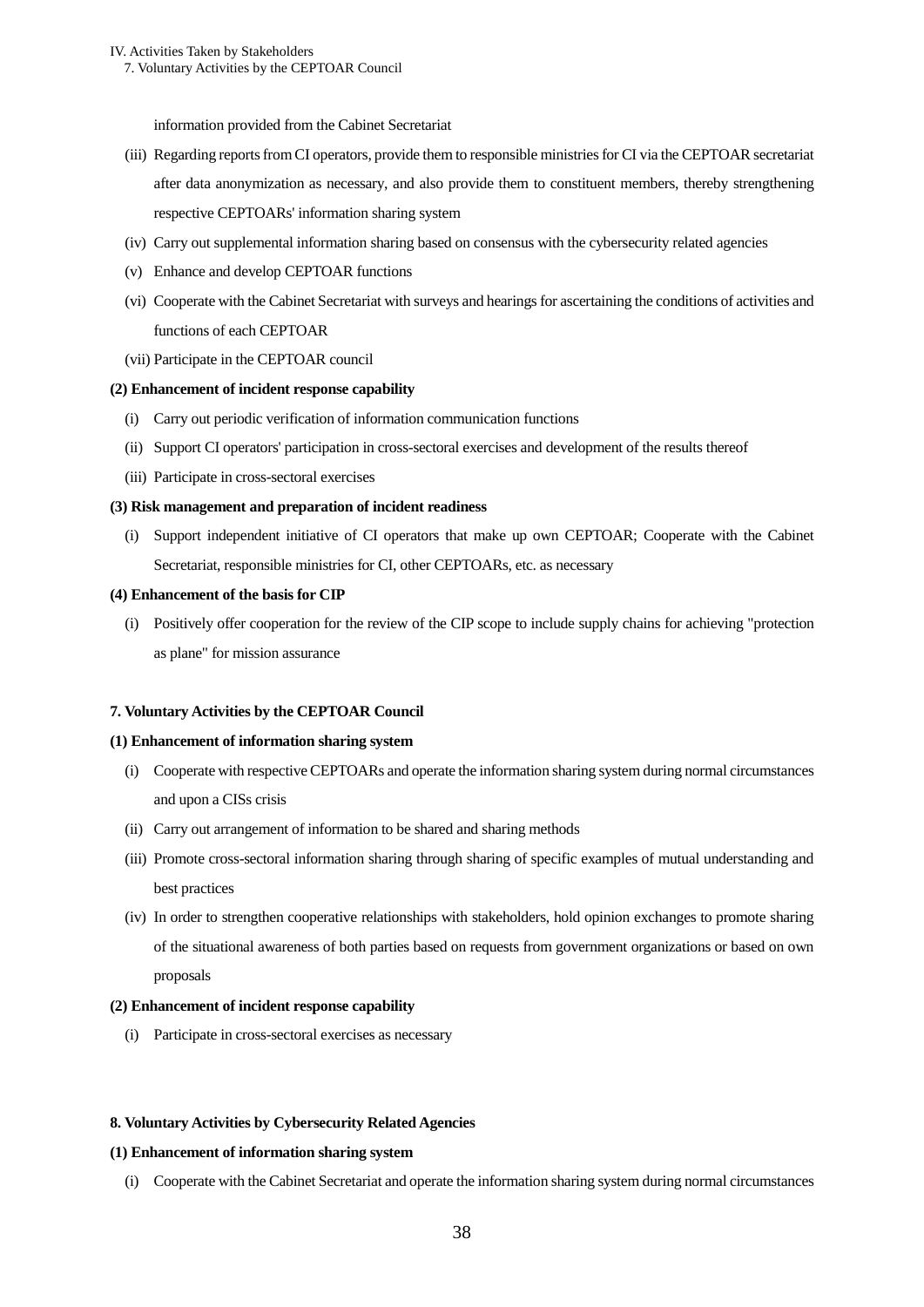information provided from the Cabinet Secretariat

(iii) Regarding reports from CI operators, provide them to responsible ministries for CI via the CEPTOAR secretariat after data anonymization as necessary, and also provide them to constituent members, thereby strengthening respective CEPTOARs' information sharing system

(iv) Carry out supplemental information sharing based on consensus with the cybersecurity related agencies

(v) Enhance and develop CEPTOAR functions

(vi) Cooperate with the Cabinet Secretariat with surveys and hearings for ascertaining the conditions of activities and functions of each CEPTOAR

(vii) Participate in the CEPTOAR council

**(2) Enhancement of incident response capability**

(i) Carry out periodic verification of information communication functions

(ii) Support CI operators' participation in cross-sectoral exercises and development of the results thereof

(iii) Participate in cross-sectoral exercises

**(3) Risk management and preparation of incident readiness**

(i) Support independent initiative of CI operators that make up own CEPTOAR; Cooperate with the Cabinet Secretariat, responsible ministries for CI, other CEPTOARs, etc. as necessary

**(4) Enhancement of the basis for CIP**

(i) Positively offer cooperation for the review of the CIP scope to include supply chains for achieving "protection as plane" for mission assurance

## 7. Voluntary Activities by the CEPTOAR Council

**(1) Enhancement of information sharing system**

(i) Cooperate with respective CEPTOARs and operate the information sharing system during normal circumstances and upon a CISs crisis

(ii) Carry out arrangement of information to be shared and sharing methods

(iii) Promote cross-sectoral information sharing through sharing of specific examples of mutual understanding and best practices

(iv) In order to strengthen cooperative relationships with stakeholders, hold opinion exchanges to promote sharing of the situational awareness of both parties based on requests from government organizations or based on own proposals

**(2) Enhancement of incident response capability**

(i) Participate in cross-sectoral exercises as necessary

## 8. Voluntary Activities by Cybersecurity Related Agencies

**(1) Enhancement of information sharing system**

(i) Cooperate with the Cabinet Secretariat and operate the information sharing system during normal circumstances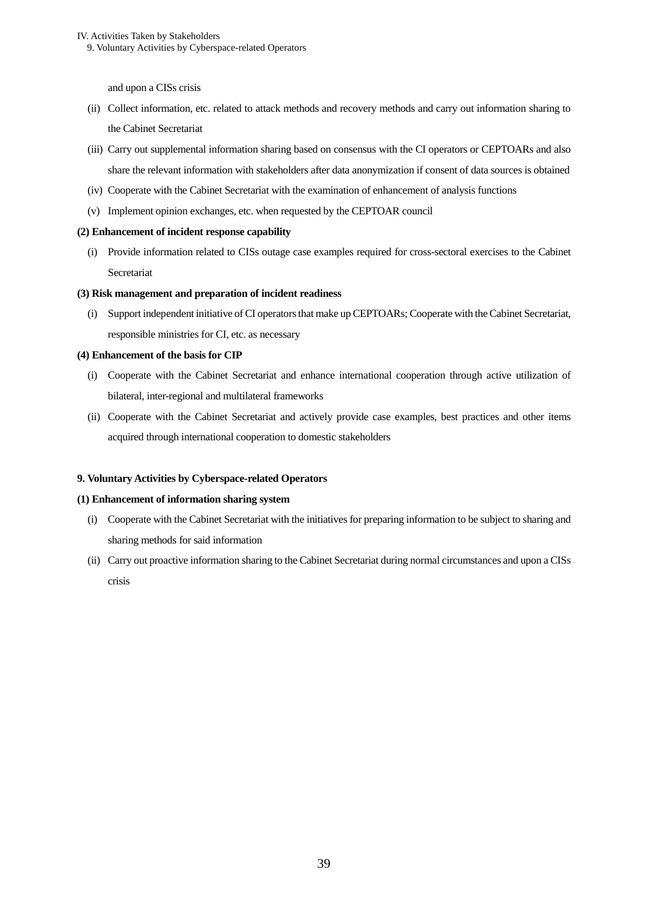and upon a CISs crisis

(ii) Collect information, etc. related to attack methods and recovery methods and carry out information sharing to the Cabinet Secretariat

(iii) Carry out supplemental information sharing based on consensus with the CI operators or CEPTOARs and also share the relevant information with stakeholders after data anonymization if consent of data sources is obtained

(iv) Cooperate with the Cabinet Secretariat with the examination of enhancement of analysis functions

(v) Implement opinion exchanges, etc. when requested by the CEPTOAR council

**(2) Enhancement of incident response capability**

(i) Provide information related to CISs outage case examples required for cross-sectoral exercises to the Cabinet Secretariat

**(3) Risk management and preparation of incident readiness**

(i) Support independent initiative of CI operators that make up CEPTOARs; Cooperate with the Cabinet Secretariat, responsible ministries for CI, etc. as necessary

**(4) Enhancement of the basis for CIP**

(i) Cooperate with the Cabinet Secretariat and enhance international cooperation through active utilization of bilateral, inter-regional and multilateral frameworks

(ii) Cooperate with the Cabinet Secretariat and actively provide case examples, best practices and other items acquired through international cooperation to domestic stakeholders

**9. Voluntary Activities by Cyberspace-related Operators**

**(1) Enhancement of information sharing system**

(i) Cooperate with the Cabinet Secretariat with the initiatives for preparing information to be subject to sharing and sharing methods for said information

(ii) Carry out proactive information sharing to the Cabinet Secretariat during normal circumstances and upon a CISs crisis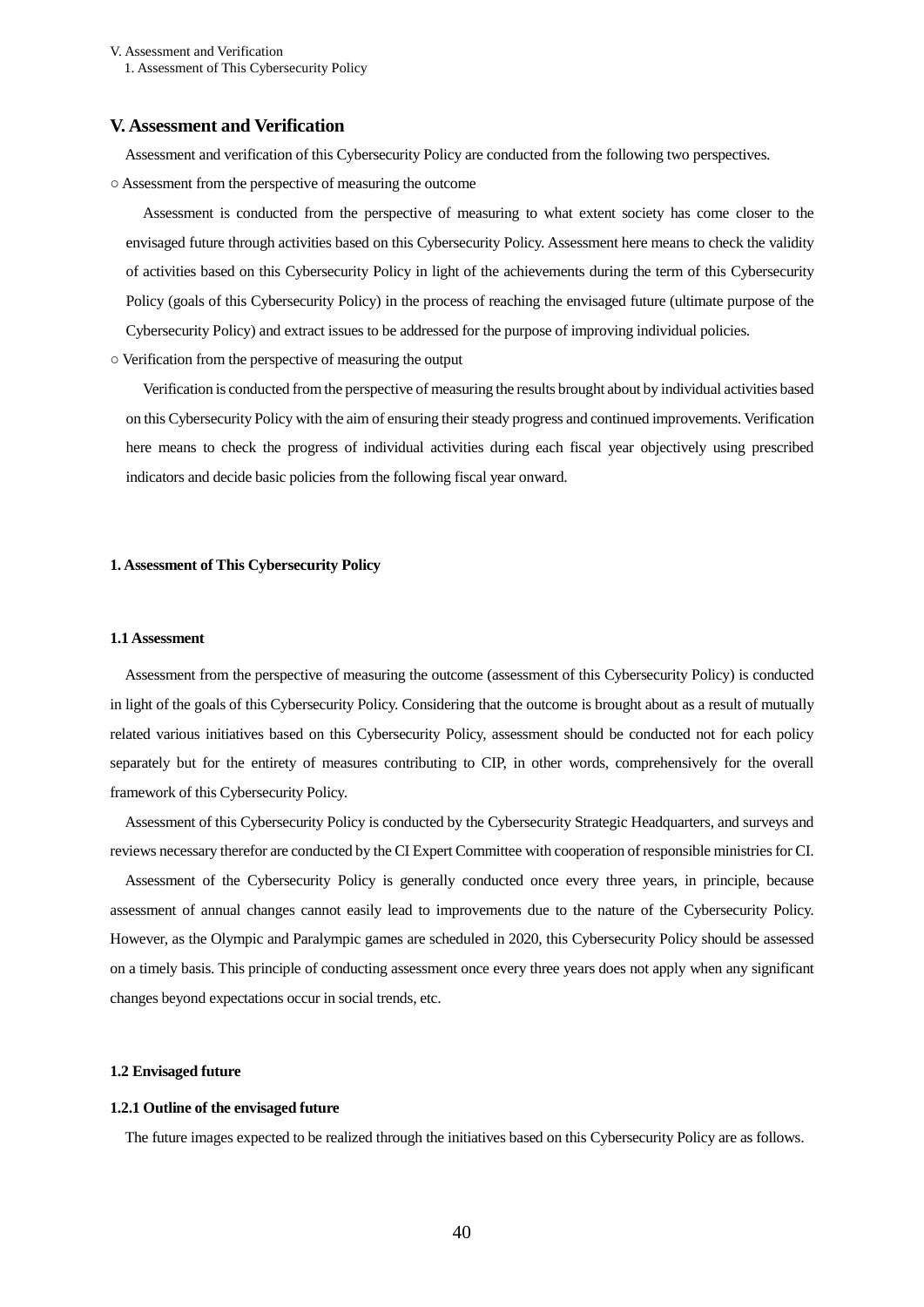# V. Assessment and Verification

Assessment and verification of this Cybersecurity Policy are conducted from the following two perspectives.

○ Assessment from the perspective of measuring the outcome

Assessment is conducted from the perspective of measuring to what extent society has come closer to the envisaged future through activities based on this Cybersecurity Policy. Assessment here means to check the validity of activities based on this Cybersecurity Policy in light of the achievements during the term of this Cybersecurity Policy (goals of this Cybersecurity Policy) in the process of reaching the envisaged future (ultimate purpose of the Cybersecurity Policy) and extract issues to be addressed for the purpose of improving individual policies.

○ Verification from the perspective of measuring the output

Verification is conducted from the perspective of measuring the results brought about by individual activities based on this Cybersecurity Policy with the aim of ensuring their steady progress and continued improvements. Verification here means to check the progress of individual activities during each fiscal year objectively using prescribed indicators and decide basic policies from the following fiscal year onward.

## 1. Assessment of This Cybersecurity Policy

### 1.1 Assessment

Assessment from the perspective of measuring the outcome (assessment of this Cybersecurity Policy) is conducted in light of the goals of this Cybersecurity Policy. Considering that the outcome is brought about as a result of mutually related various initiatives based on this Cybersecurity Policy, assessment should be conducted not for each policy separately but for the entirety of measures contributing to CIP, in other words, comprehensively for the overall framework of this Cybersecurity Policy.

Assessment of this Cybersecurity Policy is conducted by the Cybersecurity Strategic Headquarters, and surveys and reviews necessary therefor are conducted by the CI Expert Committee with cooperation of responsible ministries for CI.

Assessment of the Cybersecurity Policy is generally conducted once every three years, in principle, because assessment of annual changes cannot easily lead to improvements due to the nature of the Cybersecurity Policy. However, as the Olympic and Paralympic games are scheduled in 2020, this Cybersecurity Policy should be assessed on a timely basis. This principle of conducting assessment once every three years does not apply when any significant changes beyond expectations occur in social trends, etc.

### 1.2 Envisaged future

#### 1.2.1 Outline of the envisaged future

The future images expected to be realized through the initiatives based on this Cybersecurity Policy are as follows.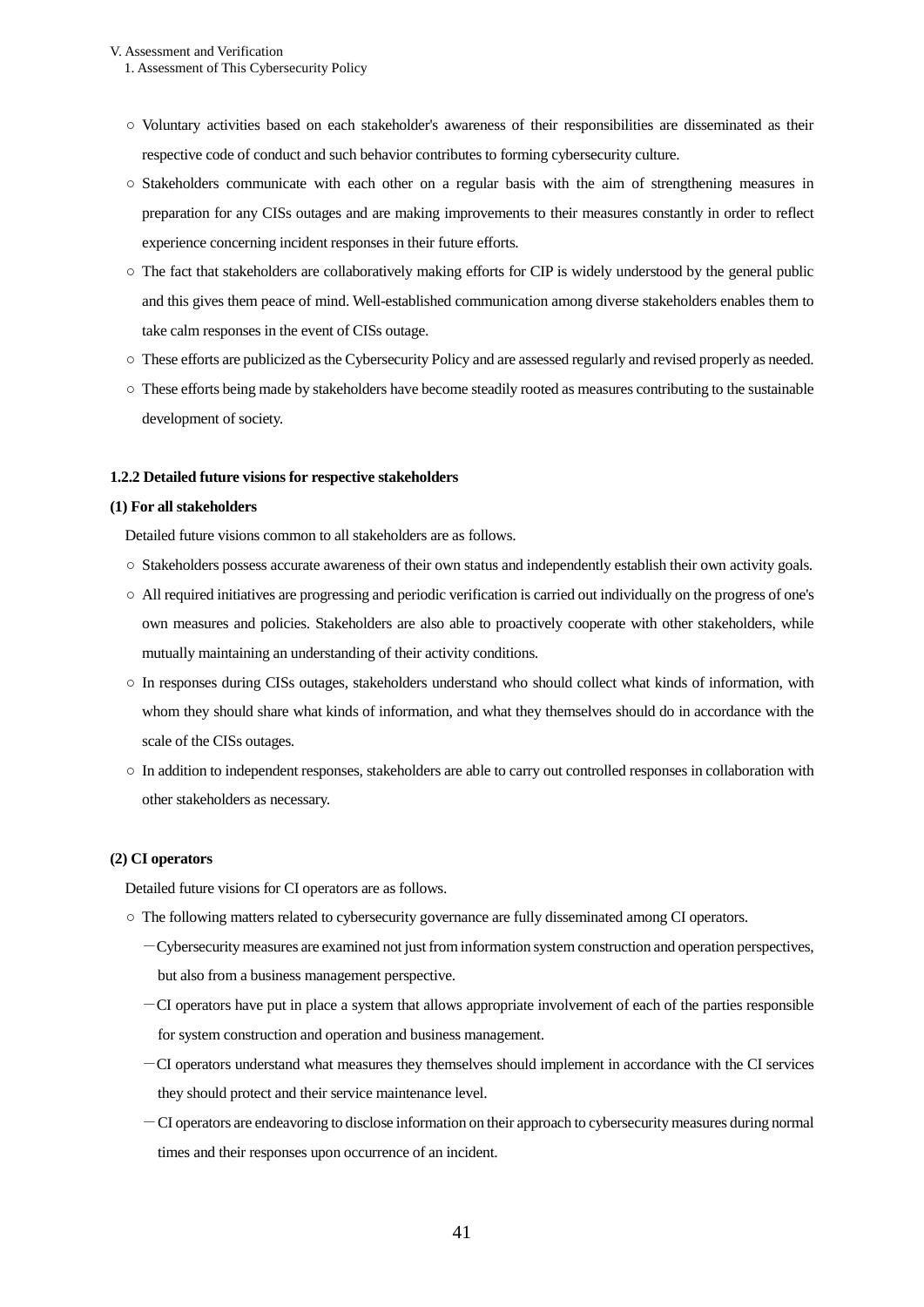- ○ Voluntary activities based on each stakeholder's awareness of their responsibilities are disseminated as their respective code of conduct and such behavior contributes to forming cybersecurity culture.
- ○ Stakeholders communicate with each other on a regular basis with the aim of strengthening measures in preparation for any CISs outages and are making improvements to their measures constantly in order to reflect experience concerning incident responses in their future efforts.
- ○ The fact that stakeholders are collaboratively making efforts for CIP is widely understood by the general public and this gives them peace of mind. Well-established communication among diverse stakeholders enables them to take calm responses in the event of CISs outage.
- ○ These efforts are publicized as the Cybersecurity Policy and are assessed regularly and revised properly as needed.
- ○ These efforts being made by stakeholders have become steadily rooted as measures contributing to the sustainable development of society.

#### 1.2.2 Detailed future visions for respective stakeholders

**(1) For all stakeholders**

Detailed future visions common to all stakeholders are as follows.

- ○ Stakeholders possess accurate awareness of their own status and independently establish their own activity goals.
- ○ All required initiatives are progressing and periodic verification is carried out individually on the progress of one's own measures and policies. Stakeholders are also able to proactively cooperate with other stakeholders, while mutually maintaining an understanding of their activity conditions.
- ○ In responses during CISs outages, stakeholders understand who should collect what kinds of information, with whom they should share what kinds of information, and what they themselves should do in accordance with the scale of the CISs outages.
- ○ In addition to independent responses, stakeholders are able to carry out controlled responses in collaboration with other stakeholders as necessary.

**(2) CI operators**

Detailed future visions for CI operators are as follows.

- ○ The following matters related to cybersecurity governance are fully disseminated among CI operators.
  - －Cybersecurity measures are examined not just from information system construction and operation perspectives, but also from a business management perspective.
  - －CI operators have put in place a system that allows appropriate involvement of each of the parties responsible for system construction and operation and business management.
  - －CI operators understand what measures they themselves should implement in accordance with the CI services they should protect and their service maintenance level.
  - －CI operators are endeavoring to disclose information on their approach to cybersecurity measures during normal times and their responses upon occurrence of an incident.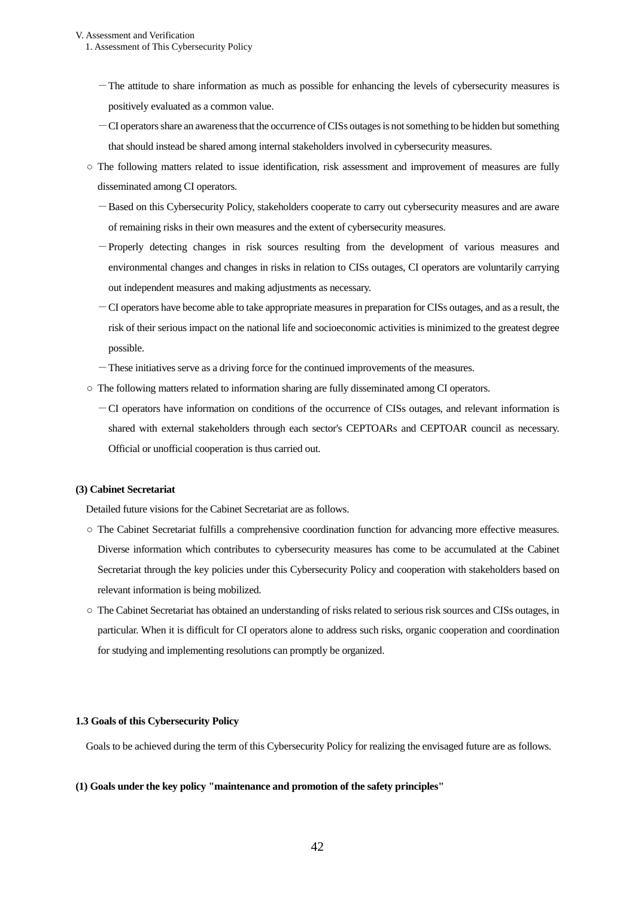－The attitude to share information as much as possible for enhancing the levels of cybersecurity measures is positively evaluated as a common value.

－CI operators share an awareness that the occurrence of CISs outages is not something to be hidden but something that should instead be shared among internal stakeholders involved in cybersecurity measures.

○ The following matters related to issue identification, risk assessment and improvement of measures are fully disseminated among CI operators.

－Based on this Cybersecurity Policy, stakeholders cooperate to carry out cybersecurity measures and are aware of remaining risks in their own measures and the extent of cybersecurity measures.

－Properly detecting changes in risk sources resulting from the development of various measures and environmental changes and changes in risks in relation to CISs outages, CI operators are voluntarily carrying out independent measures and making adjustments as necessary.

－CI operators have become able to take appropriate measures in preparation for CISs outages, and as a result, the risk of their serious impact on the national life and socioeconomic activities is minimized to the greatest degree possible.

－These initiatives serve as a driving force for the continued improvements of the measures.

○ The following matters related to information sharing are fully disseminated among CI operators.

－CI operators have information on conditions of the occurrence of CISs outages, and relevant information is shared with external stakeholders through each sector's CEPTOARs and CEPTOAR council as necessary. Official or unofficial cooperation is thus carried out.

**(3) Cabinet Secretariat**

Detailed future visions for the Cabinet Secretariat are as follows.

○ The Cabinet Secretariat fulfills a comprehensive coordination function for advancing more effective measures. Diverse information which contributes to cybersecurity measures has come to be accumulated at the Cabinet Secretariat through the key policies under this Cybersecurity Policy and cooperation with stakeholders based on relevant information is being mobilized.

○ The Cabinet Secretariat has obtained an understanding of risks related to serious risk sources and CISs outages, in particular. When it is difficult for CI operators alone to address such risks, organic cooperation and coordination for studying and implementing resolutions can promptly be organized.

**1.3 Goals of this Cybersecurity Policy**

Goals to be achieved during the term of this Cybersecurity Policy for realizing the envisaged future are as follows.

**(1) Goals under the key policy "maintenance and promotion of the safety principles"**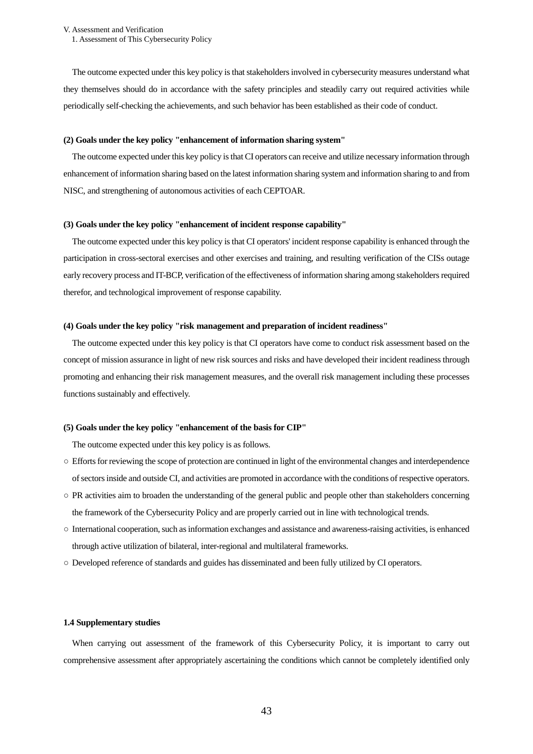The outcome expected under this key policy is that stakeholders involved in cybersecurity measures understand what they themselves should do in accordance with the safety principles and steadily carry out required activities while periodically self-checking the achievements, and such behavior has been established as their code of conduct.

**(2) Goals under the key policy "enhancement of information sharing system"**

The outcome expected under this key policy is that CI operators can receive and utilize necessary information through enhancement of information sharing based on the latest information sharing system and information sharing to and from NISC, and strengthening of autonomous activities of each CEPTOAR.

**(3) Goals under the key policy "enhancement of incident response capability"**

The outcome expected under this key policy is that CI operators' incident response capability is enhanced through the participation in cross-sectoral exercises and other exercises and training, and resulting verification of the CISs outage early recovery process and IT-BCP, verification of the effectiveness of information sharing among stakeholders required therefor, and technological improvement of response capability.

**(4) Goals under the key policy "risk management and preparation of incident readiness"**

The outcome expected under this key policy is that CI operators have come to conduct risk assessment based on the concept of mission assurance in light of new risk sources and risks and have developed their incident readiness through promoting and enhancing their risk management measures, and the overall risk management including these processes functions sustainably and effectively.

**(5) Goals under the key policy "enhancement of the basis for CIP"**

The outcome expected under this key policy is as follows.

○ Efforts for reviewing the scope of protection are continued in light of the environmental changes and interdependence of sectors inside and outside CI, and activities are promoted in accordance with the conditions of respective operators.

○ PR activities aim to broaden the understanding of the general public and people other than stakeholders concerning the framework of the Cybersecurity Policy and are properly carried out in line with technological trends.

○ International cooperation, such as information exchanges and assistance and awareness-raising activities, is enhanced through active utilization of bilateral, inter-regional and multilateral frameworks.

○ Developed reference of standards and guides has disseminated and been fully utilized by CI operators.

**1.4 Supplementary studies**

When carrying out assessment of the framework of this Cybersecurity Policy, it is important to carry out comprehensive assessment after appropriately ascertaining the conditions which cannot be completely identified only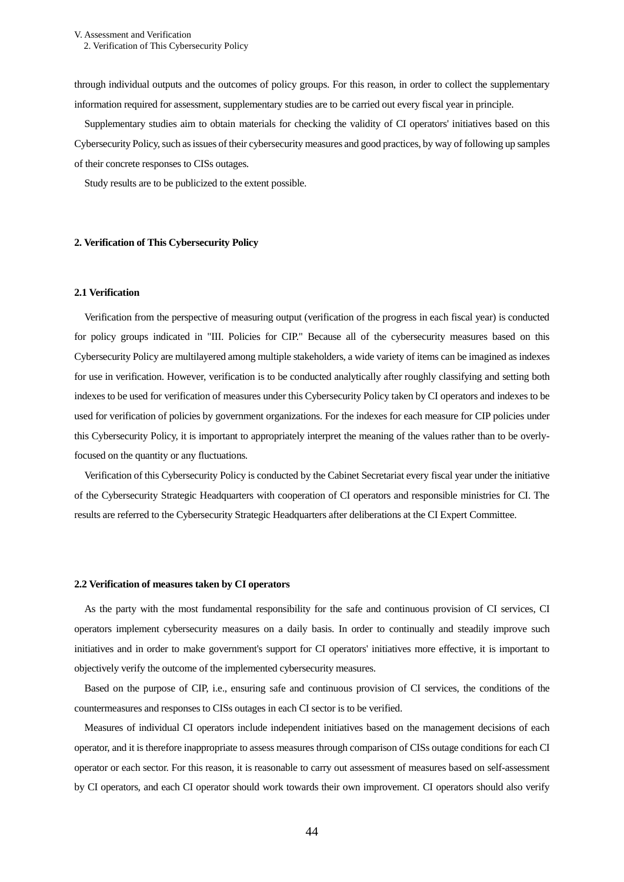through individual outputs and the outcomes of policy groups. For this reason, in order to collect the supplementary information required for assessment, supplementary studies are to be carried out every fiscal year in principle.

Supplementary studies aim to obtain materials for checking the validity of CI operators' initiatives based on this Cybersecurity Policy, such as issues of their cybersecurity measures and good practices, by way of following up samples of their concrete responses to CISs outages.

Study results are to be publicized to the extent possible.

## 2. Verification of This Cybersecurity Policy

### 2.1 Verification

Verification from the perspective of measuring output (verification of the progress in each fiscal year) is conducted for policy groups indicated in "III. Policies for CIP." Because all of the cybersecurity measures based on this Cybersecurity Policy are multilayered among multiple stakeholders, a wide variety of items can be imagined as indexes for use in verification. However, verification is to be conducted analytically after roughly classifying and setting both indexes to be used for verification of measures under this Cybersecurity Policy taken by CI operators and indexes to be used for verification of policies by government organizations. For the indexes for each measure for CIP policies under this Cybersecurity Policy, it is important to appropriately interpret the meaning of the values rather than to be overly-focused on the quantity or any fluctuations.

Verification of this Cybersecurity Policy is conducted by the Cabinet Secretariat every fiscal year under the initiative of the Cybersecurity Strategic Headquarters with cooperation of CI operators and responsible ministries for CI. The results are referred to the Cybersecurity Strategic Headquarters after deliberations at the CI Expert Committee.

### 2.2 Verification of measures taken by CI operators

As the party with the most fundamental responsibility for the safe and continuous provision of CI services, CI operators implement cybersecurity measures on a daily basis. In order to continually and steadily improve such initiatives and in order to make government's support for CI operators' initiatives more effective, it is important to objectively verify the outcome of the implemented cybersecurity measures.

Based on the purpose of CIP, i.e., ensuring safe and continuous provision of CI services, the conditions of the countermeasures and responses to CISs outages in each CI sector is to be verified.

Measures of individual CI operators include independent initiatives based on the management decisions of each operator, and it is therefore inappropriate to assess measures through comparison of CISs outage conditions for each CI operator or each sector. For this reason, it is reasonable to carry out assessment of measures based on self-assessment by CI operators, and each CI operator should work towards their own improvement. CI operators should also verify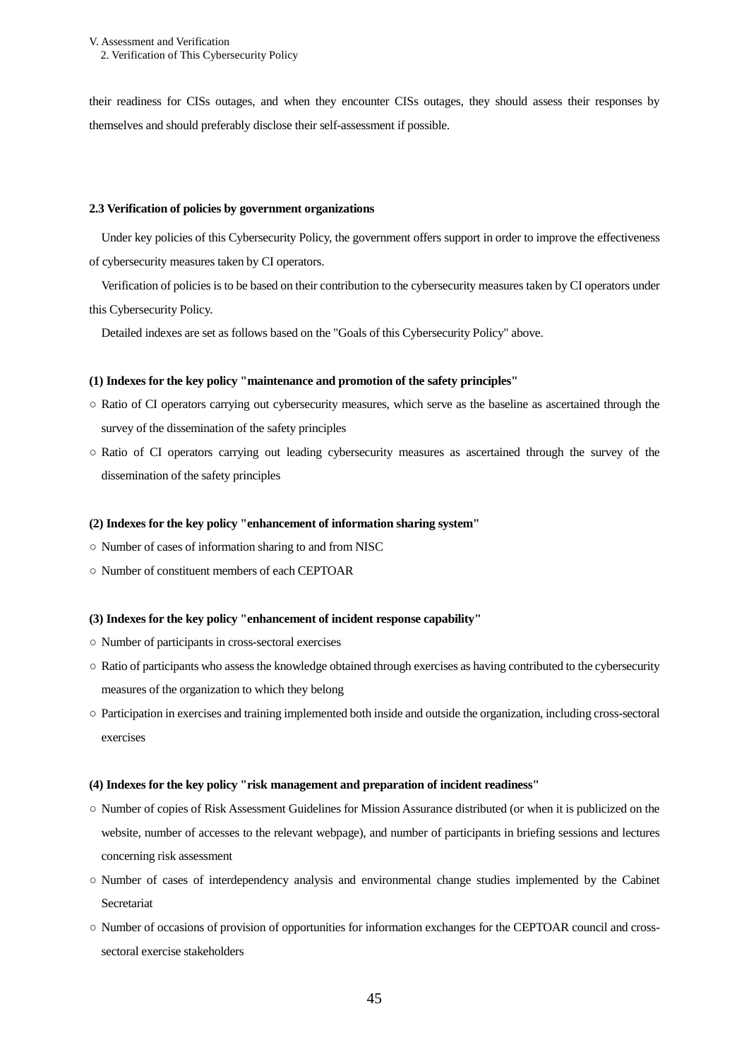their readiness for CISs outages, and when they encounter CISs outages, they should assess their responses by themselves and should preferably disclose their self-assessment if possible.

#### 2.3 Verification of policies by government organizations

Under key policies of this Cybersecurity Policy, the government offers support in order to improve the effectiveness of cybersecurity measures taken by CI operators.

Verification of policies is to be based on their contribution to the cybersecurity measures taken by CI operators under this Cybersecurity Policy.

Detailed indexes are set as follows based on the "Goals of this Cybersecurity Policy" above.

**(1) Indexes for the key policy "maintenance and promotion of the safety principles"**

- ○ Ratio of CI operators carrying out cybersecurity measures, which serve as the baseline as ascertained through the survey of the dissemination of the safety principles
- ○ Ratio of CI operators carrying out leading cybersecurity measures as ascertained through the survey of the dissemination of the safety principles

**(2) Indexes for the key policy "enhancement of information sharing system"**

- ○ Number of cases of information sharing to and from NISC
- ○ Number of constituent members of each CEPTOAR

**(3) Indexes for the key policy "enhancement of incident response capability"**

- ○ Number of participants in cross-sectoral exercises
- ○ Ratio of participants who assess the knowledge obtained through exercises as having contributed to the cybersecurity measures of the organization to which they belong
- ○ Participation in exercises and training implemented both inside and outside the organization, including cross-sectoral exercises

**(4) Indexes for the key policy "risk management and preparation of incident readiness"**

- ○ Number of copies of Risk Assessment Guidelines for Mission Assurance distributed (or when it is publicized on the website, number of accesses to the relevant webpage), and number of participants in briefing sessions and lectures concerning risk assessment
- ○ Number of cases of interdependency analysis and environmental change studies implemented by the Cabinet Secretariat
- ○ Number of occasions of provision of opportunities for information exchanges for the CEPTOAR council and cross-sectoral exercise stakeholders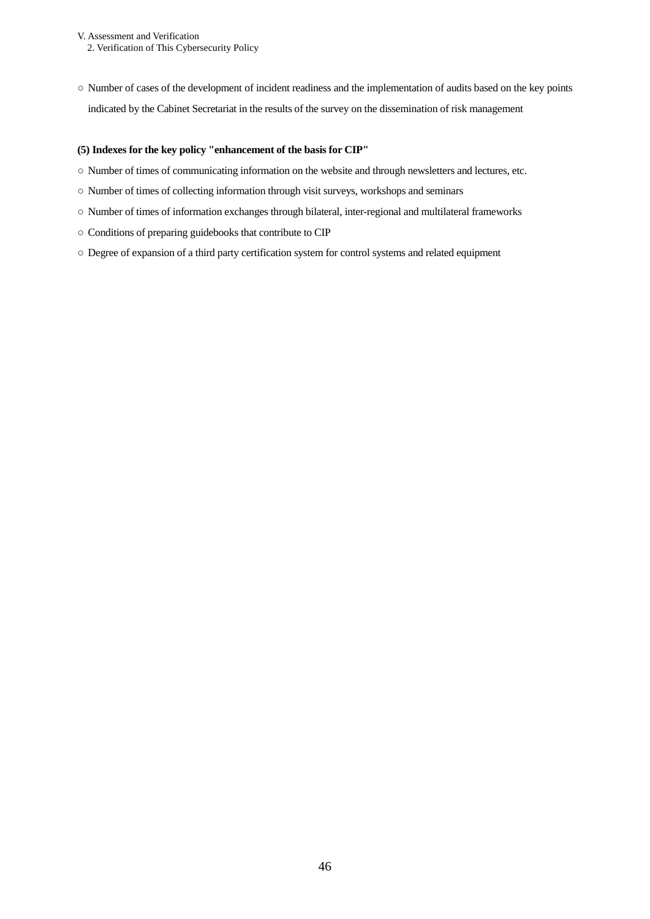○ Number of cases of the development of incident readiness and the implementation of audits based on the key points indicated by the Cabinet Secretariat in the results of the survey on the dissemination of risk management

**(5) Indexes for the key policy "enhancement of the basis for CIP"**

○ Number of times of communicating information on the website and through newsletters and lectures, etc.

○ Number of times of collecting information through visit surveys, workshops and seminars

○ Number of times of information exchanges through bilateral, inter-regional and multilateral frameworks

○ Conditions of preparing guidebooks that contribute to CIP

○ Degree of expansion of a third party certification system for control systems and related equipment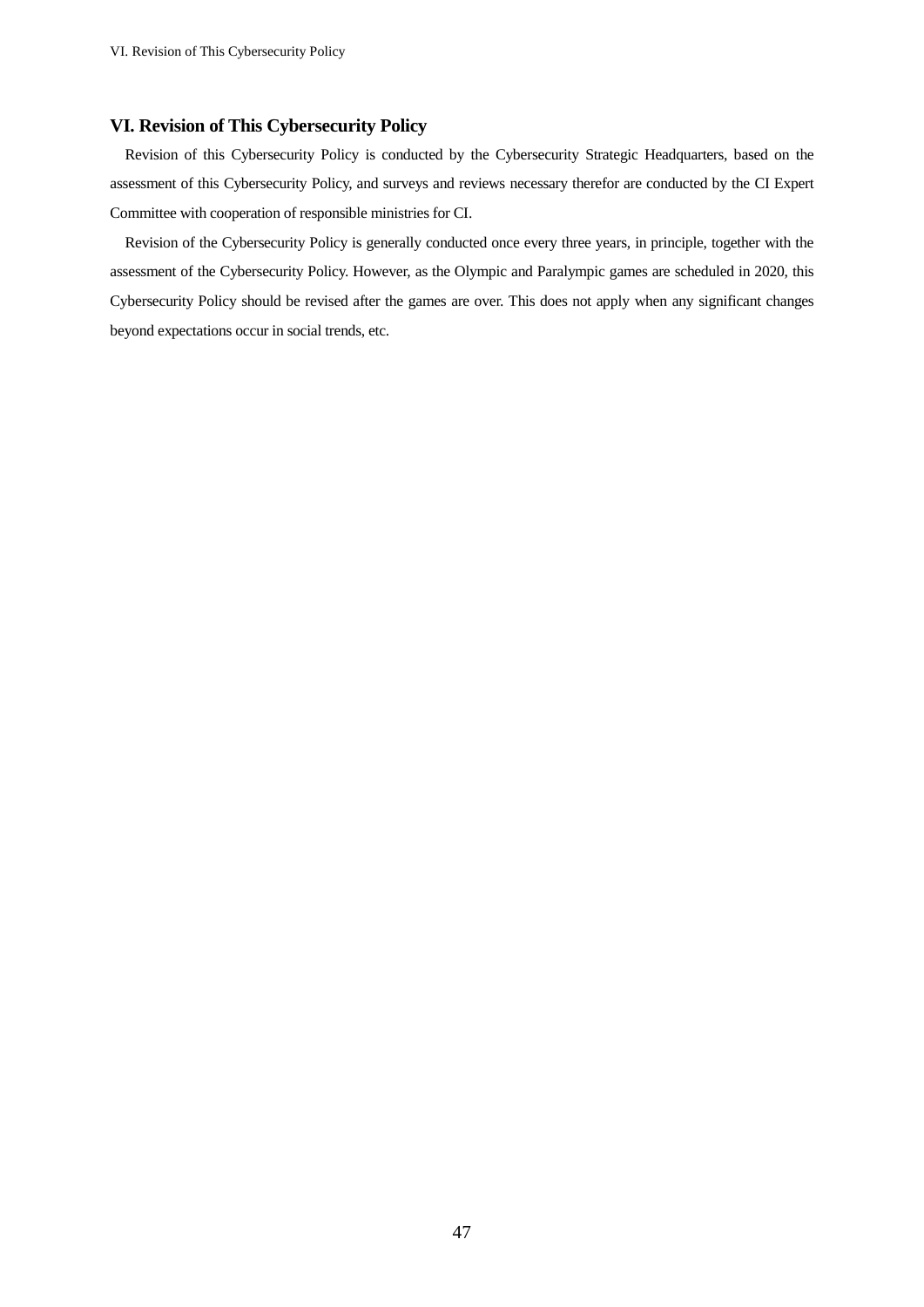## VI. Revision of This Cybersecurity Policy

Revision of this Cybersecurity Policy is conducted by the Cybersecurity Strategic Headquarters, based on the assessment of this Cybersecurity Policy, and surveys and reviews necessary therefor are conducted by the CI Expert Committee with cooperation of responsible ministries for CI.

Revision of the Cybersecurity Policy is generally conducted once every three years, in principle, together with the assessment of the Cybersecurity Policy. However, as the Olympic and Paralympic games are scheduled in 2020, this Cybersecurity Policy should be revised after the games are over. This does not apply when any significant changes beyond expectations occur in social trends, etc.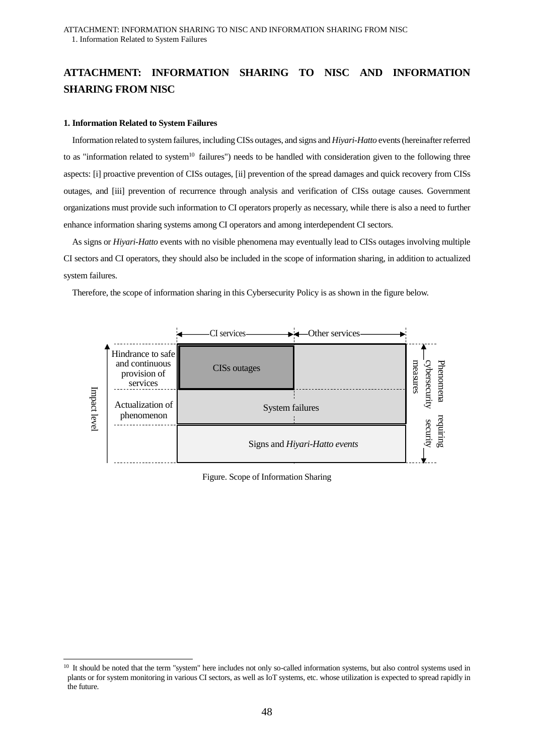# ATTACHMENT: INFORMATION SHARING TO NISC AND INFORMATION SHARING FROM NISC

### 1. Information Related to System Failures

Information related to system failures, including CISs outages, and signs and *Hiyari-Hatto* events (hereinafter referred to as "information related to system[10] failures") needs to be handled with consideration given to the following three aspects: [i] proactive prevention of CISs outages, [ii] prevention of the spread damages and quick recovery from CISs outages, and [iii] prevention of recurrence through analysis and verification of CISs outage causes. Government organizations must provide such information to CI operators properly as necessary, while there is also a need to further enhance information sharing systems among CI operators and among interdependent CI sectors.

As signs or *Hiyari-Hatto* events with no visible phenomena may eventually lead to CISs outages involving multiple CI sectors and CI operators, they should also be included in the scope of information sharing, in addition to actualized system failures.

Therefore, the scope of information sharing in this Cybersecurity Policy is as shown in the figure below.

| Impact level | CI services | Other services |
|---|---|---|
| Hindrance to safe and continuous provision of services | CISs outages | |
| Actualization of phenomenon | System failures | System failures |
| | Signs and *Hiyari-Hatto events* | Signs and *Hiyari-Hatto events* |

(Phenomena requiring cybersecurity measures)

Figure. Scope of Information Sharing

[10] It should be noted that the term "system" here includes not only so-called information systems, but also control systems used in plants or for system monitoring in various CI sectors, as well as IoT systems, etc. whose utilization is expected to spread rapidly in the future.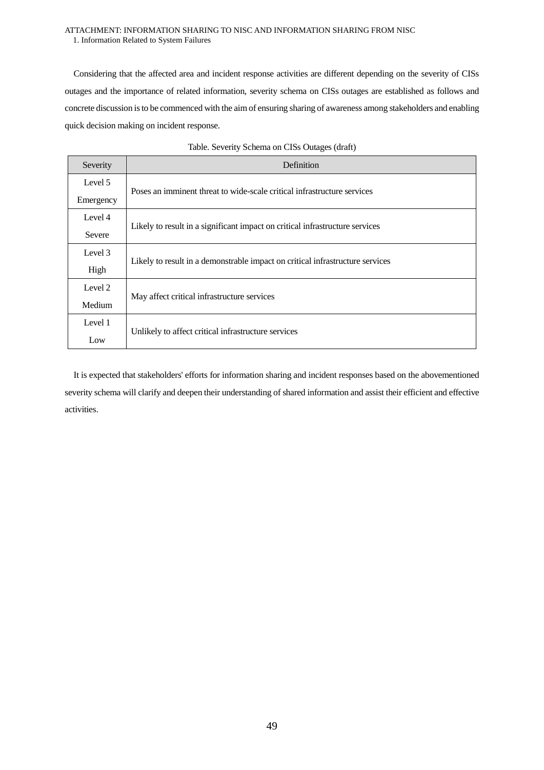Considering that the affected area and incident response activities are different depending on the severity of CISs outages and the importance of related information, severity schema on CISs outages are established as follows and concrete discussion is to be commenced with the aim of ensuring sharing of awareness among stakeholders and enabling quick decision making on incident response.

Table. Severity Schema on CISs Outages (draft)

| Severity | Definition |
|---|---|
| Level 5 Emergency | Poses an imminent threat to wide-scale critical infrastructure services |
| Level 4 Severe | Likely to result in a significant impact on critical infrastructure services |
| Level 3 High | Likely to result in a demonstrable impact on critical infrastructure services |
| Level 2 Medium | May affect critical infrastructure services |
| Level 1 Low | Unlikely to affect critical infrastructure services |

It is expected that stakeholders' efforts for information sharing and incident responses based on the abovementioned severity schema will clarify and deepen their understanding of shared information and assist their efficient and effective activities.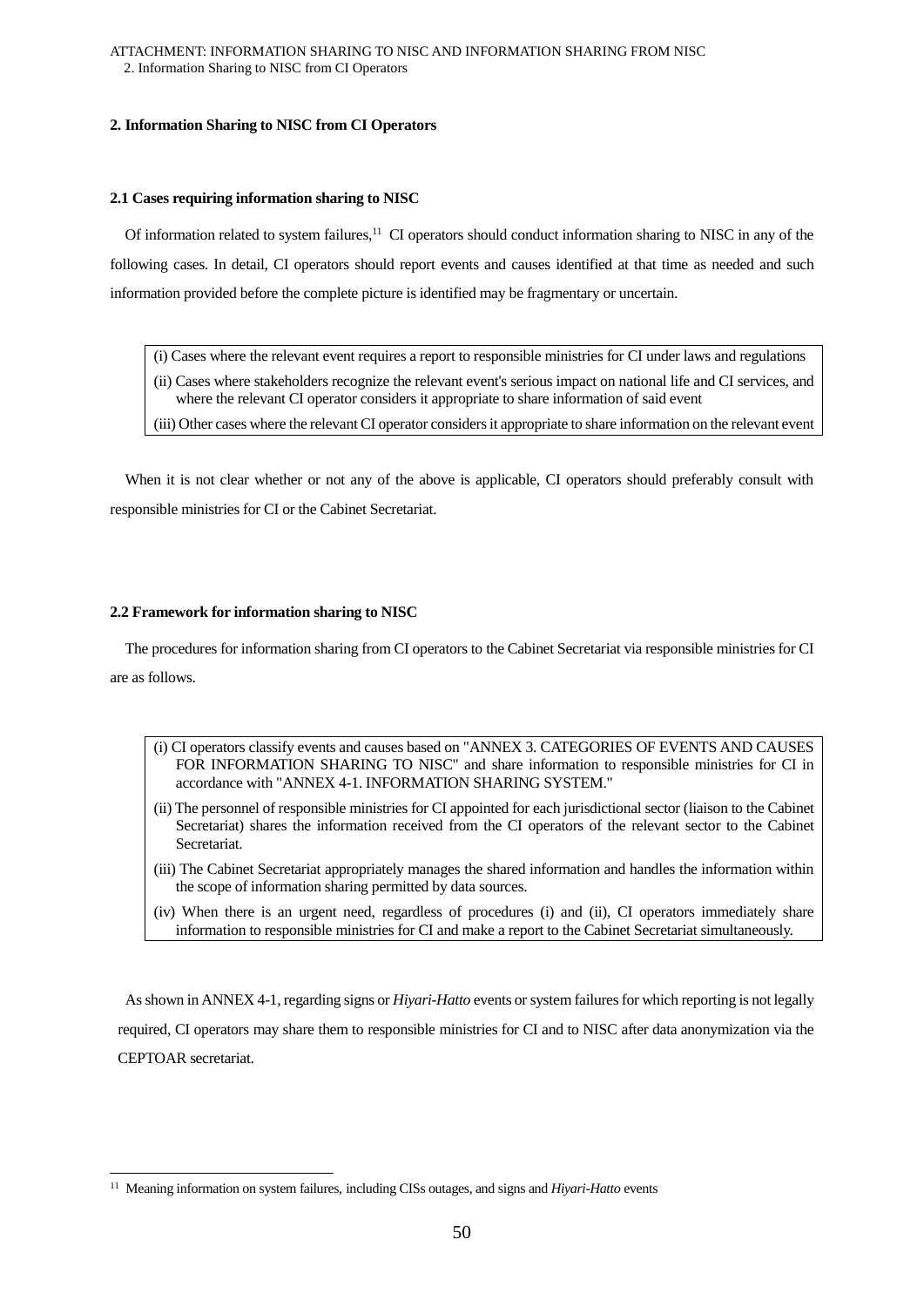## 2. Information Sharing to NISC from CI Operators

### 2.1 Cases requiring information sharing to NISC

Of information related to system failures,[11] CI operators should conduct information sharing to NISC in any of the following cases. In detail, CI operators should report events and causes identified at that time as needed and such information provided before the complete picture is identified may be fragmentary or uncertain.

> (i) Cases where the relevant event requires a report to responsible ministries for CI under laws and regulations
>
> (ii) Cases where stakeholders recognize the relevant event's serious impact on national life and CI services, and where the relevant CI operator considers it appropriate to share information of said event
>
> (iii) Other cases where the relevant CI operator considers it appropriate to share information on the relevant event

When it is not clear whether or not any of the above is applicable, CI operators should preferably consult with responsible ministries for CI or the Cabinet Secretariat.

### 2.2 Framework for information sharing to NISC

The procedures for information sharing from CI operators to the Cabinet Secretariat via responsible ministries for CI are as follows.

> (i) CI operators classify events and causes based on "ANNEX 3. CATEGORIES OF EVENTS AND CAUSES FOR INFORMATION SHARING TO NISC" and share information to responsible ministries for CI in accordance with "ANNEX 4-1. INFORMATION SHARING SYSTEM."
>
> (ii) The personnel of responsible ministries for CI appointed for each jurisdictional sector (liaison to the Cabinet Secretariat) shares the information received from the CI operators of the relevant sector to the Cabinet Secretariat.
>
> (iii) The Cabinet Secretariat appropriately manages the shared information and handles the information within the scope of information sharing permitted by data sources.
>
> (iv) When there is an urgent need, regardless of procedures (i) and (ii), CI operators immediately share information to responsible ministries for CI and make a report to the Cabinet Secretariat simultaneously.

As shown in ANNEX 4-1, regarding signs or *Hiyari-Hatto* events or system failures for which reporting is not legally required, CI operators may share them to responsible ministries for CI and to NISC after data anonymization via the CEPTOAR secretariat.

---

[11] Meaning information on system failures, including CISs outages, and signs and *Hiyari-Hatto* events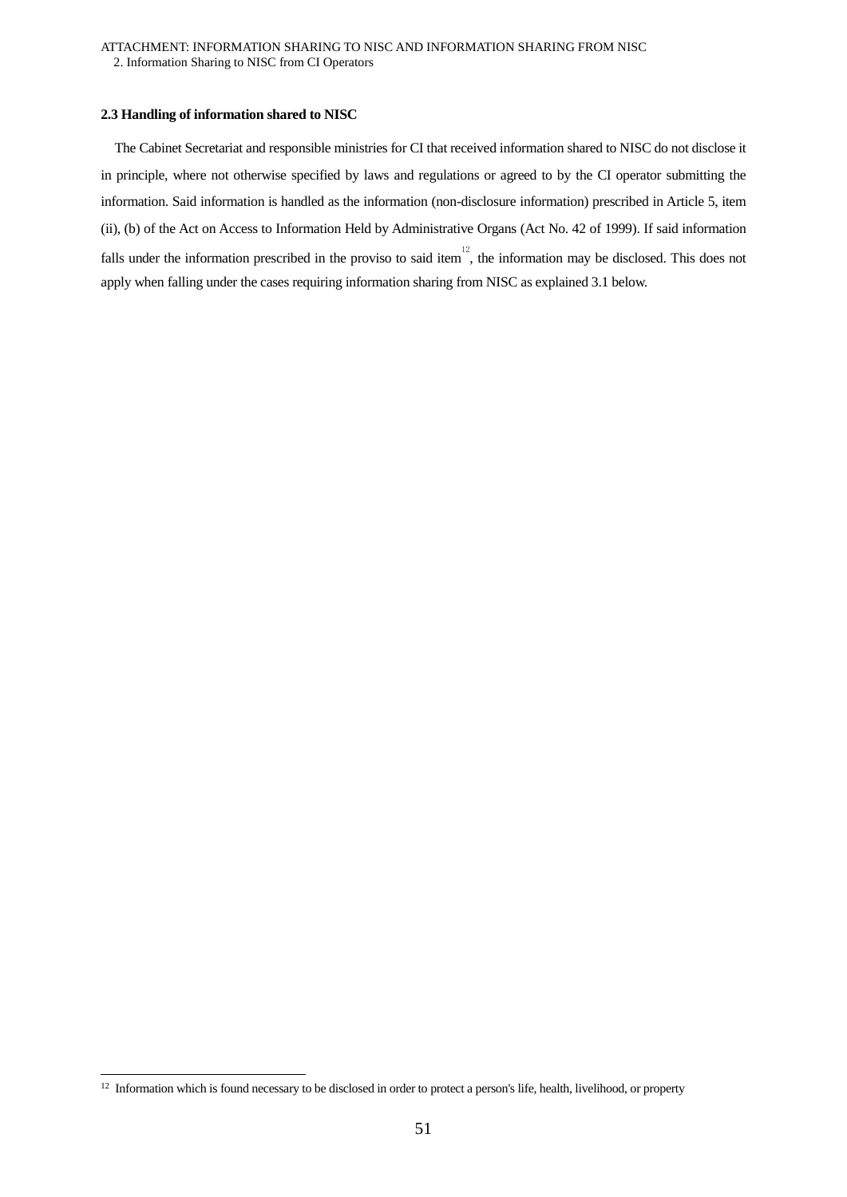### 2.3 Handling of information shared to NISC

The Cabinet Secretariat and responsible ministries for CI that received information shared to NISC do not disclose it in principle, where not otherwise specified by laws and regulations or agreed to by the CI operator submitting the information. Said information is handled as the information (non-disclosure information) prescribed in Article 5, item (ii), (b) of the Act on Access to Information Held by Administrative Organs (Act No. 42 of 1999). If said information falls under the information prescribed in the proviso to said item[12], the information may be disclosed. This does not apply when falling under the cases requiring information sharing from NISC as explained 3.1 below.

---

[12] Information which is found necessary to be disclosed in order to protect a person's life, health, livelihood, or property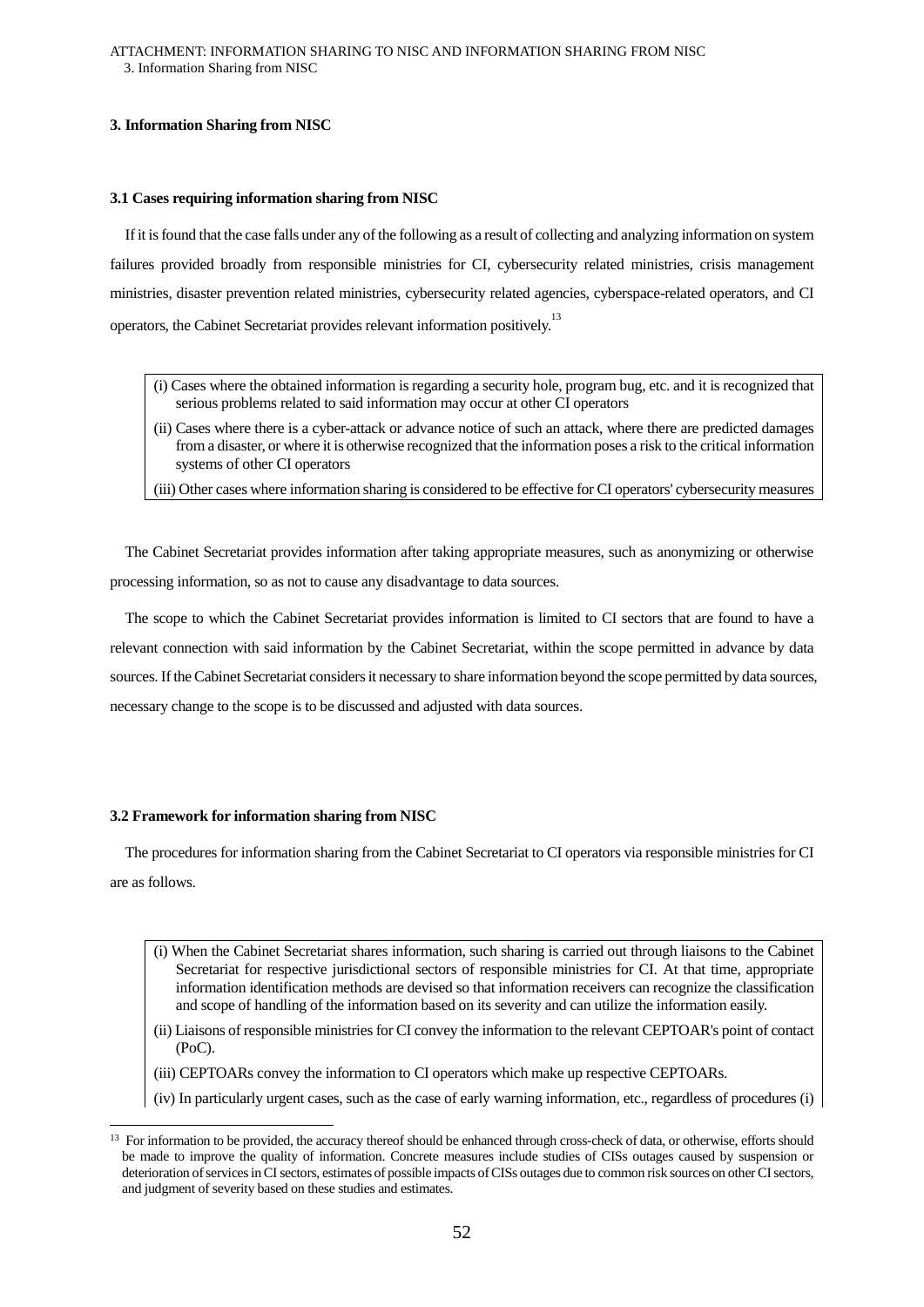### 3. Information Sharing from NISC

#### 3.1 Cases requiring information sharing from NISC

If it is found that the case falls under any of the following as a result of collecting and analyzing information on system failures provided broadly from responsible ministries for CI, cybersecurity related ministries, crisis management ministries, disaster prevention related ministries, cybersecurity related agencies, cyberspace-related operators, and CI operators, the Cabinet Secretariat provides relevant information positively.[13]

(i) Cases where the obtained information is regarding a security hole, program bug, etc. and it is recognized that serious problems related to said information may occur at other CI operators

(ii) Cases where there is a cyber-attack or advance notice of such an attack, where there are predicted damages from a disaster, or where it is otherwise recognized that the information poses a risk to the critical information systems of other CI operators

(iii) Other cases where information sharing is considered to be effective for CI operators' cybersecurity measures

The Cabinet Secretariat provides information after taking appropriate measures, such as anonymizing or otherwise processing information, so as not to cause any disadvantage to data sources.

The scope to which the Cabinet Secretariat provides information is limited to CI sectors that are found to have a relevant connection with said information by the Cabinet Secretariat, within the scope permitted in advance by data sources. If the Cabinet Secretariat considers it necessary to share information beyond the scope permitted by data sources, necessary change to the scope is to be discussed and adjusted with data sources.

#### 3.2 Framework for information sharing from NISC

The procedures for information sharing from the Cabinet Secretariat to CI operators via responsible ministries for CI are as follows.

(i) When the Cabinet Secretariat shares information, such sharing is carried out through liaisons to the Cabinet Secretariat for respective jurisdictional sectors of responsible ministries for CI. At that time, appropriate information identification methods are devised so that information receivers can recognize the classification and scope of handling of the information based on its severity and can utilize the information easily.

(ii) Liaisons of responsible ministries for CI convey the information to the relevant CEPTOAR's point of contact (PoC).

(iii) CEPTOARs convey the information to CI operators which make up respective CEPTOARs.

(iv) In particularly urgent cases, such as the case of early warning information, etc., regardless of procedures (i)

---

[13] For information to be provided, the accuracy thereof should be enhanced through cross-check of data, or otherwise, efforts should be made to improve the quality of information. Concrete measures include studies of CISs outages caused by suspension or deterioration of services in CI sectors, estimates of possible impacts of CISs outages due to common risk sources on other CI sectors, and judgment of severity based on these studies and estimates.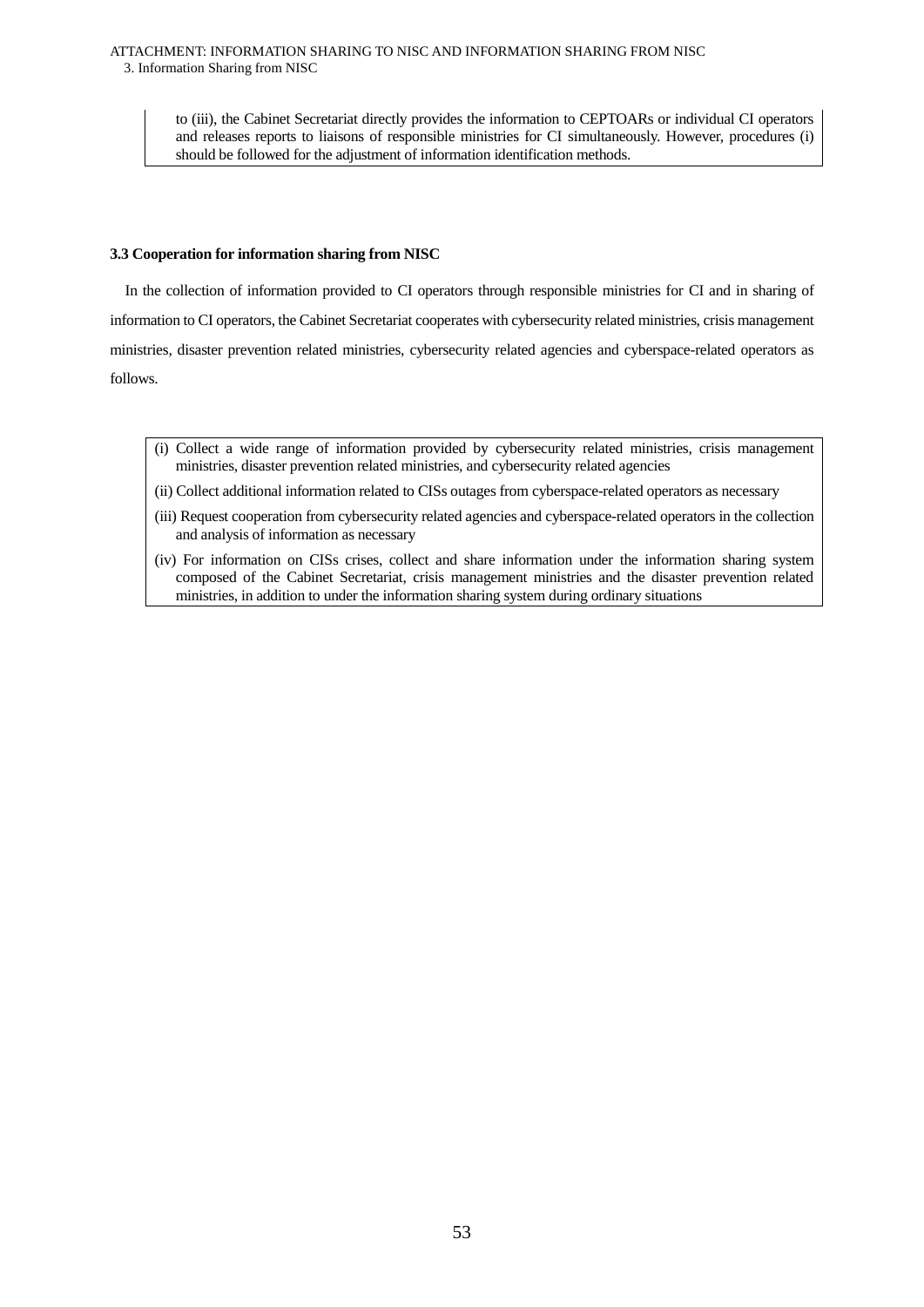to (iii), the Cabinet Secretariat directly provides the information to CEPTOARs or individual CI operators and releases reports to liaisons of responsible ministries for CI simultaneously. However, procedures (i) should be followed for the adjustment of information identification methods.

### 3.3 Cooperation for information sharing from NISC

In the collection of information provided to CI operators through responsible ministries for CI and in sharing of information to CI operators, the Cabinet Secretariat cooperates with cybersecurity related ministries, crisis management ministries, disaster prevention related ministries, cybersecurity related agencies and cyberspace-related operators as follows.

(i) Collect a wide range of information provided by cybersecurity related ministries, crisis management ministries, disaster prevention related ministries, and cybersecurity related agencies

(ii) Collect additional information related to CISs outages from cyberspace-related operators as necessary

(iii) Request cooperation from cybersecurity related agencies and cyberspace-related operators in the collection and analysis of information as necessary

(iv) For information on CISs crises, collect and share information under the information sharing system composed of the Cabinet Secretariat, crisis management ministries and the disaster prevention related ministries, in addition to under the information sharing system during ordinary situations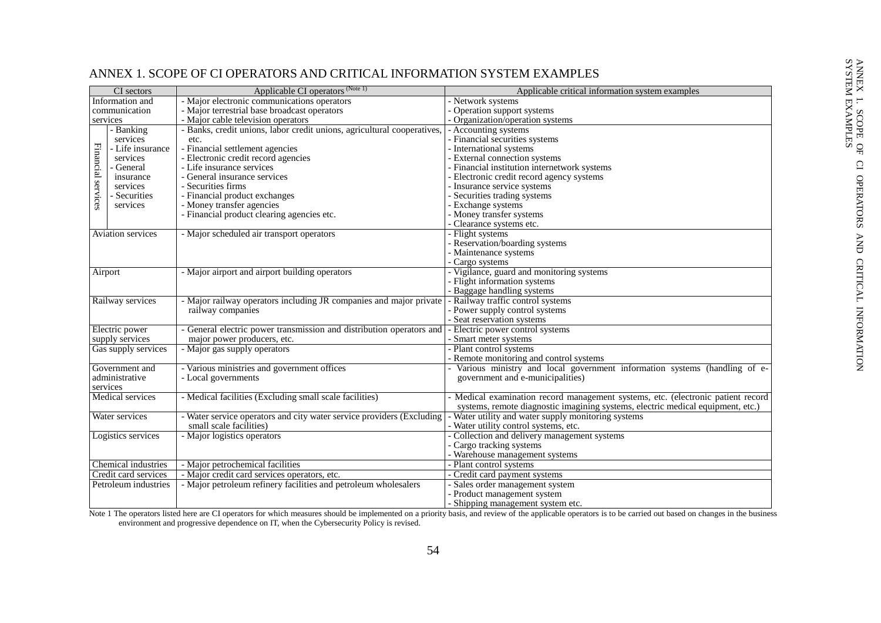# ANNEX 1. SCOPE OF CI OPERATORS AND CRITICAL INFORMATION SYSTEM EXAMPLES

| CI sectors | | Applicable CI operators (Note 1) | Applicable critical information system examples |
|---|---|---|---|
| Information and communication services | | - Major electronic communications operators<br>- Major terrestrial base broadcast operators<br>- Major cable television operators | - Network systems<br>- Operation support systems<br>- Organization/operation systems |
| Financial services | - Banking services<br>- Life insurance services<br>- General insurance services<br>- Securities services | - Banks, credit unions, labor credit unions, agricultural cooperatives, etc.<br>- Financial settlement agencies<br>- Electronic credit record agencies<br>- Life insurance services<br>- General insurance services<br>- Securities firms<br>- Financial product exchanges<br>- Money transfer agencies<br>- Financial product clearing agencies etc. | - Accounting systems<br>- Financial securities systems<br>- International systems<br>- External connection systems<br>- Financial institution internetwork systems<br>- Electronic credit record agency systems<br>- Insurance service systems<br>- Securities trading systems<br>- Exchange systems<br>- Money transfer systems<br>- Clearance systems etc. |
| Aviation services | | - Major scheduled air transport operators | - Flight systems<br>- Reservation/boarding systems<br>- Maintenance systems<br>- Cargo systems |
| Airport | | - Major airport and airport building operators | - Vigilance, guard and monitoring systems<br>- Flight information systems<br>- Baggage handling systems |
| Railway services | | - Major railway operators including JR companies and major private railway companies | - Railway traffic control systems<br>- Power supply control systems<br>- Seat reservation systems |
| Electric power supply services | | - General electric power transmission and distribution operators and major power producers, etc. | - Electric power control systems<br>- Smart meter systems |
| Gas supply services | | - Major gas supply operators | - Plant control systems<br>- Remote monitoring and control systems |
| Government and administrative services | | - Various ministries and government offices<br>- Local governments | - Various ministry and local government information systems (handling of e-government and e-municipalities) |
| Medical services | | - Medical facilities (Excluding small scale facilities) | - Medical examination record management systems, etc. (electronic patient record systems, remote diagnostic imagining systems, electric medical equipment, etc.) |
| Water services | | - Water service operators and city water service providers (Excluding small scale facilities) | - Water utility and water supply monitoring systems<br>- Water utility control systems, etc. |
| Logistics services | | - Major logistics operators | - Collection and delivery management systems<br>- Cargo tracking systems<br>- Warehouse management systems |
| Chemical industries | | - Major petrochemical facilities | - Plant control systems |
| Credit card services | | - Major credit card services operators, etc. | - Credit card payment systems |
| Petroleum industries | | - Major petroleum refinery facilities and petroleum wholesalers | - Sales order management system<br>- Product management system<br>- Shipping management system etc. |

Note 1 The operators listed here are CI operators for which measures should be implemented on a priority basis, and review of the applicable operators is to be carried out based on changes in the business environment and progressive dependence on IT, when the Cybersecurity Policy is revised.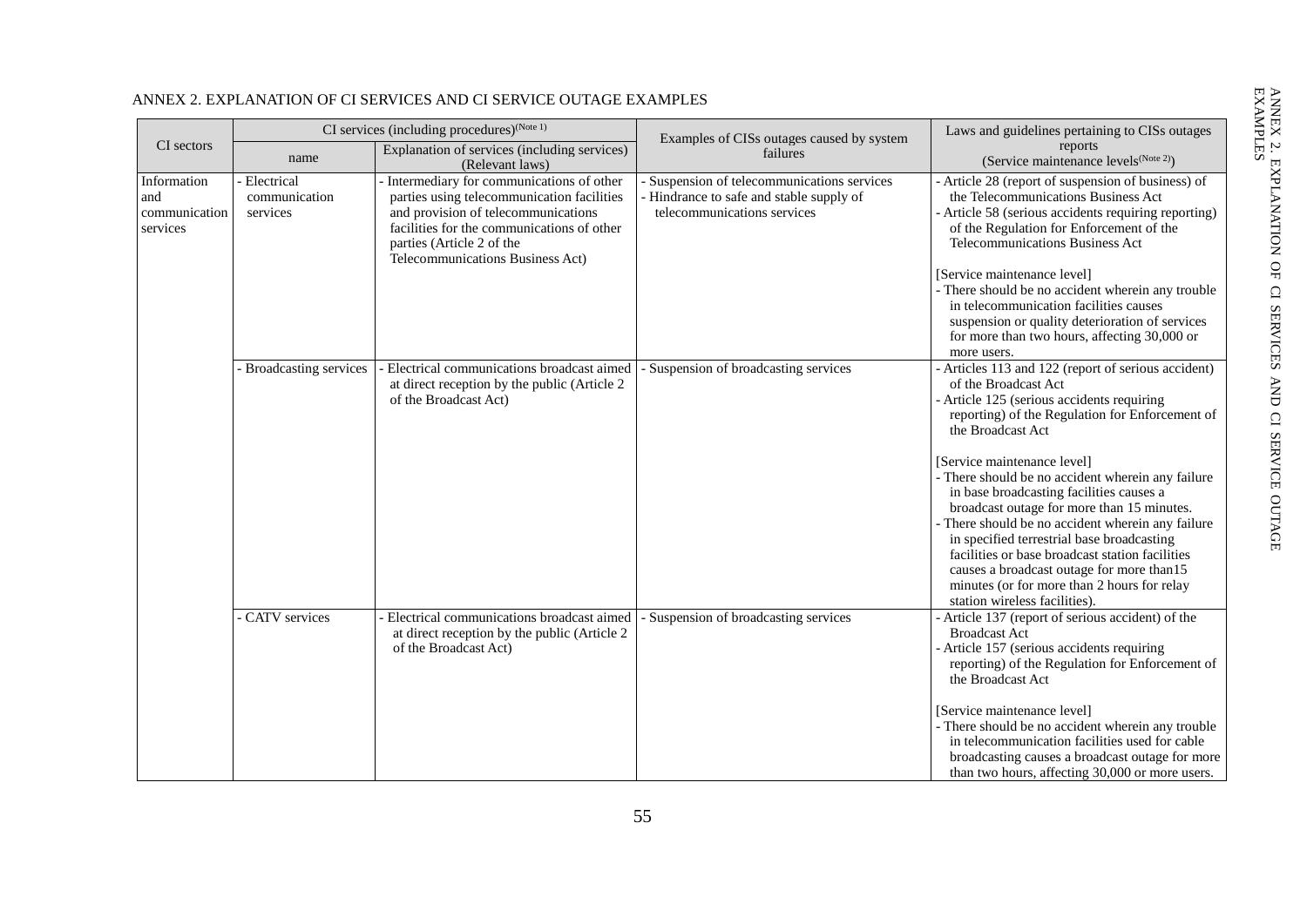# ANNEX 2. EXPLANATION OF CI SERVICES AND CI SERVICE OUTAGE EXAMPLES

| CI sectors | CI services (including procedures)(Note 1) | | Examples of CISs outages caused by system failures | Laws and guidelines pertaining to CISs outages reports (Service maintenance levels(Note 2)) |
|---|---|---|---|---|
| | name | Explanation of services (including services) (Relevant laws) | | |
| Information and communication services | - Electrical communication services | - Intermediary for communications of other parties using telecommunication facilities and provision of telecommunications facilities for the communications of other parties (Article 2 of the Telecommunications Business Act) | - Suspension of telecommunications services<br>- Hindrance to safe and stable supply of telecommunications services | - Article 28 (report of suspension of business) of the Telecommunications Business Act<br>- Article 58 (serious accidents requiring reporting) of the Regulation for Enforcement of the Telecommunications Business Act<br><br>[Service maintenance level]<br>- There should be no accident wherein any trouble in telecommunication facilities causes suspension or quality deterioration of services for more than two hours, affecting 30,000 or more users. |
| | - Broadcasting services | - Electrical communications broadcast aimed at direct reception by the public (Article 2 of the Broadcast Act) | - Suspension of broadcasting services | - Articles 113 and 122 (report of serious accident) of the Broadcast Act<br>- Article 125 (serious accidents requiring reporting) of the Regulation for Enforcement of the Broadcast Act<br><br>[Service maintenance level]<br>- There should be no accident wherein any failure in base broadcasting facilities causes a broadcast outage for more than 15 minutes.<br>- There should be no accident wherein any failure in specified terrestrial base broadcasting facilities or base broadcast station facilities causes a broadcast outage for more than15 minutes (or for more than 2 hours for relay station wireless facilities). |
| | - CATV services | - Electrical communications broadcast aimed at direct reception by the public (Article 2 of the Broadcast Act) | - Suspension of broadcasting services | - Article 137 (report of serious accident) of the Broadcast Act<br>- Article 157 (serious accidents requiring reporting) of the Regulation for Enforcement of the Broadcast Act<br><br>[Service maintenance level]<br>- There should be no accident wherein any trouble in telecommunication facilities used for cable broadcasting causes a broadcast outage for more than two hours, affecting 30,000 or more users. |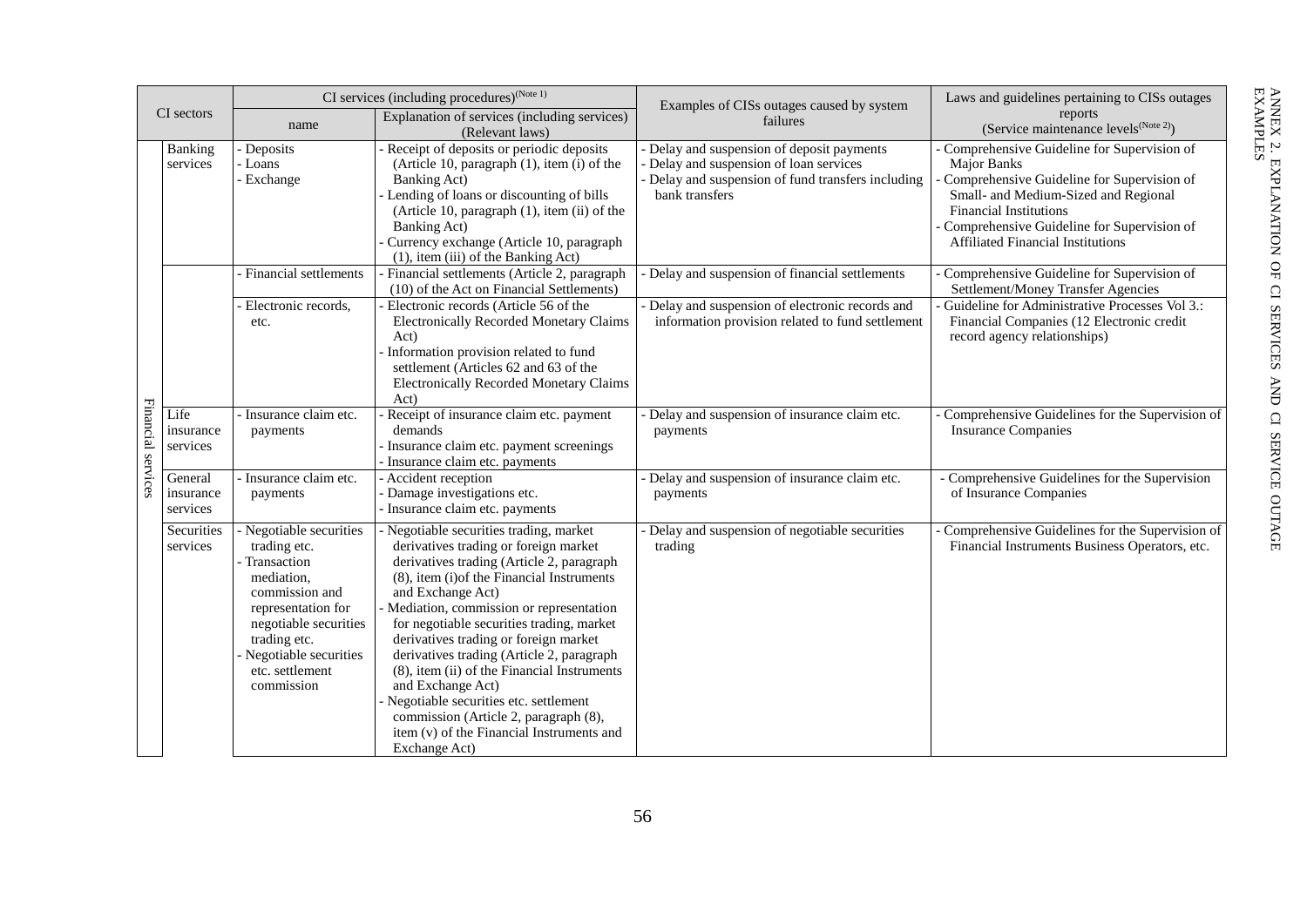| CI sectors | | CI services (including procedures)[Note 1] | | Examples of CISs outages caused by system failures | Laws and guidelines pertaining to CISs outages reports (Service maintenance levels[Note 2]) |
|---|---|---|---|---|---|
| | | name | Explanation of services (including services) (Relevant laws) | | |
| Financial services | Banking services | - Deposits<br>- Loans<br>- Exchange | - Receipt of deposits or periodic deposits (Article 10, paragraph (1), item (i) of the Banking Act)<br>- Lending of loans or discounting of bills (Article 10, paragraph (1), item (ii) of the Banking Act)<br>- Currency exchange (Article 10, paragraph (1), item (iii) of the Banking Act) | - Delay and suspension of deposit payments<br>- Delay and suspension of loan services<br>- Delay and suspension of fund transfers including bank transfers | - Comprehensive Guideline for Supervision of Major Banks<br>- Comprehensive Guideline for Supervision of Small- and Medium-Sized and Regional Financial Institutions<br>- Comprehensive Guideline for Supervision of Affiliated Financial Institutions |
| | | - Financial settlements | - Financial settlements (Article 2, paragraph (10) of the Act on Financial Settlements) | - Delay and suspension of financial settlements | - Comprehensive Guideline for Supervision of Settlement/Money Transfer Agencies |
| | | - Electronic records, etc. | - Electronic records (Article 56 of the Electronically Recorded Monetary Claims Act)<br>- Information provision related to fund settlement (Articles 62 and 63 of the Electronically Recorded Monetary Claims Act) | - Delay and suspension of electronic records and information provision related to fund settlement | - Guideline for Administrative Processes Vol 3.: Financial Companies (12 Electronic credit record agency relationships) |
| | Life insurance services | - Insurance claim etc. payments | - Receipt of insurance claim etc. payment demands<br>- Insurance claim etc. payment screenings<br>- Insurance claim etc. payments | - Delay and suspension of insurance claim etc. payments | - Comprehensive Guidelines for the Supervision of Insurance Companies |
| | General insurance services | - Insurance claim etc. payments | - Accident reception<br>- Damage investigations etc.<br>- Insurance claim etc. payments | - Delay and suspension of insurance claim etc. payments | - Comprehensive Guidelines for the Supervision of Insurance Companies |
| | Securities services | - Negotiable securities trading etc.<br>- Transaction mediation, commission and representation for negotiable securities trading etc.<br>- Negotiable securities etc. settlement commission | - Negotiable securities trading, market derivatives trading or foreign market derivatives trading (Article 2, paragraph (8), item (i)of the Financial Instruments and Exchange Act)<br>- Mediation, commission or representation for negotiable securities trading, market derivatives trading or foreign market derivatives trading (Article 2, paragraph (8), item (ii) of the Financial Instruments and Exchange Act)<br>- Negotiable securities etc. settlement commission (Article 2, paragraph (8), item (v) of the Financial Instruments and Exchange Act) | - Delay and suspension of negotiable securities trading | - Comprehensive Guidelines for the Supervision of Financial Instruments Business Operators, etc. |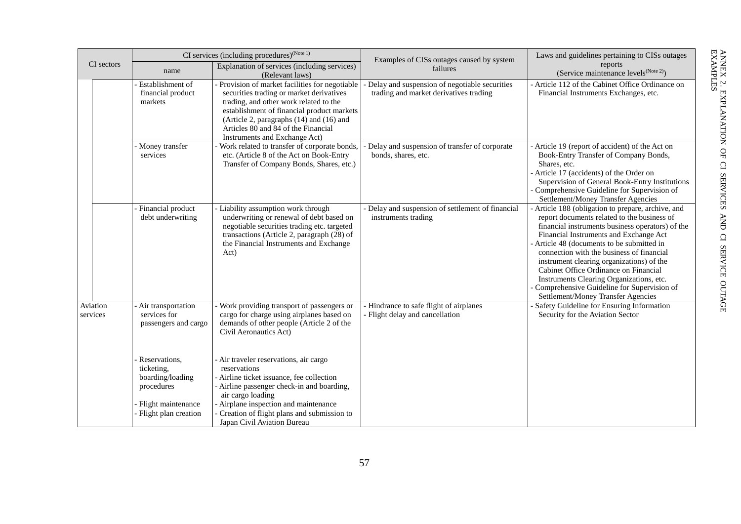| CI sectors | | CI services (including procedures)(Note 1) | | Examples of CISs outages caused by system failures | Laws and guidelines pertaining to CISs outages reports (Service maintenance levels(Note 2)) |
|---|---|---|---|---|---|
| | | name | Explanation of services (including services) (Relevant laws) | | |
| | | - Establishment of financial product markets | - Provision of market facilities for negotiable securities trading or market derivatives trading, and other work related to the establishment of financial product markets (Article 2, paragraphs (14) and (16) and Articles 80 and 84 of the Financial Instruments and Exchange Act) | - Delay and suspension of negotiable securities trading and market derivatives trading | - Article 112 of the Cabinet Office Ordinance on Financial Instruments Exchanges, etc. |
| | | - Money transfer services | - Work related to transfer of corporate bonds, etc. (Article 8 of the Act on Book-Entry Transfer of Company Bonds, Shares, etc.) | - Delay and suspension of transfer of corporate bonds, shares, etc. | - Article 19 (report of accident) of the Act on Book-Entry Transfer of Company Bonds, Shares, etc.<br>- Article 17 (accidents) of the Order on Supervision of General Book-Entry Institutions<br>- Comprehensive Guideline for Supervision of Settlement/Money Transfer Agencies |
| | | - Financial product debt underwriting | - Liability assumption work through underwriting or renewal of debt based on negotiable securities trading etc. targeted transactions (Article 2, paragraph (28) of the Financial Instruments and Exchange Act) | - Delay and suspension of settlement of financial instruments trading | - Article 188 (obligation to prepare, archive, and report documents related to the business of financial instruments business operators) of the Financial Instruments and Exchange Act<br>- Article 48 (documents to be submitted in connection with the business of financial instrument clearing organizations) of the Cabinet Office Ordinance on Financial Instruments Clearing Organizations, etc.<br>- Comprehensive Guideline for Supervision of Settlement/Money Transfer Agencies |
| Aviation services | | - Air transportation services for passengers and cargo<br><br>- Reservations, ticketing, boarding/loading procedures<br><br>- Flight maintenance<br>- Flight plan creation | - Work providing transport of passengers or cargo for charge using airplanes based on demands of other people (Article 2 of the Civil Aeronautics Act)<br><br>- Air traveler reservations, air cargo reservations<br>- Airline ticket issuance, fee collection<br>- Airline passenger check-in and boarding, air cargo loading<br>- Airplane inspection and maintenance<br>- Creation of flight plans and submission to Japan Civil Aviation Bureau | - Hindrance to safe flight of airplanes<br>- Flight delay and cancellation | - Safety Guideline for Ensuring Information Security for the Aviation Sector |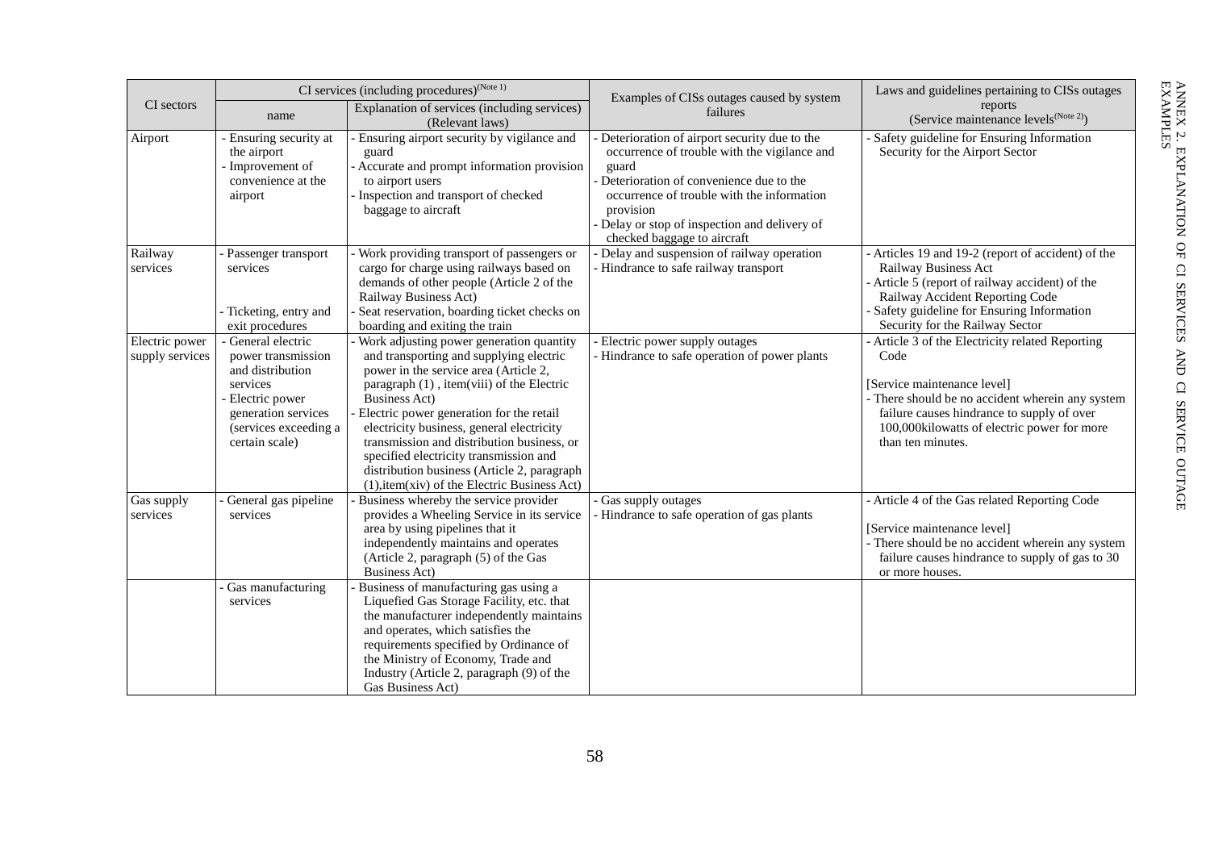| CI sectors | CI services (including procedures)(Note 1) | | Examples of CISs outages caused by system failures | Laws and guidelines pertaining to CISs outages reports (Service maintenance levels(Note 2)) |
|---|---|---|---|---|
| | name | Explanation of services (including services) (Relevant laws) | | |
| Airport | - Ensuring security at the airport<br>- Improvement of convenience at the airport | - Ensuring airport security by vigilance and guard<br>- Accurate and prompt information provision to airport users<br>- Inspection and transport of checked baggage to aircraft | - Deterioration of airport security due to the occurrence of trouble with the vigilance and guard<br>- Deterioration of convenience due to the occurrence of trouble with the information provision<br>- Delay or stop of inspection and delivery of checked baggage to aircraft | - Safety guideline for Ensuring Information Security for the Airport Sector |
| Railway services | - Passenger transport services<br><br>- Ticketing, entry and exit procedures | - Work providing transport of passengers or cargo for charge using railways based on demands of other people (Article 2 of the Railway Business Act)<br>- Seat reservation, boarding ticket checks on boarding and exiting the train | - Delay and suspension of railway operation<br>- Hindrance to safe railway transport | - Articles 19 and 19-2 (report of accident) of the Railway Business Act<br>- Article 5 (report of railway accident) of the Railway Accident Reporting Code<br>- Safety guideline for Ensuring Information Security for the Railway Sector |
| Electric power supply services | - General electric power transmission and distribution services<br>- Electric power generation services (services exceeding a certain scale) | - Work adjusting power generation quantity and transporting and supplying electric power in the service area (Article 2, paragraph (1) , item(viii) of the Electric Business Act)<br>- Electric power generation for the retail electricity business, general electricity transmission and distribution business, or specified electricity transmission and distribution business (Article 2, paragraph (1),item(xiv) of the Electric Business Act) | - Electric power supply outages<br>- Hindrance to safe operation of power plants | - Article 3 of the Electricity related Reporting Code<br><br>[Service maintenance level]<br>- There should be no accident wherein any system failure causes hindrance to supply of over 100,000kilowatts of electric power for more than ten minutes. |
| Gas supply services | - General gas pipeline services | - Business whereby the service provider provides a Wheeling Service in its service area by using pipelines that it independently maintains and operates (Article 2, paragraph (5) of the Gas Business Act) | - Gas supply outages<br>- Hindrance to safe operation of gas plants | - Article 4 of the Gas related Reporting Code<br><br>[Service maintenance level]<br>- There should be no accident wherein any system failure causes hindrance to supply of gas to 30 or more houses. |
| | - Gas manufacturing services | - Business of manufacturing gas using a Liquefied Gas Storage Facility, etc. that the manufacturer independently maintains and operates, which satisfies the requirements specified by Ordinance of the Ministry of Economy, Trade and Industry (Article 2, paragraph (9) of the Gas Business Act) | | |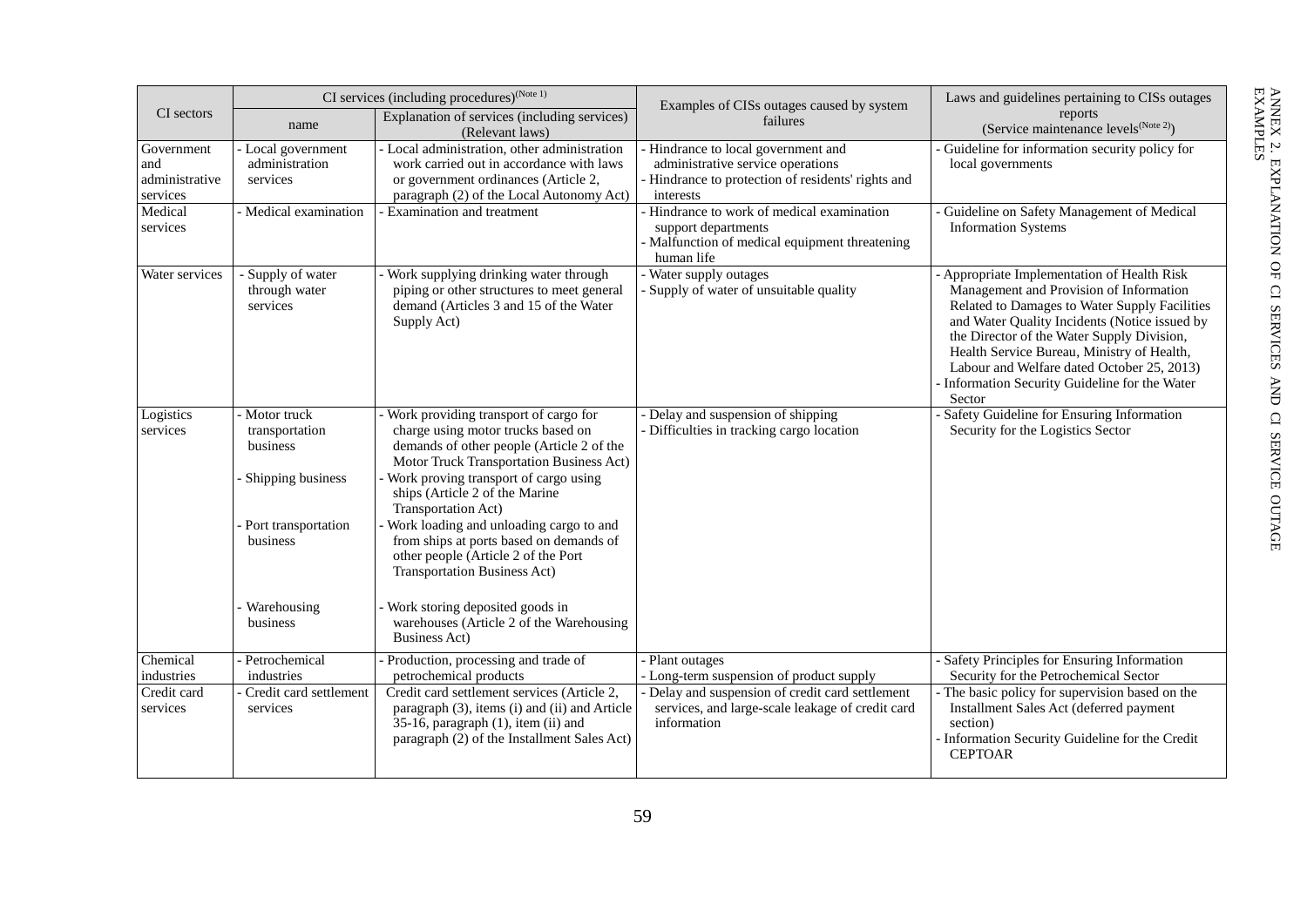# ANNEX 2. EXPLANATION OF CI SERVICES AND CI SERVICE OUTAGE EXAMPLES

| CI sectors | CI services (including procedures)(Note 1) | | Examples of CISs outages caused by system failures | Laws and guidelines pertaining to CISs outages reports (Service maintenance levels(Note 2)) |
|---|---|---|---|---|
| | name | Explanation of services (including services) (Relevant laws) | | |
| Government and administrative services | - Local government administration services | - Local administration, other administration work carried out in accordance with laws or government ordinances (Article 2, paragraph (2) of the Local Autonomy Act) | - Hindrance to local government and administrative service operations<br>- Hindrance to protection of residents' rights and interests | - Guideline for information security policy for local governments |
| Medical services | - Medical examination | - Examination and treatment | - Hindrance to work of medical examination support departments<br>- Malfunction of medical equipment threatening human life | - Guideline on Safety Management of Medical Information Systems |
| Water services | - Supply of water through water services | - Work supplying drinking water through piping or other structures to meet general demand (Articles 3 and 15 of the Water Supply Act) | - Water supply outages<br>- Supply of water of unsuitable quality | - Appropriate Implementation of Health Risk Management and Provision of Information Related to Damages to Water Supply Facilities and Water Quality Incidents (Notice issued by the Director of the Water Supply Division, Health Service Bureau, Ministry of Health, Labour and Welfare dated October 25, 2013)<br>- Information Security Guideline for the Water Sector |
| Logistics services | - Motor truck transportation business<br>- Shipping business<br>- Port transportation business<br>- Warehousing business | - Work providing transport of cargo for charge using motor trucks based on demands of other people (Article 2 of the Motor Truck Transportation Business Act)<br>- Work proving transport of cargo using ships (Article 2 of the Marine Transportation Act)<br>- Work loading and unloading cargo to and from ships at ports based on demands of other people (Article 2 of the Port Transportation Business Act)<br>- Work storing deposited goods in warehouses (Article 2 of the Warehousing Business Act) | - Delay and suspension of shipping<br>- Difficulties in tracking cargo location | - Safety Guideline for Ensuring Information Security for the Logistics Sector |
| Chemical industries | - Petrochemical industries | - Production, processing and trade of petrochemical products | - Plant outages<br>- Long-term suspension of product supply | - Safety Principles for Ensuring Information Security for the Petrochemical Sector |
| Credit card services | - Credit card settlement services | Credit card settlement services (Article 2, paragraph (3), items (i) and (ii) and Article 35-16, paragraph (1), item (ii) and paragraph (2) of the Installment Sales Act) | - Delay and suspension of credit card settlement services, and large-scale leakage of credit card information | - The basic policy for supervision based on the Installment Sales Act (deferred payment section)<br>- Information Security Guideline for the Credit CEPTOAR |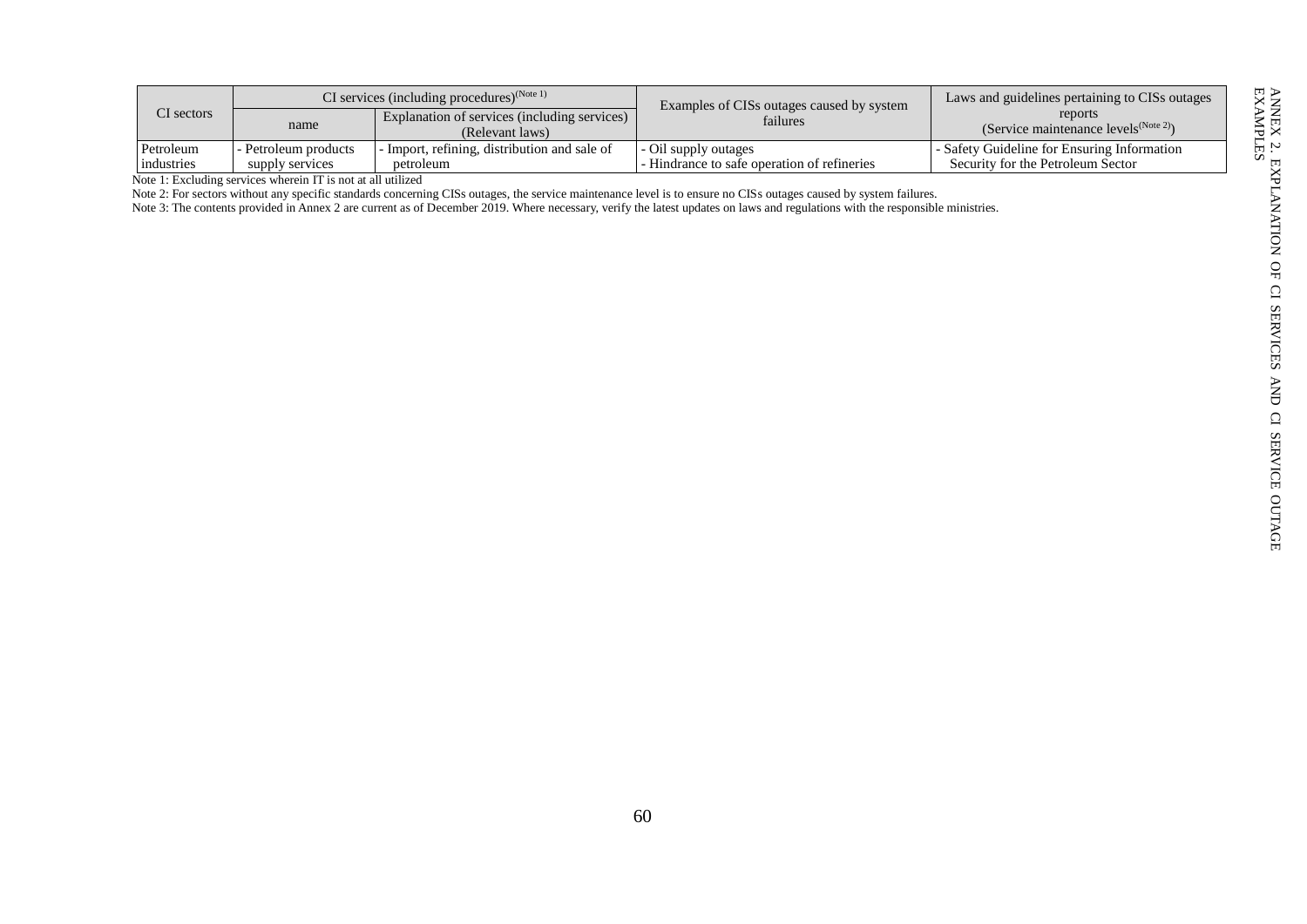| CI sectors | CI services (including procedures)[Note 1] | | Examples of CISs outages caused by system failures | Laws and guidelines pertaining to CISs outages reports (Service maintenance levels[Note 2]) |
|---|---|---|---|---|
| | name | Explanation of services (including services) (Relevant laws) | | |
| Petroleum industries | - Petroleum products supply services | - Import, refining, distribution and sale of petroleum | - Oil supply outages<br>- Hindrance to safe operation of refineries | - Safety Guideline for Ensuring Information Security for the Petroleum Sector |

Note 1: Excluding services wherein IT is not at all utilized

Note 2: For sectors without any specific standards concerning CISs outages, the service maintenance level is to ensure no CISs outages caused by system failures.

Note 3: The contents provided in Annex 2 are current as of December 2019. Where necessary, verify the latest updates on laws and regulations with the responsible ministries.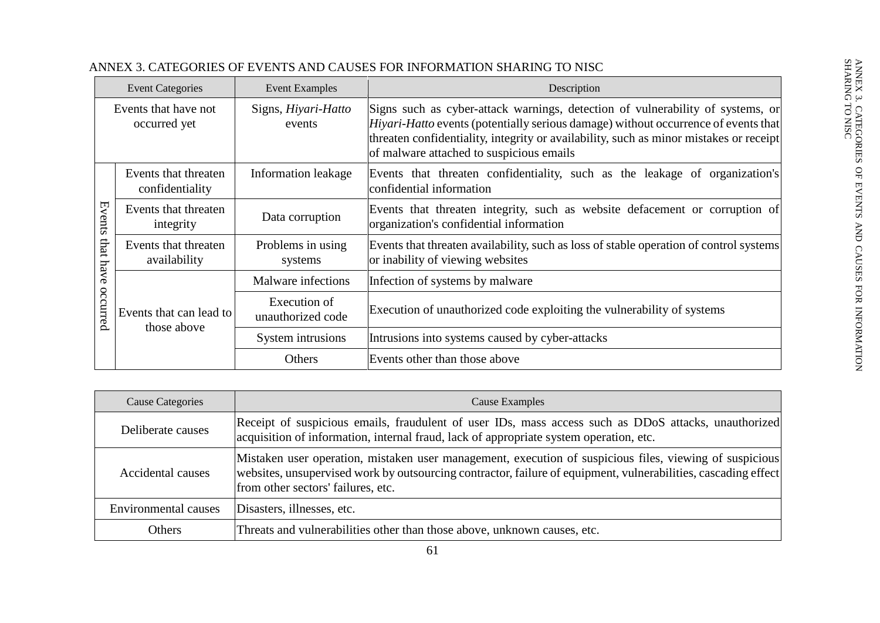# ANNEX 3. CATEGORIES OF EVENTS AND CAUSES FOR INFORMATION SHARING TO NISC

| Event Categories | | Event Examples | Description |
|---|---|---|---|
| Events that have not occurred yet | | Signs, *Hiyari-Hatto* events | Signs such as cyber-attack warnings, detection of vulnerability of systems, or *Hiyari-Hatto* events (potentially serious damage) without occurrence of events that threaten confidentiality, integrity or availability, such as minor mistakes or receipt of malware attached to suspicious emails |
| Events that have occurred | Events that threaten confidentiality | Information leakage | Events that threaten confidentiality, such as the leakage of organization's confidential information |
| | Events that threaten integrity | Data corruption | Events that threaten integrity, such as website defacement or corruption of organization's confidential information |
| | Events that threaten availability | Problems in using systems | Events that threaten availability, such as loss of stable operation of control systems or inability of viewing websites |
| | Events that can lead to those above | Malware infections | Infection of systems by malware |
| | | Execution of unauthorized code | Execution of unauthorized code exploiting the vulnerability of systems |
| | | System intrusions | Intrusions into systems caused by cyber-attacks |
| | | Others | Events other than those above |

| Cause Categories | Cause Examples |
|---|---|
| Deliberate causes | Receipt of suspicious emails, fraudulent of user IDs, mass access such as DDoS attacks, unauthorized acquisition of information, internal fraud, lack of appropriate system operation, etc. |
| Accidental causes | Mistaken user operation, mistaken user management, execution of suspicious files, viewing of suspicious websites, unsupervised work by outsourcing contractor, failure of equipment, vulnerabilities, cascading effect from other sectors' failures, etc. |
| Environmental causes | Disasters, illnesses, etc. |
| Others | Threats and vulnerabilities other than those above, unknown causes, etc. |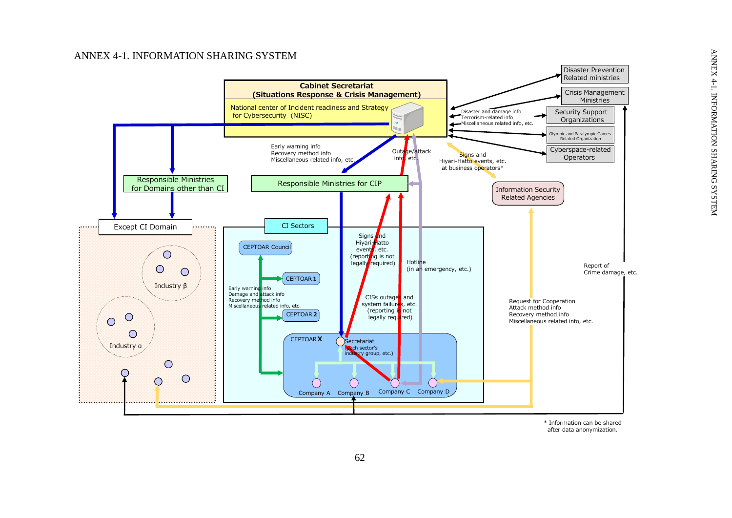ANNEX 4-1. INFORMATION SHARING SYSTEM

**Cabinet Secretariat**
**(Situations Response & Crisis Management)**

National center of Incident readiness and Strategy for Cybersecurity (NISC)

Disaster Prevention Related ministries

Crisis Management Ministries

Security Support Organizations

Olympic and Paralympic Games Related Organization

Cyberspace-related Operators

Disaster and damage info
Terrorism-related info
Miscellaneous related info, etc.

Early warning info
Recovery method info
Miscellaneous related info, etc.

Outage/attack info, etc.

Signs and Hiyari-Hatto events, etc. at business operators*

Information Security Related Agencies

Responsible Ministries for Domains other than CI

Responsible Ministries for CIP

Except CI Domain

Industry β

Industry α

CI Sectors

CEPTOAR Council

CEPTOAR 1

CEPTOAR 2

CEPTOAR X

Early warning info
Damage and attack info
Recovery method info
Miscellaneous related info, etc.

Signs and Hiyari-Hatto events, etc. (reporting is not legally required)

Hotline (in an emergency, etc.)

CISs outages and system failures, etc. (reporting is not legally required)

Secretariat (each sector's industry group, etc.)

Company A, Company B, Company C, Company D

Request for Cooperation
Attack method info
Recovery method info
Miscellaneous related info, etc.

Report of Crime damage, etc.

\* Information can be shared after data anonymization.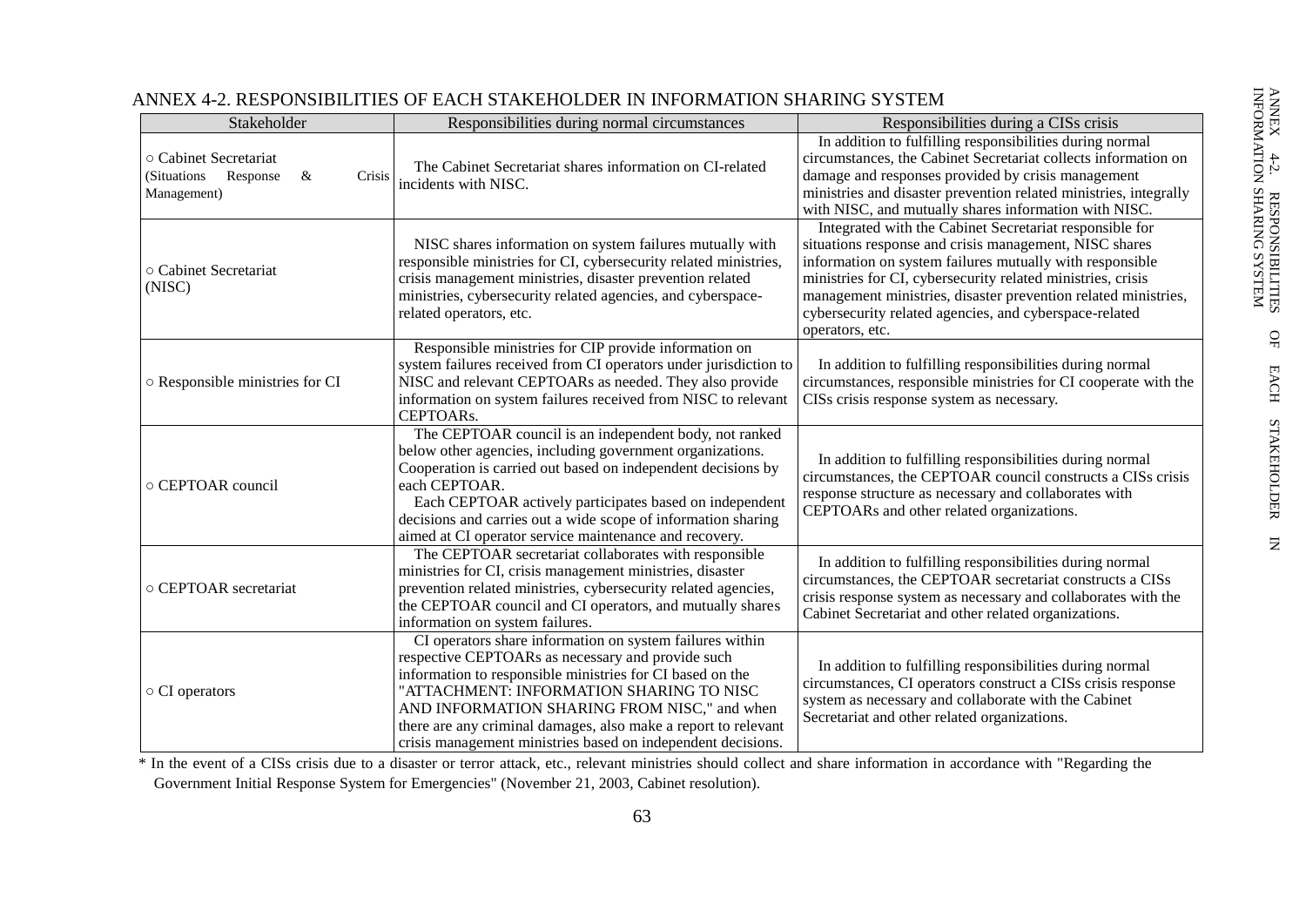## ANNEX 4-2. RESPONSIBILITIES OF EACH STAKEHOLDER IN INFORMATION SHARING SYSTEM

| Stakeholder | Responsibilities during normal circumstances | Responsibilities during a CISs crisis |
|---|---|---|
| ○ Cabinet Secretariat (Situations Response & Crisis Management) | The Cabinet Secretariat shares information on CI-related incidents with NISC. | In addition to fulfilling responsibilities during normal circumstances, the Cabinet Secretariat collects information on damage and responses provided by crisis management ministries and disaster prevention related ministries, integrally with NISC, and mutually shares information with NISC. |
| ○ Cabinet Secretariat (NISC) | NISC shares information on system failures mutually with responsible ministries for CI, cybersecurity related ministries, crisis management ministries, disaster prevention related ministries, cybersecurity related agencies, and cyberspace-related operators, etc. | Integrated with the Cabinet Secretariat responsible for situations response and crisis management, NISC shares information on system failures mutually with responsible ministries for CI, cybersecurity related ministries, crisis management ministries, disaster prevention related ministries, cybersecurity related agencies, and cyberspace-related operators, etc. |
| ○ Responsible ministries for CI | Responsible ministries for CIP provide information on system failures received from CI operators under jurisdiction to NISC and relevant CEPTOARs as needed. They also provide information on system failures received from NISC to relevant CEPTOARs. | In addition to fulfilling responsibilities during normal circumstances, responsible ministries for CI cooperate with the CISs crisis response system as necessary. |
| ○ CEPTOAR council | The CEPTOAR council is an independent body, not ranked below other agencies, including government organizations. Cooperation is carried out based on independent decisions by each CEPTOAR.<br>Each CEPTOAR actively participates based on independent decisions and carries out a wide scope of information sharing aimed at CI operator service maintenance and recovery. | In addition to fulfilling responsibilities during normal circumstances, the CEPTOAR council constructs a CISs crisis response structure as necessary and collaborates with CEPTOARs and other related organizations. |
| ○ CEPTOAR secretariat | The CEPTOAR secretariat collaborates with responsible ministries for CI, crisis management ministries, disaster prevention related ministries, cybersecurity related agencies, the CEPTOAR council and CI operators, and mutually shares information on system failures. | In addition to fulfilling responsibilities during normal circumstances, the CEPTOAR secretariat constructs a CISs crisis response system as necessary and collaborates with the Cabinet Secretariat and other related organizations. |
| ○ CI operators | CI operators share information on system failures within respective CEPTOARs as necessary and provide such information to responsible ministries for CI based on the "ATTACHMENT: INFORMATION SHARING TO NISC AND INFORMATION SHARING FROM NISC," and when there are any criminal damages, also make a report to relevant crisis management ministries based on independent decisions. | In addition to fulfilling responsibilities during normal circumstances, CI operators construct a CISs crisis response system as necessary and collaborate with the Cabinet Secretariat and other related organizations. |

* In the event of a CISs crisis due to a disaster or terror attack, etc., relevant ministries should collect and share information in accordance with "Regarding the Government Initial Response System for Emergencies" (November 21, 2003, Cabinet resolution).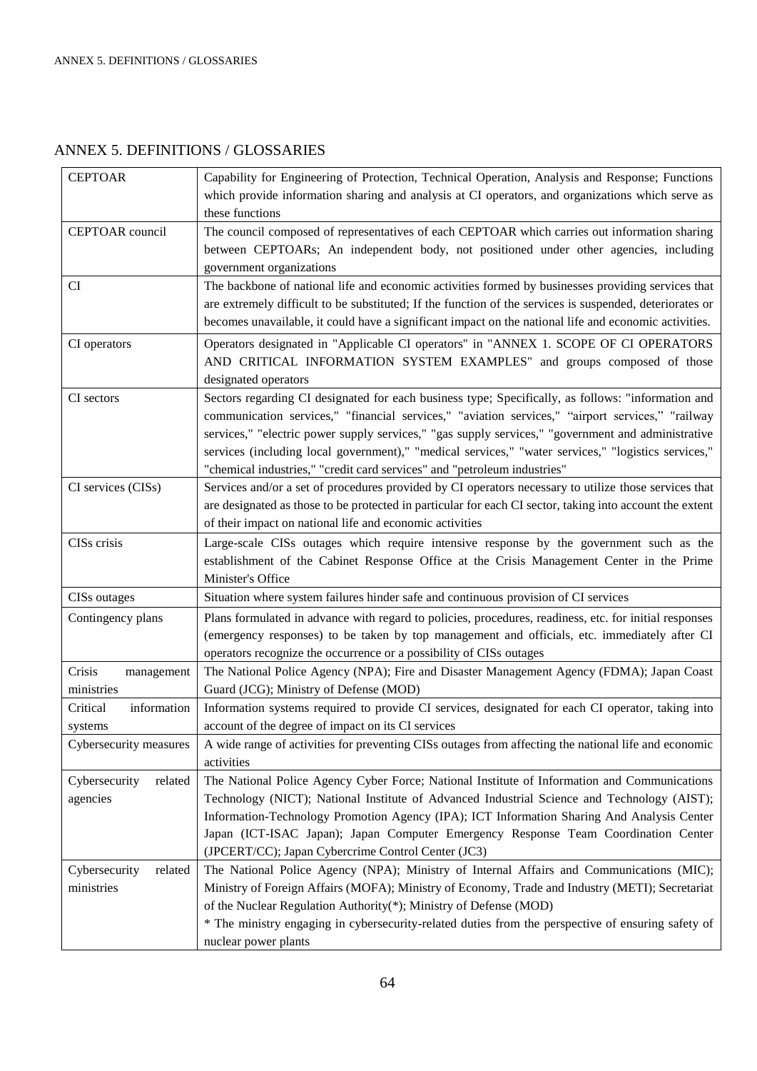# ANNEX 5. DEFINITIONS / GLOSSARIES

| | |
|---|---|
| CEPTOAR | Capability for Engineering of Protection, Technical Operation, Analysis and Response; Functions which provide information sharing and analysis at CI operators, and organizations which serve as these functions |
| CEPTOAR council | The council composed of representatives of each CEPTOAR which carries out information sharing between CEPTOARs; An independent body, not positioned under other agencies, including government organizations |
| CI | The backbone of national life and economic activities formed by businesses providing services that are extremely difficult to be substituted; If the function of the services is suspended, deteriorates or becomes unavailable, it could have a significant impact on the national life and economic activities. |
| CI operators | Operators designated in "Applicable CI operators" in "ANNEX 1. SCOPE OF CI OPERATORS AND CRITICAL INFORMATION SYSTEM EXAMPLES" and groups composed of those designated operators |
| CI sectors | Sectors regarding CI designated for each business type; Specifically, as follows: "information and communication services," "financial services," "aviation services," "airport services," "railway services," "electric power supply services," "gas supply services," "government and administrative services (including local government)," "medical services," "water services," "logistics services," "chemical industries," "credit card services" and "petroleum industries" |
| CI services (CISs) | Services and/or a set of procedures provided by CI operators necessary to utilize those services that are designated as those to be protected in particular for each CI sector, taking into account the extent of their impact on national life and economic activities |
| CISs crisis | Large-scale CISs outages which require intensive response by the government such as the establishment of the Cabinet Response Office at the Crisis Management Center in the Prime Minister's Office |
| CISs outages | Situation where system failures hinder safe and continuous provision of CI services |
| Contingency plans | Plans formulated in advance with regard to policies, procedures, readiness, etc. for initial responses (emergency responses) to be taken by top management and officials, etc. immediately after CI operators recognize the occurrence or a possibility of CISs outages |
| Crisis management ministries | The National Police Agency (NPA); Fire and Disaster Management Agency (FDMA); Japan Coast Guard (JCG); Ministry of Defense (MOD) |
| Critical information systems | Information systems required to provide CI services, designated for each CI operator, taking into account of the degree of impact on its CI services |
| Cybersecurity measures | A wide range of activities for preventing CISs outages from affecting the national life and economic activities |
| Cybersecurity related agencies | The National Police Agency Cyber Force; National Institute of Information and Communications Technology (NICT); National Institute of Advanced Industrial Science and Technology (AIST); Information-Technology Promotion Agency (IPA); ICT Information Sharing And Analysis Center Japan (ICT-ISAC Japan); Japan Computer Emergency Response Team Coordination Center (JPCERT/CC); Japan Cybercrime Control Center (JC3) |
| Cybersecurity related ministries | The National Police Agency (NPA); Ministry of Internal Affairs and Communications (MIC); Ministry of Foreign Affairs (MOFA); Ministry of Economy, Trade and Industry (METI); Secretariat of the Nuclear Regulation Authority(*); Ministry of Defense (MOD)<br>* The ministry engaging in cybersecurity-related duties from the perspective of ensuring safety of nuclear power plants |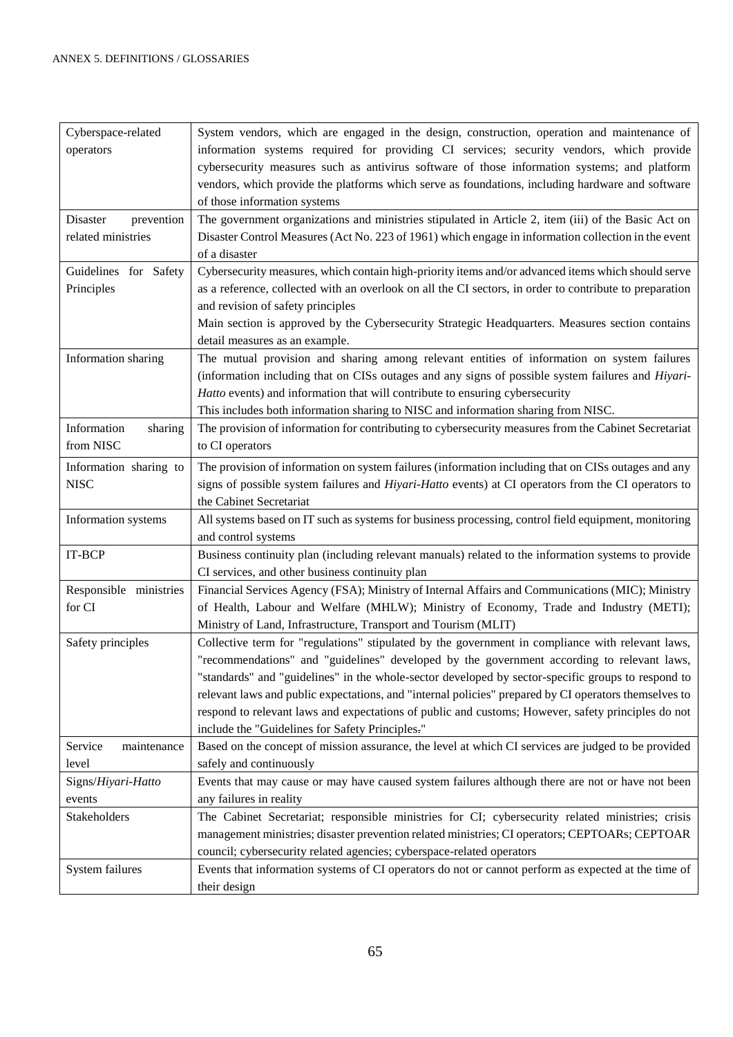| | |
|---|---|
| Cyberspace-related operators | System vendors, which are engaged in the design, construction, operation and maintenance of information systems required for providing CI services; security vendors, which provide cybersecurity measures such as antivirus software of those information systems; and platform vendors, which provide the platforms which serve as foundations, including hardware and software of those information systems |
| Disaster prevention related ministries | The government organizations and ministries stipulated in Article 2, item (iii) of the Basic Act on Disaster Control Measures (Act No. 223 of 1961) which engage in information collection in the event of a disaster |
| Guidelines for Safety Principles | Cybersecurity measures, which contain high-priority items and/or advanced items which should serve as a reference, collected with an overlook on all the CI sectors, in order to contribute to preparation and revision of safety principles<br>Main section is approved by the Cybersecurity Strategic Headquarters. Measures section contains detail measures as an example. |
| Information sharing | The mutual provision and sharing among relevant entities of information on system failures (information including that on CISs outages and any signs of possible system failures and *Hiyari-Hatto* events) and information that will contribute to ensuring cybersecurity<br>This includes both information sharing to NISC and information sharing from NISC. |
| Information sharing from NISC | The provision of information for contributing to cybersecurity measures from the Cabinet Secretariat to CI operators |
| Information sharing to NISC | The provision of information on system failures (information including that on CISs outages and any signs of possible system failures and *Hiyari-Hatto* events) at CI operators from the CI operators to the Cabinet Secretariat |
| Information systems | All systems based on IT such as systems for business processing, control field equipment, monitoring and control systems |
| IT-BCP | Business continuity plan (including relevant manuals) related to the information systems to provide CI services, and other business continuity plan |
| Responsible ministries for CI | Financial Services Agency (FSA); Ministry of Internal Affairs and Communications (MIC); Ministry of Health, Labour and Welfare (MHLW); Ministry of Economy, Trade and Industry (METI); Ministry of Land, Infrastructure, Transport and Tourism (MLIT) |
| Safety principles | Collective term for "regulations" stipulated by the government in compliance with relevant laws, "recommendations" and "guidelines" developed by the government according to relevant laws, "standards" and "guidelines" in the whole-sector developed by sector-specific groups to respond to relevant laws and public expectations, and "internal policies" prepared by CI operators themselves to respond to relevant laws and expectations of public and customs; However, safety principles do not include the "Guidelines for Safety Principles." |
| Service maintenance level | Based on the concept of mission assurance, the level at which CI services are judged to be provided safely and continuously |
| Signs/*Hiyari-Hatto* events | Events that may cause or may have caused system failures although there are not or have not been any failures in reality |
| Stakeholders | The Cabinet Secretariat; responsible ministries for CI; cybersecurity related ministries; crisis management ministries; disaster prevention related ministries; CI operators; CEPTOARs; CEPTOAR council; cybersecurity related agencies; cyberspace-related operators |
| System failures | Events that information systems of CI operators do not or cannot perform as expected at the time of their design |